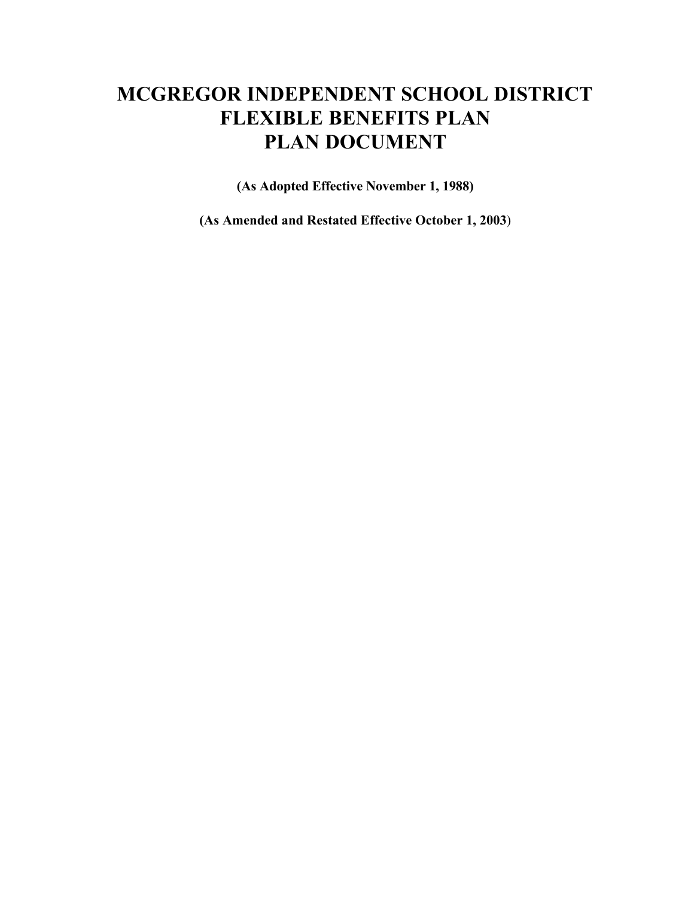# MCGREGOR INDEPENDENT SCHOOL DISTRICT
# FLEXIBLE BENEFITS PLAN
# PLAN DOCUMENT

**(As Adopted Effective November 1, 1988)**

**(As Amended and Restated Effective October 1, 2003)**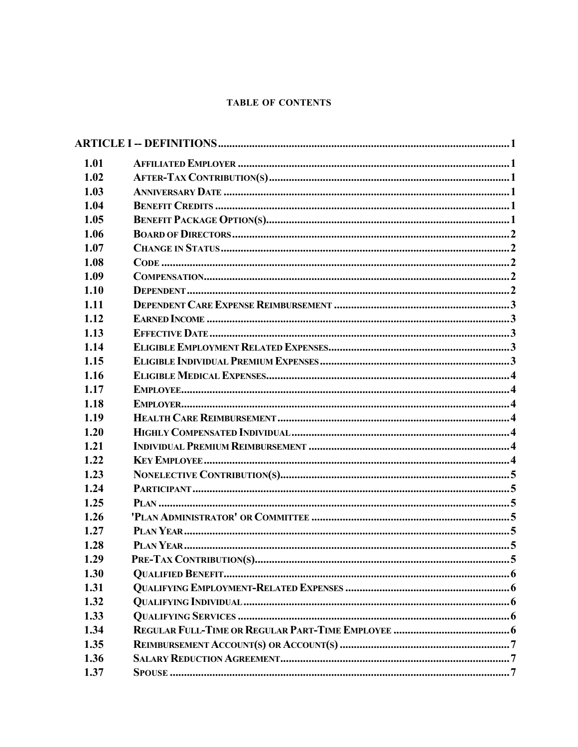# TABLE OF CONTENTS

| | | |
|---|---|---|
| **ARTICLE I -- DEFINITIONS** | | 1 |
| 1.01 | AFFILIATED EMPLOYER | 1 |
| 1.02 | AFTER-TAX CONTRIBUTION(S) | 1 |
| 1.03 | ANNIVERSARY DATE | 1 |
| 1.04 | BENEFIT CREDITS | 1 |
| 1.05 | BENEFIT PACKAGE OPTION(S) | 1 |
| 1.06 | BOARD OF DIRECTORS | 2 |
| 1.07 | CHANGE IN STATUS | 2 |
| 1.08 | CODE | 2 |
| 1.09 | COMPENSATION | 2 |
| 1.10 | DEPENDENT | 2 |
| 1.11 | DEPENDENT CARE EXPENSE REIMBURSEMENT | 3 |
| 1.12 | EARNED INCOME | 3 |
| 1.13 | EFFECTIVE DATE | 3 |
| 1.14 | ELIGIBLE EMPLOYMENT RELATED EXPENSES | 3 |
| 1.15 | ELIGIBLE INDIVIDUAL PREMIUM EXPENSES | 3 |
| 1.16 | ELIGIBLE MEDICAL EXPENSES | 4 |
| 1.17 | EMPLOYEE | 4 |
| 1.18 | EMPLOYER | 4 |
| 1.19 | HEALTH CARE REIMBURSEMENT | 4 |
| 1.20 | HIGHLY COMPENSATED INDIVIDUAL | 4 |
| 1.21 | INDIVIDUAL PREMIUM REIMBURSEMENT | 4 |
| 1.22 | KEY EMPLOYEE | 4 |
| 1.23 | NONELECTIVE CONTRIBUTION(S) | 5 |
| 1.24 | PARTICIPANT | 5 |
| 1.25 | PLAN | 5 |
| 1.26 | 'PLAN ADMINISTRATOR' OR COMMITTEE | 5 |
| 1.27 | PLAN YEAR | 5 |
| 1.28 | PLAN YEAR | 5 |
| 1.29 | PRE-TAX CONTRIBUTION(S) | 5 |
| 1.30 | QUALIFIED BENEFIT | 6 |
| 1.31 | QUALIFYING EMPLOYMENT-RELATED EXPENSES | 6 |
| 1.32 | QUALIFYING INDIVIDUAL | 6 |
| 1.33 | QUALIFYING SERVICES | 6 |
| 1.34 | REGULAR FULL-TIME OR REGULAR PART-TIME EMPLOYEE | 6 |
| 1.35 | REIMBURSEMENT ACCOUNT(S) OR ACCOUNT(S) | 7 |
| 1.36 | SALARY REDUCTION AGREEMENT | 7 |
| 1.37 | SPOUSE | 7 |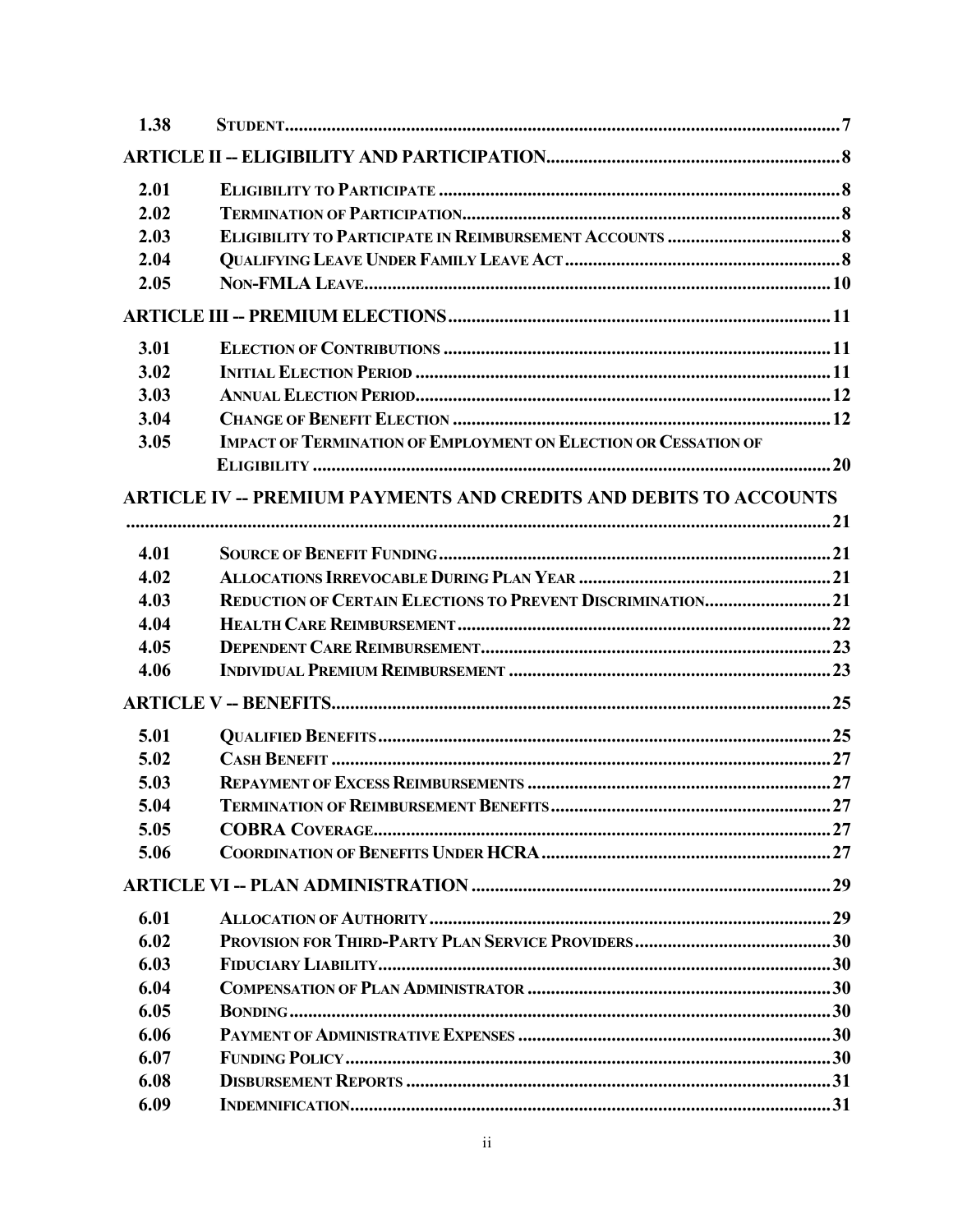| | | |
|---|---|---|
| 1.38 | STUDENT | 7 |
| **ARTICLE II -- ELIGIBILITY AND PARTICIPATION** | | 8 |
| 2.01 | ELIGIBILITY TO PARTICIPATE | 8 |
| 2.02 | TERMINATION OF PARTICIPATION | 8 |
| 2.03 | ELIGIBILITY TO PARTICIPATE IN REIMBURSEMENT ACCOUNTS | 8 |
| 2.04 | QUALIFYING LEAVE UNDER FAMILY LEAVE ACT | 8 |
| 2.05 | NON-FMLA LEAVE | 10 |
| **ARTICLE III -- PREMIUM ELECTIONS** | | 11 |
| 3.01 | ELECTION OF CONTRIBUTIONS | 11 |
| 3.02 | INITIAL ELECTION PERIOD | 11 |
| 3.03 | ANNUAL ELECTION PERIOD | 12 |
| 3.04 | CHANGE OF BENEFIT ELECTION | 12 |
| 3.05 | IMPACT OF TERMINATION OF EMPLOYMENT ON ELECTION OR CESSATION OF ELIGIBILITY | 20 |
| **ARTICLE IV -- PREMIUM PAYMENTS AND CREDITS AND DEBITS TO ACCOUNTS** | | 21 |
| 4.01 | SOURCE OF BENEFIT FUNDING | 21 |
| 4.02 | ALLOCATIONS IRREVOCABLE DURING PLAN YEAR | 21 |
| 4.03 | REDUCTION OF CERTAIN ELECTIONS TO PREVENT DISCRIMINATION | 21 |
| 4.04 | HEALTH CARE REIMBURSEMENT | 22 |
| 4.05 | DEPENDENT CARE REIMBURSEMENT | 23 |
| 4.06 | INDIVIDUAL PREMIUM REIMBURSEMENT | 23 |
| **ARTICLE V -- BENEFITS** | | 25 |
| 5.01 | QUALIFIED BENEFITS | 25 |
| 5.02 | CASH BENEFIT | 27 |
| 5.03 | REPAYMENT OF EXCESS REIMBURSEMENTS | 27 |
| 5.04 | TERMINATION OF REIMBURSEMENT BENEFITS | 27 |
| 5.05 | COBRA COVERAGE | 27 |
| 5.06 | COORDINATION OF BENEFITS UNDER HCRA | 27 |
| **ARTICLE VI -- PLAN ADMINISTRATION** | | 29 |
| 6.01 | ALLOCATION OF AUTHORITY | 29 |
| 6.02 | PROVISION FOR THIRD-PARTY PLAN SERVICE PROVIDERS | 30 |
| 6.03 | FIDUCIARY LIABILITY | 30 |
| 6.04 | COMPENSATION OF PLAN ADMINISTRATOR | 30 |
| 6.05 | BONDING | 30 |
| 6.06 | PAYMENT OF ADMINISTRATIVE EXPENSES | 30 |
| 6.07 | FUNDING POLICY | 30 |
| 6.08 | DISBURSEMENT REPORTS | 31 |
| 6.09 | INDEMNIFICATION | 31 |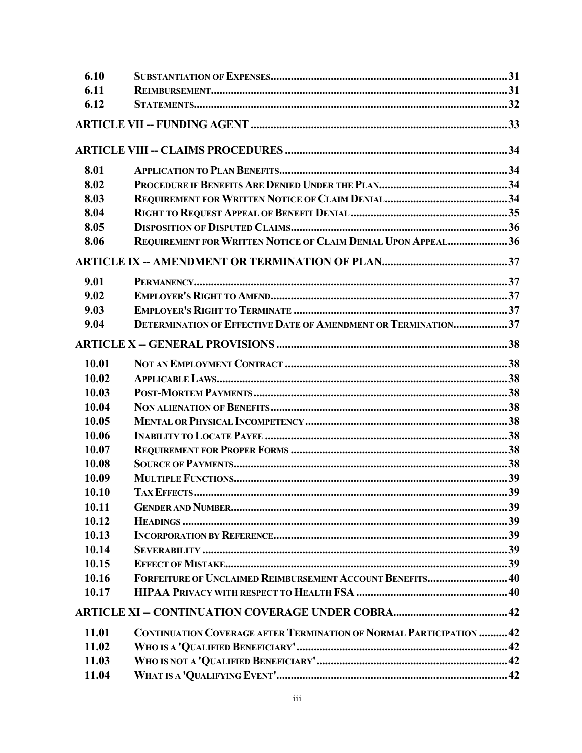| | | |
|---|---|---|
| 6.10 | SUBSTANTIATION OF EXPENSES | 31 |
| 6.11 | REIMBURSEMENT | 31 |
| 6.12 | STATEMENTS | 32 |
| **ARTICLE VII -- FUNDING AGENT** | | **33** |
| **ARTICLE VIII -- CLAIMS PROCEDURES** | | **34** |
| 8.01 | APPLICATION TO PLAN BENEFITS | 34 |
| 8.02 | PROCEDURE IF BENEFITS ARE DENIED UNDER THE PLAN | 34 |
| 8.03 | REQUIREMENT FOR WRITTEN NOTICE OF CLAIM DENIAL | 34 |
| 8.04 | RIGHT TO REQUEST APPEAL OF BENEFIT DENIAL | 35 |
| 8.05 | DISPOSITION OF DISPUTED CLAIMS | 36 |
| 8.06 | REQUIREMENT FOR WRITTEN NOTICE OF CLAIM DENIAL UPON APPEAL | 36 |
| **ARTICLE IX -- AMENDMENT OR TERMINATION OF PLAN** | | **37** |
| 9.01 | PERMANENCY | 37 |
| 9.02 | EMPLOYER'S RIGHT TO AMEND | 37 |
| 9.03 | EMPLOYER'S RIGHT TO TERMINATE | 37 |
| 9.04 | DETERMINATION OF EFFECTIVE DATE OF AMENDMENT OR TERMINATION | 37 |
| **ARTICLE X -- GENERAL PROVISIONS** | | **38** |
| 10.01 | NOT AN EMPLOYMENT CONTRACT | 38 |
| 10.02 | APPLICABLE LAWS | 38 |
| 10.03 | POST-MORTEM PAYMENTS | 38 |
| 10.04 | NON ALIENATION OF BENEFITS | 38 |
| 10.05 | MENTAL OR PHYSICAL INCOMPETENCY | 38 |
| 10.06 | INABILITY TO LOCATE PAYEE | 38 |
| 10.07 | REQUIREMENT FOR PROPER FORMS | 38 |
| 10.08 | SOURCE OF PAYMENTS | 38 |
| 10.09 | MULTIPLE FUNCTIONS | 39 |
| 10.10 | TAX EFFECTS | 39 |
| 10.11 | GENDER AND NUMBER | 39 |
| 10.12 | HEADINGS | 39 |
| 10.13 | INCORPORATION BY REFERENCE | 39 |
| 10.14 | SEVERABILITY | 39 |
| 10.15 | EFFECT OF MISTAKE | 39 |
| 10.16 | FORFEITURE OF UNCLAIMED REIMBURSEMENT ACCOUNT BENEFITS | 40 |
| 10.17 | HIPAA PRIVACY WITH RESPECT TO HEALTH FSA | 40 |
| **ARTICLE XI -- CONTINUATION COVERAGE UNDER COBRA** | | **42** |
| 11.01 | CONTINUATION COVERAGE AFTER TERMINATION OF NORMAL PARTICIPATION | 42 |
| 11.02 | WHO IS A 'QUALIFIED BENEFICIARY' | 42 |
| 11.03 | WHO IS NOT A 'QUALIFIED BENEFICIARY' | 42 |
| 11.04 | WHAT IS A 'QUALIFYING EVENT' | 42 |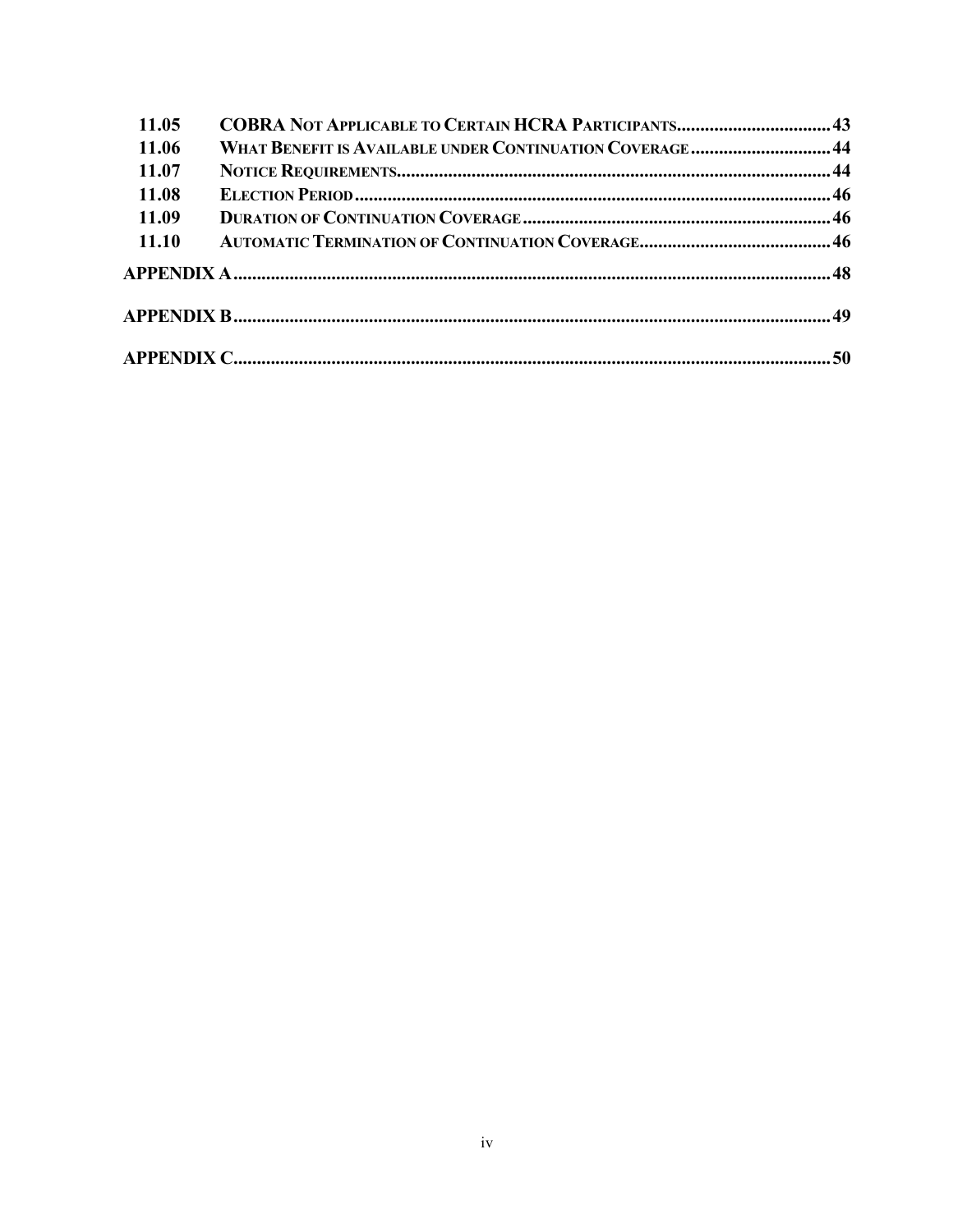| | | |
|---|---|---|
| 11.05 | COBRA NOT APPLICABLE TO CERTAIN HCRA PARTICIPANTS | 43 |
| 11.06 | WHAT BENEFIT IS AVAILABLE UNDER CONTINUATION COVERAGE | 44 |
| 11.07 | NOTICE REQUIREMENTS | 44 |
| 11.08 | ELECTION PERIOD | 46 |
| 11.09 | DURATION OF CONTINUATION COVERAGE | 46 |
| 11.10 | AUTOMATIC TERMINATION OF CONTINUATION COVERAGE | 46 |
| APPENDIX A | | 48 |
| APPENDIX B | | 49 |
| APPENDIX C | | 50 |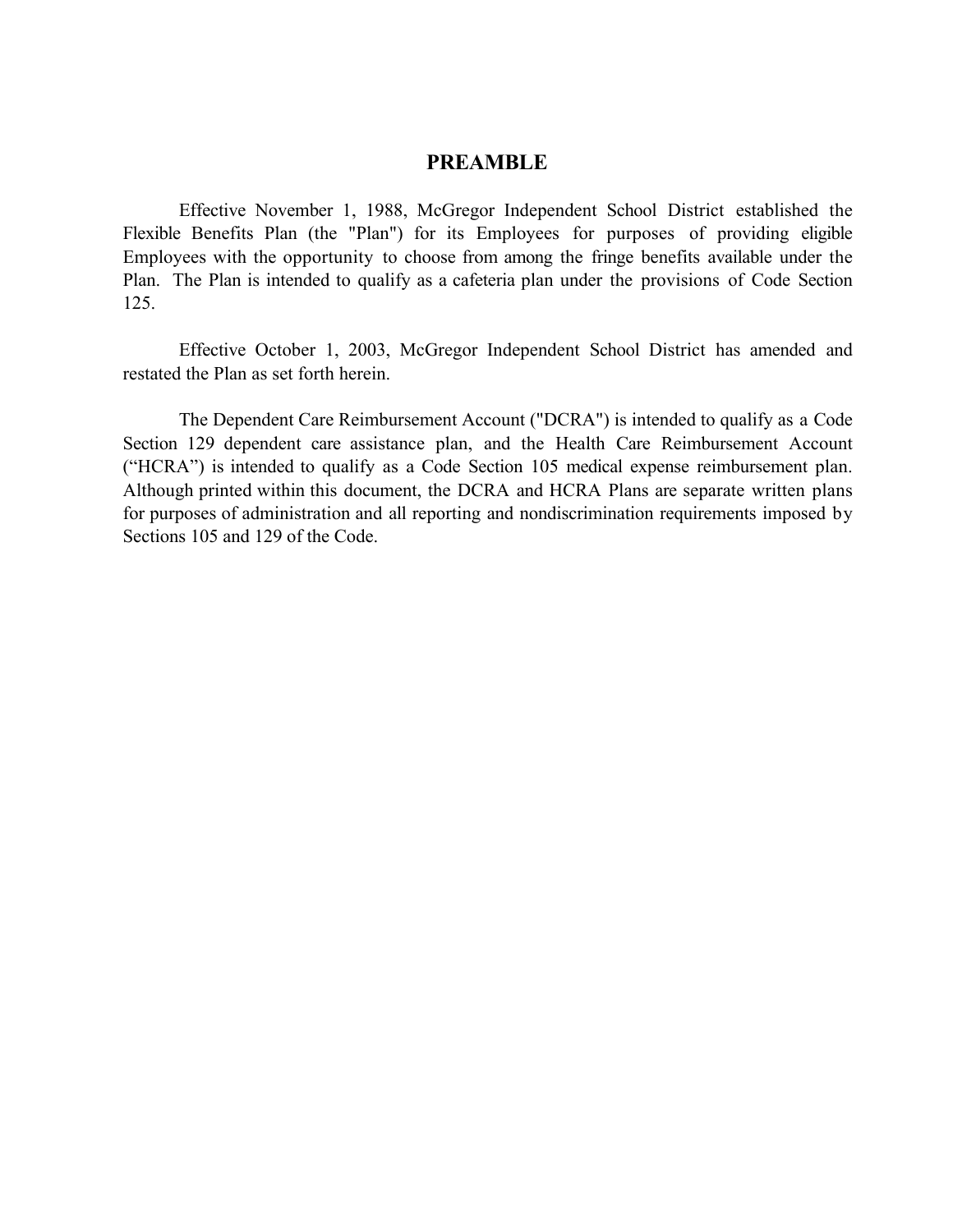# PREAMBLE

Effective November 1, 1988, McGregor Independent School District established the Flexible Benefits Plan (the "Plan") for its Employees for purposes of providing eligible Employees with the opportunity to choose from among the fringe benefits available under the Plan. The Plan is intended to qualify as a cafeteria plan under the provisions of Code Section 125.

Effective October 1, 2003, McGregor Independent School District has amended and restated the Plan as set forth herein.

The Dependent Care Reimbursement Account ("DCRA") is intended to qualify as a Code Section 129 dependent care assistance plan, and the Health Care Reimbursement Account ("HCRA") is intended to qualify as a Code Section 105 medical expense reimbursement plan. Although printed within this document, the DCRA and HCRA Plans are separate written plans for purposes of administration and all reporting and nondiscrimination requirements imposed by Sections 105 and 129 of the Code.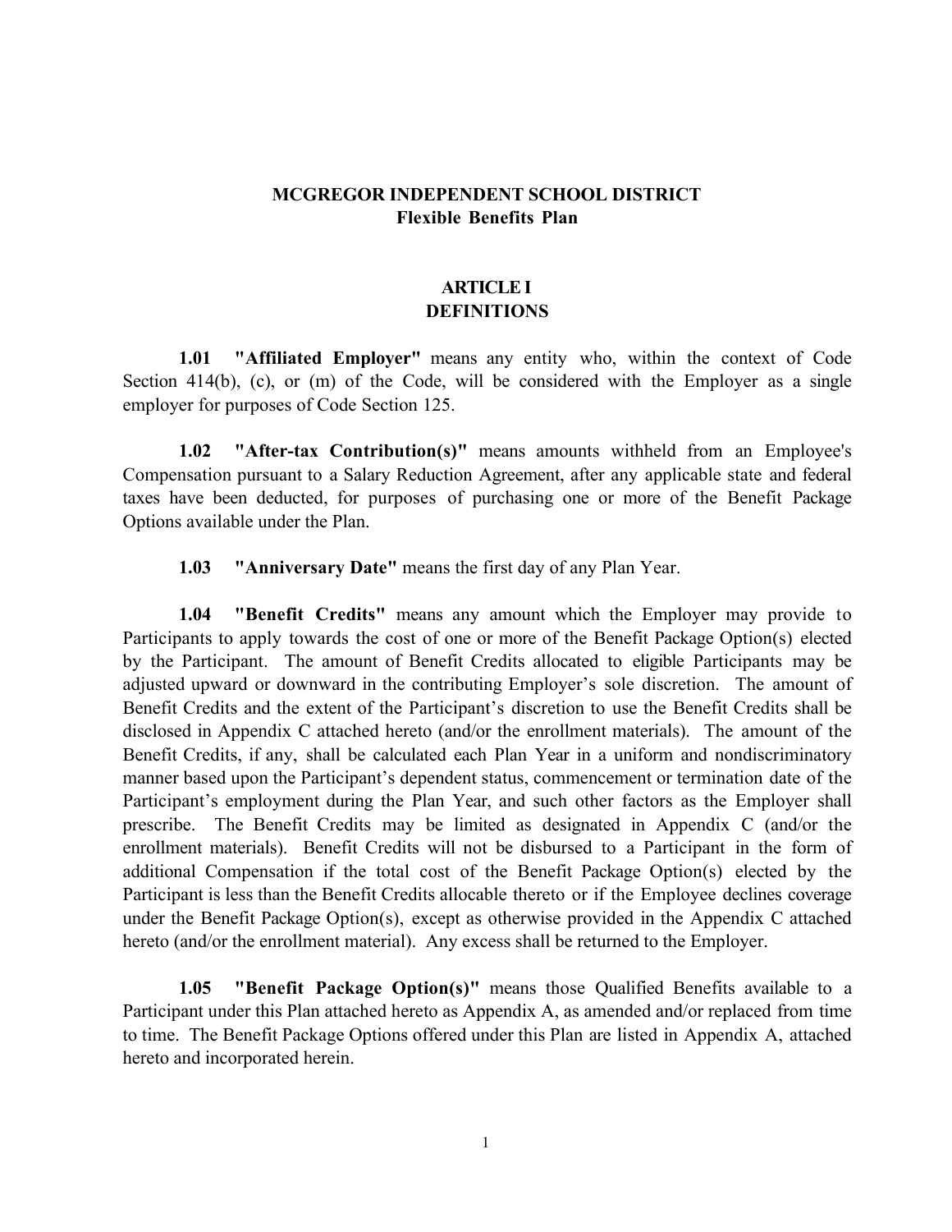# MCGREGOR INDEPENDENT SCHOOL DISTRICT
## Flexible Benefits Plan

## ARTICLE I
## DEFINITIONS

**1.01 "Affiliated Employer"** means any entity who, within the context of Code Section 414(b), (c), or (m) of the Code, will be considered with the Employer as a single employer for purposes of Code Section 125.

**1.02 "After-tax Contribution(s)"** means amounts withheld from an Employee's Compensation pursuant to a Salary Reduction Agreement, after any applicable state and federal taxes have been deducted, for purposes of purchasing one or more of the Benefit Package Options available under the Plan.

**1.03 "Anniversary Date"** means the first day of any Plan Year.

**1.04 "Benefit Credits"** means any amount which the Employer may provide to Participants to apply towards the cost of one or more of the Benefit Package Option(s) elected by the Participant. The amount of Benefit Credits allocated to eligible Participants may be adjusted upward or downward in the contributing Employer's sole discretion. The amount of Benefit Credits and the extent of the Participant's discretion to use the Benefit Credits shall be disclosed in Appendix C attached hereto (and/or the enrollment materials). The amount of the Benefit Credits, if any, shall be calculated each Plan Year in a uniform and nondiscriminatory manner based upon the Participant's dependent status, commencement or termination date of the Participant's employment during the Plan Year, and such other factors as the Employer shall prescribe. The Benefit Credits may be limited as designated in Appendix C (and/or the enrollment materials). Benefit Credits will not be disbursed to a Participant in the form of additional Compensation if the total cost of the Benefit Package Option(s) elected by the Participant is less than the Benefit Credits allocable thereto or if the Employee declines coverage under the Benefit Package Option(s), except as otherwise provided in the Appendix C attached hereto (and/or the enrollment material). Any excess shall be returned to the Employer.

**1.05 "Benefit Package Option(s)"** means those Qualified Benefits available to a Participant under this Plan attached hereto as Appendix A, as amended and/or replaced from time to time. The Benefit Package Options offered under this Plan are listed in Appendix A, attached hereto and incorporated herein.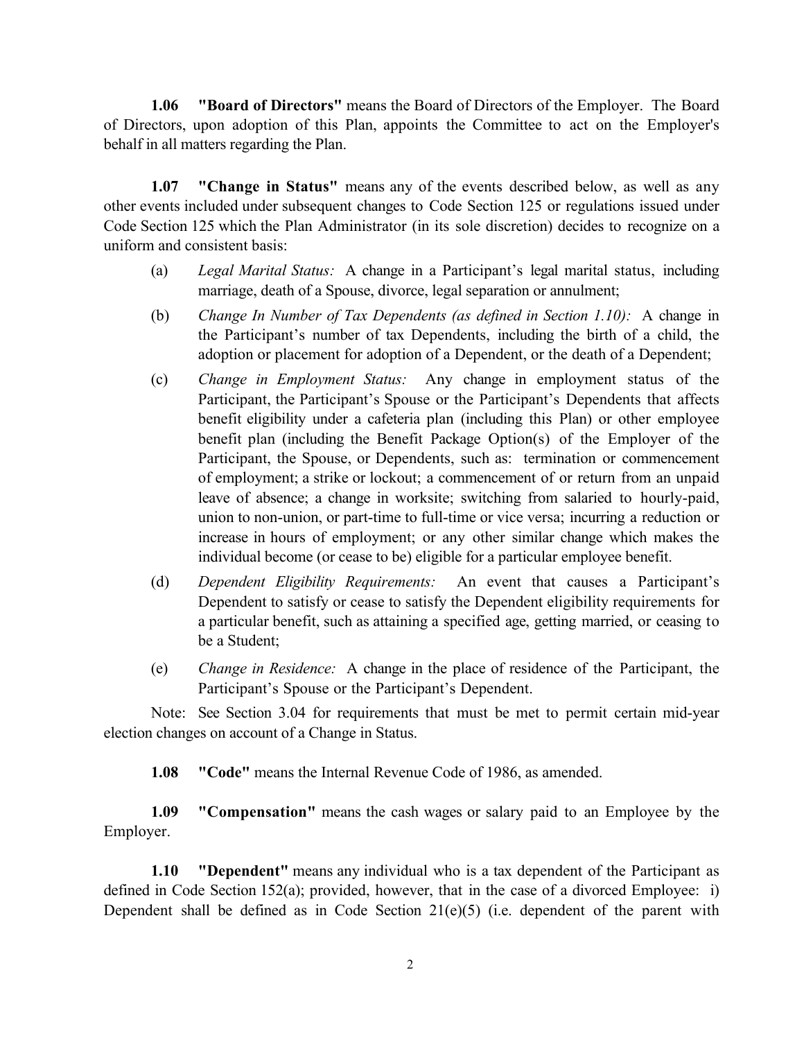**1.06 "Board of Directors"** means the Board of Directors of the Employer. The Board of Directors, upon adoption of this Plan, appoints the Committee to act on the Employer's behalf in all matters regarding the Plan.

**1.07 "Change in Status"** means any of the events described below, as well as any other events included under subsequent changes to Code Section 125 or regulations issued under Code Section 125 which the Plan Administrator (in its sole discretion) decides to recognize on a uniform and consistent basis:

(a) *Legal Marital Status:* A change in a Participant's legal marital status, including marriage, death of a Spouse, divorce, legal separation or annulment;

(b) *Change In Number of Tax Dependents (as defined in Section 1.10):* A change in the Participant's number of tax Dependents, including the birth of a child, the adoption or placement for adoption of a Dependent, or the death of a Dependent;

(c) *Change in Employment Status:* Any change in employment status of the Participant, the Participant's Spouse or the Participant's Dependents that affects benefit eligibility under a cafeteria plan (including this Plan) or other employee benefit plan (including the Benefit Package Option(s) of the Employer of the Participant, the Spouse, or Dependents, such as: termination or commencement of employment; a strike or lockout; a commencement of or return from an unpaid leave of absence; a change in worksite; switching from salaried to hourly-paid, union to non-union, or part-time to full-time or vice versa; incurring a reduction or increase in hours of employment; or any other similar change which makes the individual become (or cease to be) eligible for a particular employee benefit.

(d) *Dependent Eligibility Requirements:* An event that causes a Participant's Dependent to satisfy or cease to satisfy the Dependent eligibility requirements for a particular benefit, such as attaining a specified age, getting married, or ceasing to be a Student;

(e) *Change in Residence:* A change in the place of residence of the Participant, the Participant's Spouse or the Participant's Dependent.

Note: See Section 3.04 for requirements that must be met to permit certain mid-year election changes on account of a Change in Status.

**1.08 "Code"** means the Internal Revenue Code of 1986, as amended.

**1.09 "Compensation"** means the cash wages or salary paid to an Employee by the Employer.

**1.10 "Dependent"** means any individual who is a tax dependent of the Participant as defined in Code Section 152(a); provided, however, that in the case of a divorced Employee: i) Dependent shall be defined as in Code Section 21(e)(5) (i.e. dependent of the parent with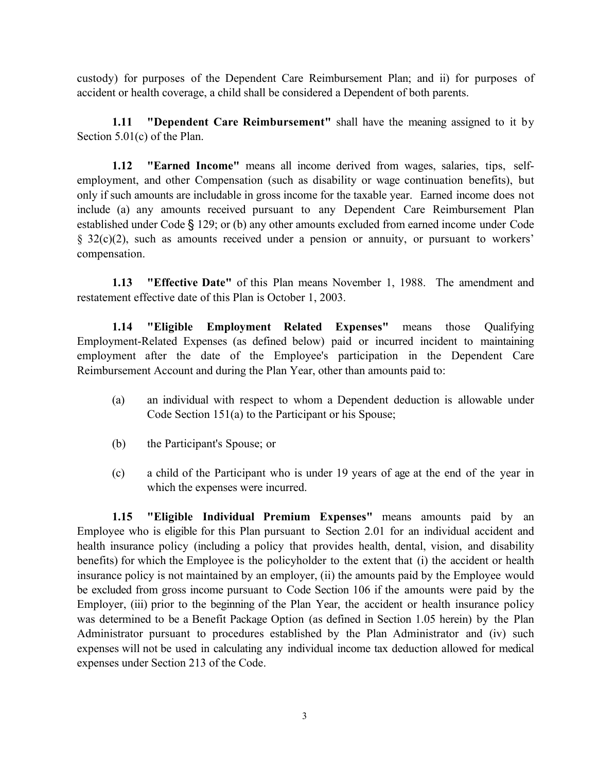custody) for purposes of the Dependent Care Reimbursement Plan; and ii) for purposes of accident or health coverage, a child shall be considered a Dependent of both parents.

**1.11 "Dependent Care Reimbursement"** shall have the meaning assigned to it by Section 5.01(c) of the Plan.

**1.12 "Earned Income"** means all income derived from wages, salaries, tips, self-employment, and other Compensation (such as disability or wage continuation benefits), but only if such amounts are includable in gross income for the taxable year. Earned income does not include (a) any amounts received pursuant to any Dependent Care Reimbursement Plan established under Code § 129; or (b) any other amounts excluded from earned income under Code § 32(c)(2), such as amounts received under a pension or annuity, or pursuant to workers' compensation.

**1.13 "Effective Date"** of this Plan means November 1, 1988. The amendment and restatement effective date of this Plan is October 1, 2003.

**1.14 "Eligible Employment Related Expenses"** means those Qualifying Employment-Related Expenses (as defined below) paid or incurred incident to maintaining employment after the date of the Employee's participation in the Dependent Care Reimbursement Account and during the Plan Year, other than amounts paid to:

(a) an individual with respect to whom a Dependent deduction is allowable under Code Section 151(a) to the Participant or his Spouse;

(b) the Participant's Spouse; or

(c) a child of the Participant who is under 19 years of age at the end of the year in which the expenses were incurred.

**1.15 "Eligible Individual Premium Expenses"** means amounts paid by an Employee who is eligible for this Plan pursuant to Section 2.01 for an individual accident and health insurance policy (including a policy that provides health, dental, vision, and disability benefits) for which the Employee is the policyholder to the extent that (i) the accident or health insurance policy is not maintained by an employer, (ii) the amounts paid by the Employee would be excluded from gross income pursuant to Code Section 106 if the amounts were paid by the Employer, (iii) prior to the beginning of the Plan Year, the accident or health insurance policy was determined to be a Benefit Package Option (as defined in Section 1.05 herein) by the Plan Administrator pursuant to procedures established by the Plan Administrator and (iv) such expenses will not be used in calculating any individual income tax deduction allowed for medical expenses under Section 213 of the Code.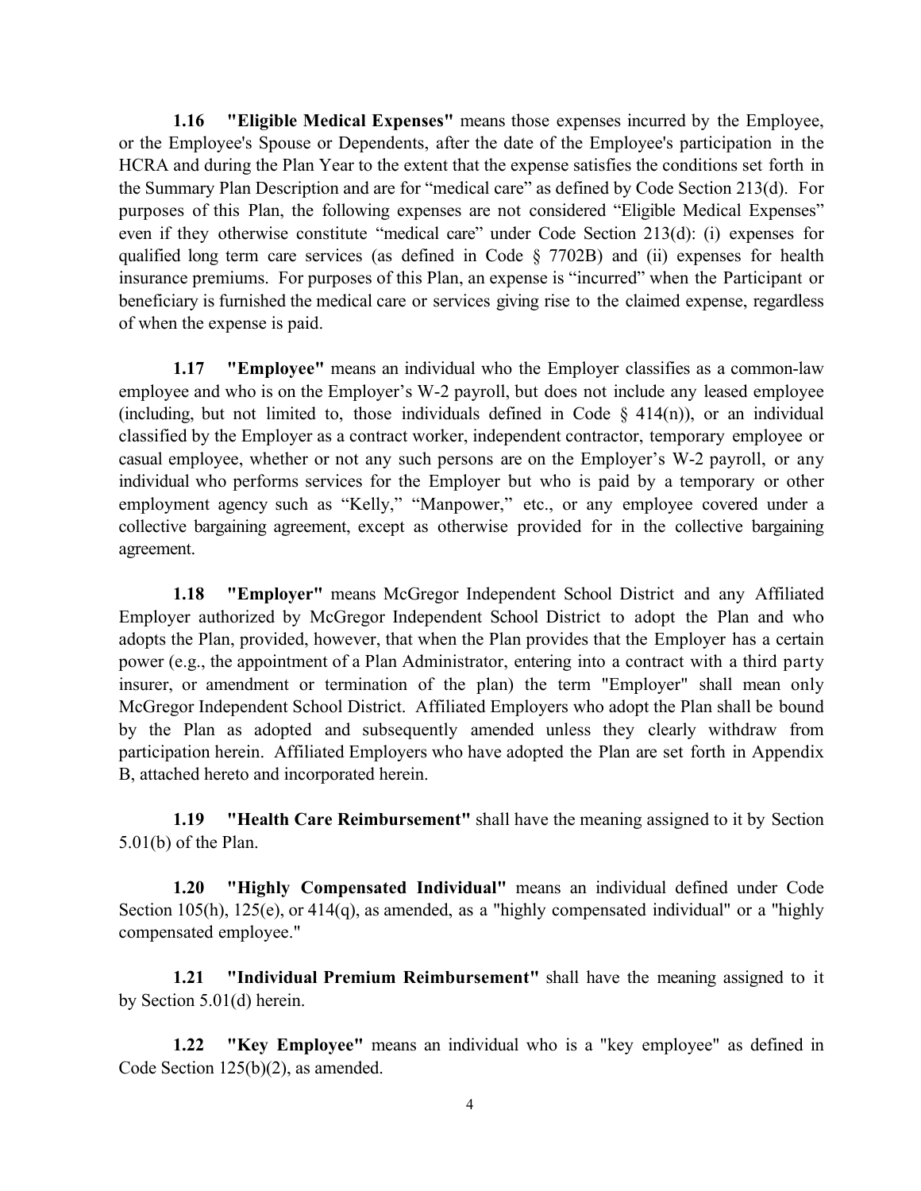**1.16 "Eligible Medical Expenses"** means those expenses incurred by the Employee, or the Employee's Spouse or Dependents, after the date of the Employee's participation in the HCRA and during the Plan Year to the extent that the expense satisfies the conditions set forth in the Summary Plan Description and are for "medical care" as defined by Code Section 213(d). For purposes of this Plan, the following expenses are not considered "Eligible Medical Expenses" even if they otherwise constitute "medical care" under Code Section 213(d): (i) expenses for qualified long term care services (as defined in Code § 7702B) and (ii) expenses for health insurance premiums. For purposes of this Plan, an expense is "incurred" when the Participant or beneficiary is furnished the medical care or services giving rise to the claimed expense, regardless of when the expense is paid.

**1.17 "Employee"** means an individual who the Employer classifies as a common-law employee and who is on the Employer's W-2 payroll, but does not include any leased employee (including, but not limited to, those individuals defined in Code § 414(n)), or an individual classified by the Employer as a contract worker, independent contractor, temporary employee or casual employee, whether or not any such persons are on the Employer's W-2 payroll, or any individual who performs services for the Employer but who is paid by a temporary or other employment agency such as "Kelly," "Manpower," etc., or any employee covered under a collective bargaining agreement, except as otherwise provided for in the collective bargaining agreement.

**1.18 "Employer"** means McGregor Independent School District and any Affiliated Employer authorized by McGregor Independent School District to adopt the Plan and who adopts the Plan, provided, however, that when the Plan provides that the Employer has a certain power (e.g., the appointment of a Plan Administrator, entering into a contract with a third party insurer, or amendment or termination of the plan) the term "Employer" shall mean only McGregor Independent School District. Affiliated Employers who adopt the Plan shall be bound by the Plan as adopted and subsequently amended unless they clearly withdraw from participation herein. Affiliated Employers who have adopted the Plan are set forth in Appendix B, attached hereto and incorporated herein.

**1.19 "Health Care Reimbursement"** shall have the meaning assigned to it by Section 5.01(b) of the Plan.

**1.20 "Highly Compensated Individual"** means an individual defined under Code Section 105(h), 125(e), or 414(q), as amended, as a "highly compensated individual" or a "highly compensated employee."

**1.21 "Individual Premium Reimbursement"** shall have the meaning assigned to it by Section 5.01(d) herein.

**1.22 "Key Employee"** means an individual who is a "key employee" as defined in Code Section 125(b)(2), as amended.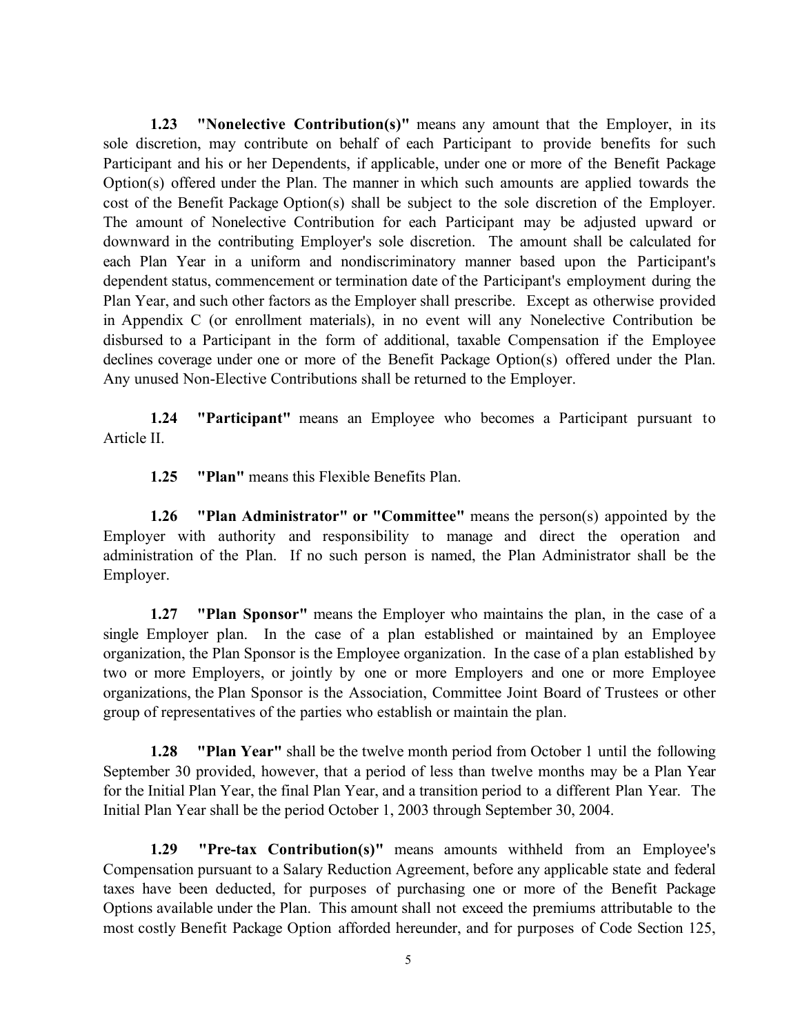**1.23 "Nonelective Contribution(s)"** means any amount that the Employer, in its sole discretion, may contribute on behalf of each Participant to provide benefits for such Participant and his or her Dependents, if applicable, under one or more of the Benefit Package Option(s) offered under the Plan. The manner in which such amounts are applied towards the cost of the Benefit Package Option(s) shall be subject to the sole discretion of the Employer. The amount of Nonelective Contribution for each Participant may be adjusted upward or downward in the contributing Employer's sole discretion. The amount shall be calculated for each Plan Year in a uniform and nondiscriminatory manner based upon the Participant's dependent status, commencement or termination date of the Participant's employment during the Plan Year, and such other factors as the Employer shall prescribe. Except as otherwise provided in Appendix C (or enrollment materials), in no event will any Nonelective Contribution be disbursed to a Participant in the form of additional, taxable Compensation if the Employee declines coverage under one or more of the Benefit Package Option(s) offered under the Plan. Any unused Non-Elective Contributions shall be returned to the Employer.

**1.24 "Participant"** means an Employee who becomes a Participant pursuant to Article II.

**1.25 "Plan"** means this Flexible Benefits Plan.

**1.26 "Plan Administrator" or "Committee"** means the person(s) appointed by the Employer with authority and responsibility to manage and direct the operation and administration of the Plan. If no such person is named, the Plan Administrator shall be the Employer.

**1.27 "Plan Sponsor"** means the Employer who maintains the plan, in the case of a single Employer plan. In the case of a plan established or maintained by an Employee organization, the Plan Sponsor is the Employee organization. In the case of a plan established by two or more Employers, or jointly by one or more Employers and one or more Employee organizations, the Plan Sponsor is the Association, Committee Joint Board of Trustees or other group of representatives of the parties who establish or maintain the plan.

**1.28 "Plan Year"** shall be the twelve month period from October 1 until the following September 30 provided, however, that a period of less than twelve months may be a Plan Year for the Initial Plan Year, the final Plan Year, and a transition period to a different Plan Year. The Initial Plan Year shall be the period October 1, 2003 through September 30, 2004.

**1.29 "Pre-tax Contribution(s)"** means amounts withheld from an Employee's Compensation pursuant to a Salary Reduction Agreement, before any applicable state and federal taxes have been deducted, for purposes of purchasing one or more of the Benefit Package Options available under the Plan. This amount shall not exceed the premiums attributable to the most costly Benefit Package Option afforded hereunder, and for purposes of Code Section 125,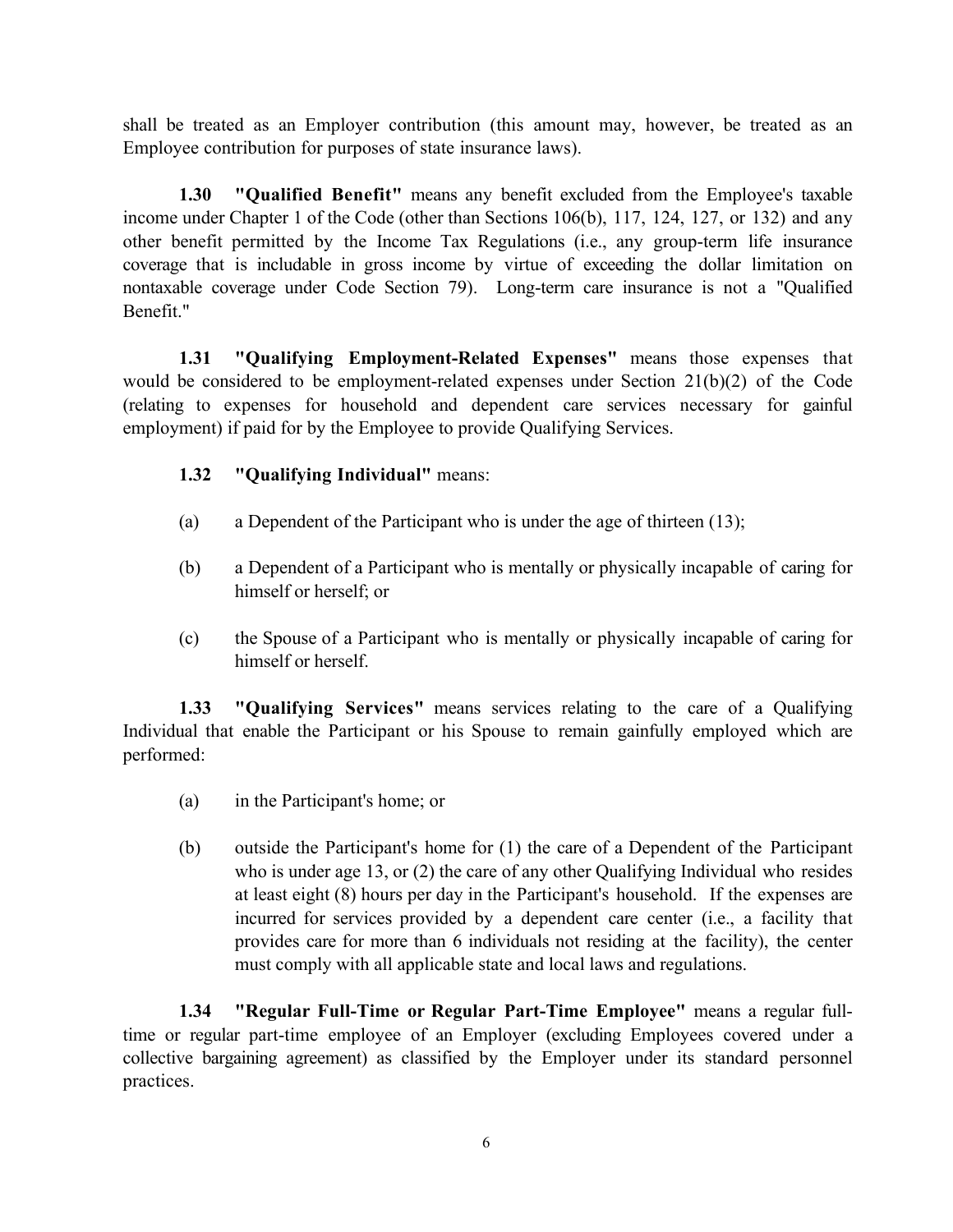shall be treated as an Employer contribution (this amount may, however, be treated as an Employee contribution for purposes of state insurance laws).

**1.30 "Qualified Benefit"** means any benefit excluded from the Employee's taxable income under Chapter 1 of the Code (other than Sections 106(b), 117, 124, 127, or 132) and any other benefit permitted by the Income Tax Regulations (i.e., any group-term life insurance coverage that is includable in gross income by virtue of exceeding the dollar limitation on nontaxable coverage under Code Section 79). Long-term care insurance is not a "Qualified Benefit."

**1.31 "Qualifying Employment-Related Expenses"** means those expenses that would be considered to be employment-related expenses under Section 21(b)(2) of the Code (relating to expenses for household and dependent care services necessary for gainful employment) if paid for by the Employee to provide Qualifying Services.

**1.32 "Qualifying Individual"** means:

(a) a Dependent of the Participant who is under the age of thirteen (13);

(b) a Dependent of a Participant who is mentally or physically incapable of caring for himself or herself; or

(c) the Spouse of a Participant who is mentally or physically incapable of caring for himself or herself.

**1.33 "Qualifying Services"** means services relating to the care of a Qualifying Individual that enable the Participant or his Spouse to remain gainfully employed which are performed:

(a) in the Participant's home; or

(b) outside the Participant's home for (1) the care of a Dependent of the Participant who is under age 13, or (2) the care of any other Qualifying Individual who resides at least eight (8) hours per day in the Participant's household. If the expenses are incurred for services provided by a dependent care center (i.e., a facility that provides care for more than 6 individuals not residing at the facility), the center must comply with all applicable state and local laws and regulations.

**1.34 "Regular Full-Time or Regular Part-Time Employee"** means a regular full-time or regular part-time employee of an Employer (excluding Employees covered under a collective bargaining agreement) as classified by the Employer under its standard personnel practices.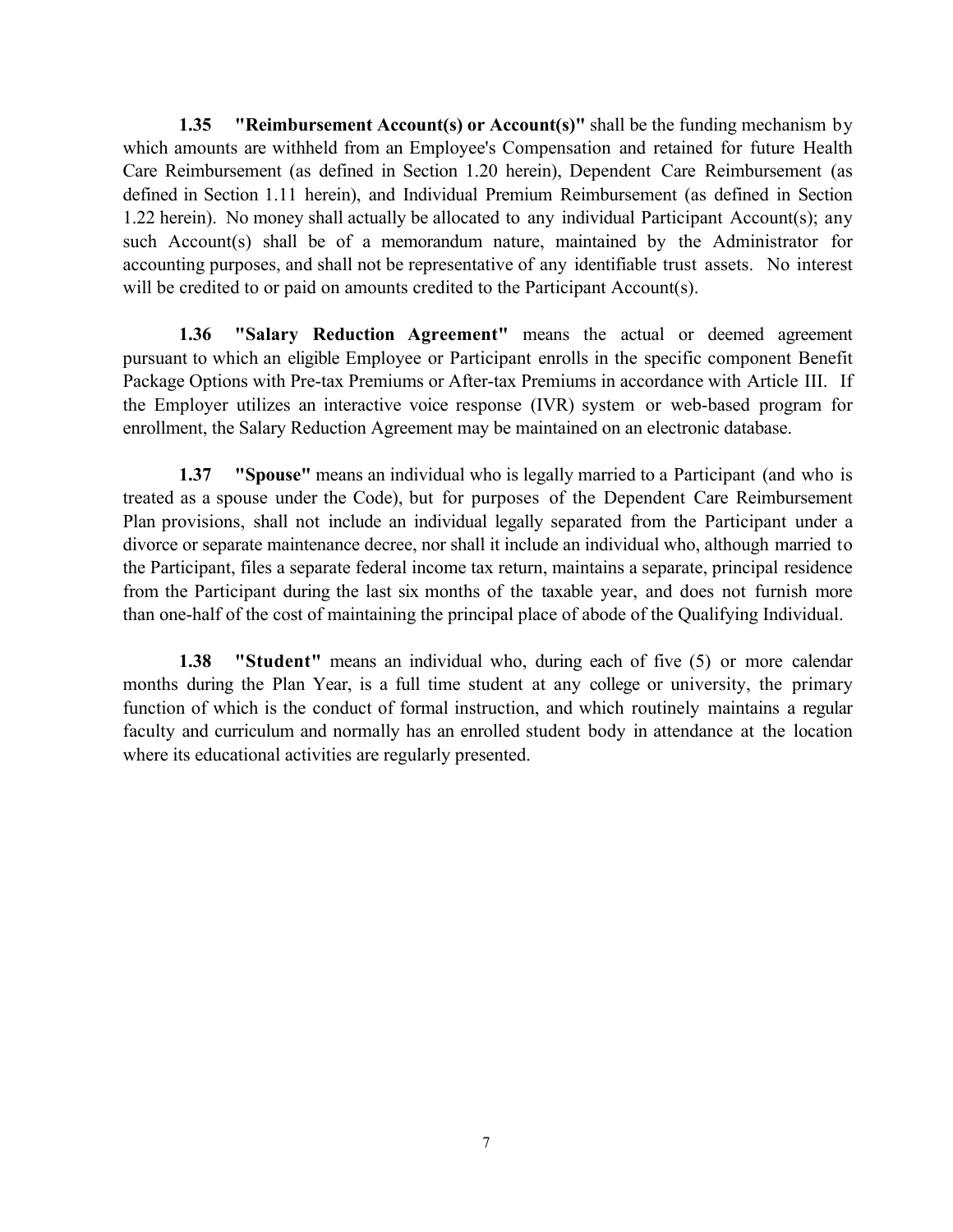**1.35 "Reimbursement Account(s) or Account(s)"** shall be the funding mechanism by which amounts are withheld from an Employee's Compensation and retained for future Health Care Reimbursement (as defined in Section 1.20 herein), Dependent Care Reimbursement (as defined in Section 1.11 herein), and Individual Premium Reimbursement (as defined in Section 1.22 herein). No money shall actually be allocated to any individual Participant Account(s); any such Account(s) shall be of a memorandum nature, maintained by the Administrator for accounting purposes, and shall not be representative of any identifiable trust assets. No interest will be credited to or paid on amounts credited to the Participant Account(s).

**1.36 "Salary Reduction Agreement"** means the actual or deemed agreement pursuant to which an eligible Employee or Participant enrolls in the specific component Benefit Package Options with Pre-tax Premiums or After-tax Premiums in accordance with Article III. If the Employer utilizes an interactive voice response (IVR) system or web-based program for enrollment, the Salary Reduction Agreement may be maintained on an electronic database.

**1.37 "Spouse"** means an individual who is legally married to a Participant (and who is treated as a spouse under the Code), but for purposes of the Dependent Care Reimbursement Plan provisions, shall not include an individual legally separated from the Participant under a divorce or separate maintenance decree, nor shall it include an individual who, although married to the Participant, files a separate federal income tax return, maintains a separate, principal residence from the Participant during the last six months of the taxable year, and does not furnish more than one-half of the cost of maintaining the principal place of abode of the Qualifying Individual.

**1.38 "Student"** means an individual who, during each of five (5) or more calendar months during the Plan Year, is a full time student at any college or university, the primary function of which is the conduct of formal instruction, and which routinely maintains a regular faculty and curriculum and normally has an enrolled student body in attendance at the location where its educational activities are regularly presented.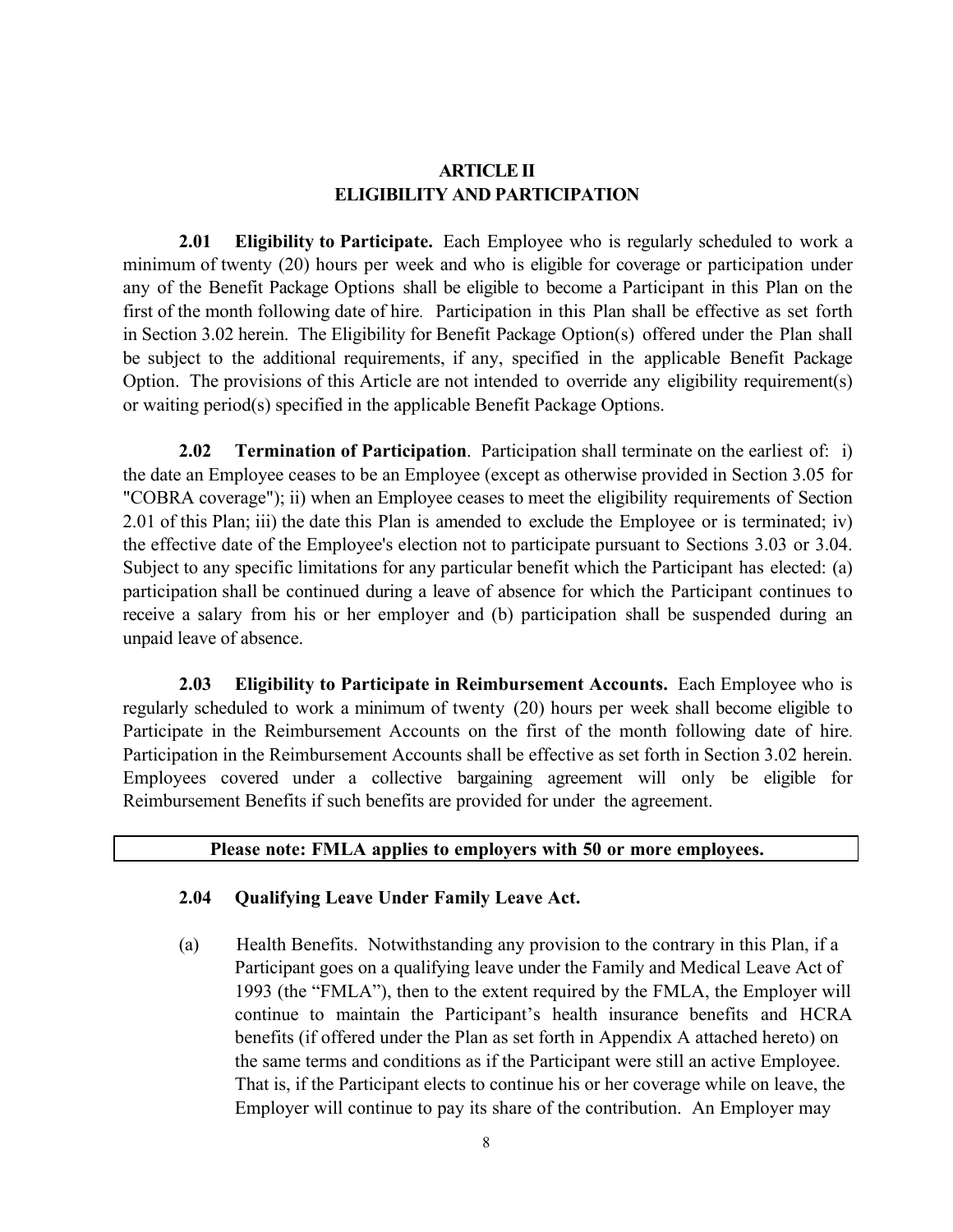# ARTICLE II
# ELIGIBILITY AND PARTICIPATION

**2.01 Eligibility to Participate.** Each Employee who is regularly scheduled to work a minimum of twenty (20) hours per week and who is eligible for coverage or participation under any of the Benefit Package Options shall be eligible to become a Participant in this Plan on the first of the month following date of hire. Participation in this Plan shall be effective as set forth in Section 3.02 herein. The Eligibility for Benefit Package Option(s) offered under the Plan shall be subject to the additional requirements, if any, specified in the applicable Benefit Package Option. The provisions of this Article are not intended to override any eligibility requirement(s) or waiting period(s) specified in the applicable Benefit Package Options.

**2.02 Termination of Participation**. Participation shall terminate on the earliest of: i) the date an Employee ceases to be an Employee (except as otherwise provided in Section 3.05 for "COBRA coverage"); ii) when an Employee ceases to meet the eligibility requirements of Section 2.01 of this Plan; iii) the date this Plan is amended to exclude the Employee or is terminated; iv) the effective date of the Employee's election not to participate pursuant to Sections 3.03 or 3.04. Subject to any specific limitations for any particular benefit which the Participant has elected: (a) participation shall be continued during a leave of absence for which the Participant continues to receive a salary from his or her employer and (b) participation shall be suspended during an unpaid leave of absence.

**2.03 Eligibility to Participate in Reimbursement Accounts.** Each Employee who is regularly scheduled to work a minimum of twenty (20) hours per week shall become eligible to Participate in the Reimbursement Accounts on the first of the month following date of hire. Participation in the Reimbursement Accounts shall be effective as set forth in Section 3.02 herein. Employees covered under a collective bargaining agreement will only be eligible for Reimbursement Benefits if such benefits are provided for under the agreement.

**Please note: FMLA applies to employers with 50 or more employees.**

**2.04 Qualifying Leave Under Family Leave Act.**

(a) Health Benefits. Notwithstanding any provision to the contrary in this Plan, if a Participant goes on a qualifying leave under the Family and Medical Leave Act of 1993 (the "FMLA"), then to the extent required by the FMLA, the Employer will continue to maintain the Participant's health insurance benefits and HCRA benefits (if offered under the Plan as set forth in Appendix A attached hereto) on the same terms and conditions as if the Participant were still an active Employee. That is, if the Participant elects to continue his or her coverage while on leave, the Employer will continue to pay its share of the contribution. An Employer may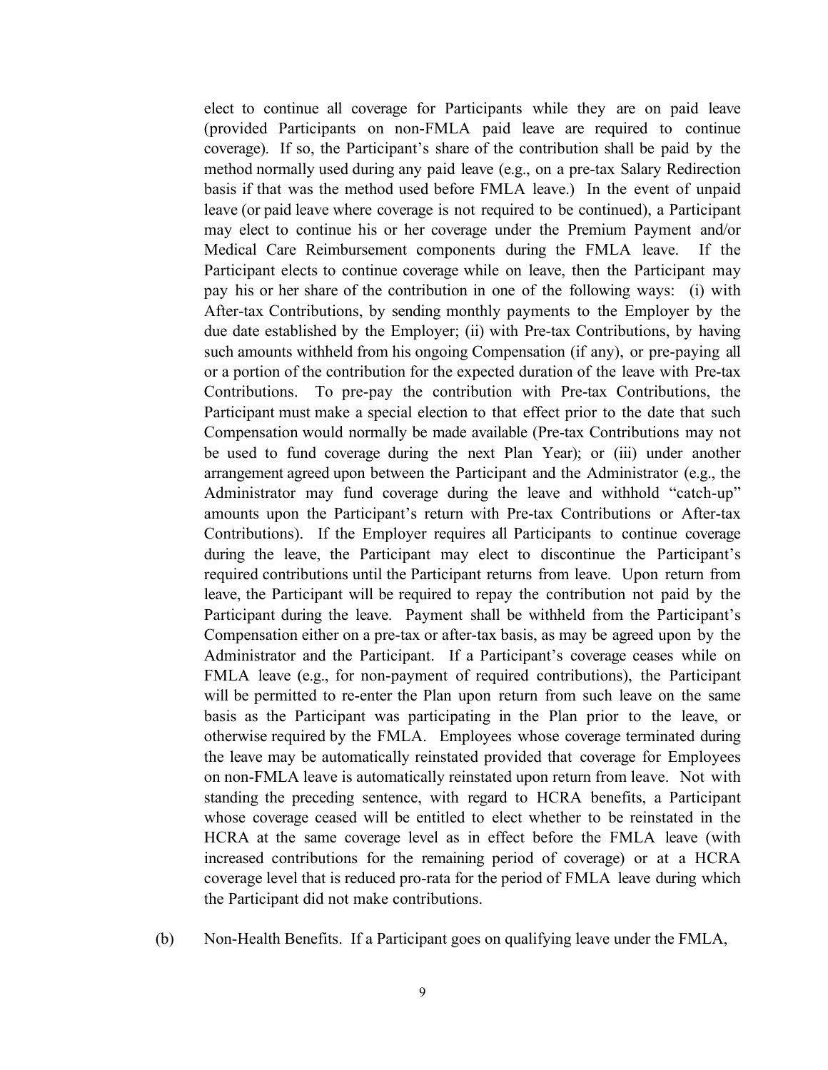elect to continue all coverage for Participants while they are on paid leave (provided Participants on non-FMLA paid leave are required to continue coverage). If so, the Participant's share of the contribution shall be paid by the method normally used during any paid leave (e.g., on a pre-tax Salary Redirection basis if that was the method used before FMLA leave.) In the event of unpaid leave (or paid leave where coverage is not required to be continued), a Participant may elect to continue his or her coverage under the Premium Payment and/or Medical Care Reimbursement components during the FMLA leave. If the Participant elects to continue coverage while on leave, then the Participant may pay his or her share of the contribution in one of the following ways: (i) with After-tax Contributions, by sending monthly payments to the Employer by the due date established by the Employer; (ii) with Pre-tax Contributions, by having such amounts withheld from his ongoing Compensation (if any), or pre-paying all or a portion of the contribution for the expected duration of the leave with Pre-tax Contributions. To pre-pay the contribution with Pre-tax Contributions, the Participant must make a special election to that effect prior to the date that such Compensation would normally be made available (Pre-tax Contributions may not be used to fund coverage during the next Plan Year); or (iii) under another arrangement agreed upon between the Participant and the Administrator (e.g., the Administrator may fund coverage during the leave and withhold "catch-up" amounts upon the Participant's return with Pre-tax Contributions or After-tax Contributions). If the Employer requires all Participants to continue coverage during the leave, the Participant may elect to discontinue the Participant's required contributions until the Participant returns from leave. Upon return from leave, the Participant will be required to repay the contribution not paid by the Participant during the leave. Payment shall be withheld from the Participant's Compensation either on a pre-tax or after-tax basis, as may be agreed upon by the Administrator and the Participant. If a Participant's coverage ceases while on FMLA leave (e.g., for non-payment of required contributions), the Participant will be permitted to re-enter the Plan upon return from such leave on the same basis as the Participant was participating in the Plan prior to the leave, or otherwise required by the FMLA. Employees whose coverage terminated during the leave may be automatically reinstated provided that coverage for Employees on non-FMLA leave is automatically reinstated upon return from leave. Not with standing the preceding sentence, with regard to HCRA benefits, a Participant whose coverage ceased will be entitled to elect whether to be reinstated in the HCRA at the same coverage level as in effect before the FMLA leave (with increased contributions for the remaining period of coverage) or at a HCRA coverage level that is reduced pro-rata for the period of FMLA leave during which the Participant did not make contributions.

(b) Non-Health Benefits. If a Participant goes on qualifying leave under the FMLA,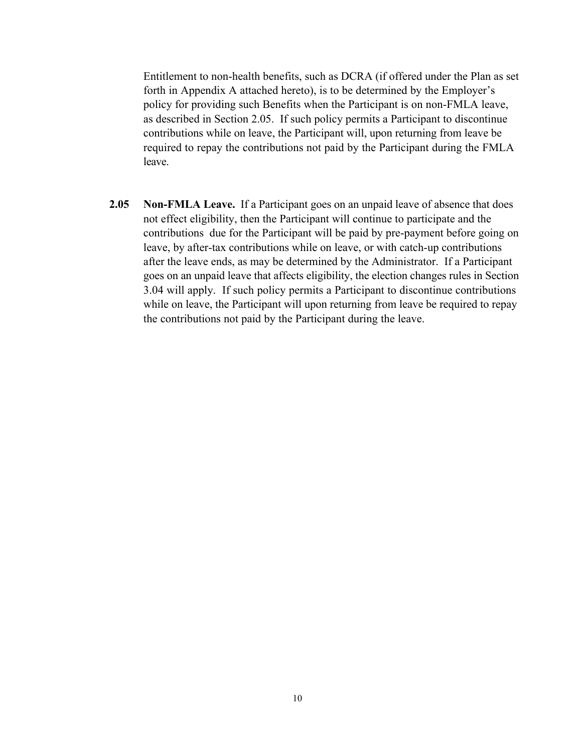Entitlement to non-health benefits, such as DCRA (if offered under the Plan as set forth in Appendix A attached hereto), is to be determined by the Employer's policy for providing such Benefits when the Participant is on non-FMLA leave, as described in Section 2.05. If such policy permits a Participant to discontinue contributions while on leave, the Participant will, upon returning from leave be required to repay the contributions not paid by the Participant during the FMLA leave.

**2.05 Non-FMLA Leave.** If a Participant goes on an unpaid leave of absence that does not effect eligibility, then the Participant will continue to participate and the contributions due for the Participant will be paid by pre-payment before going on leave, by after-tax contributions while on leave, or with catch-up contributions after the leave ends, as may be determined by the Administrator. If a Participant goes on an unpaid leave that affects eligibility, the election changes rules in Section 3.04 will apply. If such policy permits a Participant to discontinue contributions while on leave, the Participant will upon returning from leave be required to repay the contributions not paid by the Participant during the leave.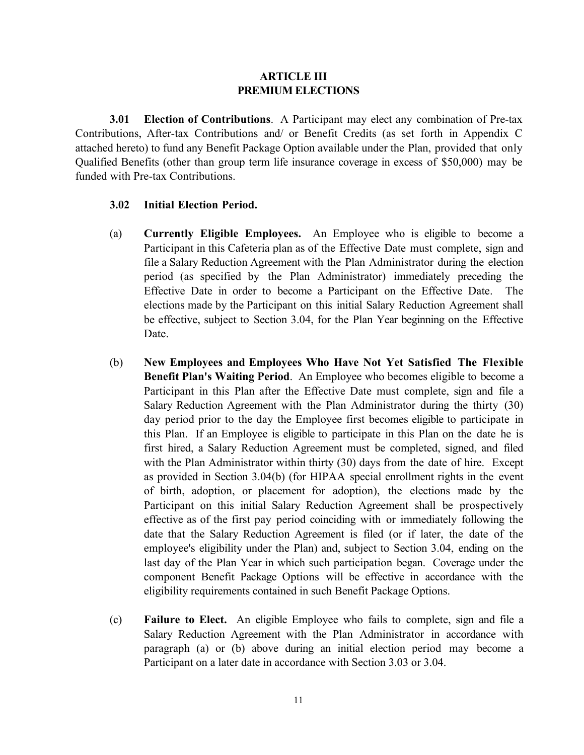## ARTICLE III
## PREMIUM ELECTIONS

**3.01 Election of Contributions**. A Participant may elect any combination of Pre-tax Contributions, After-tax Contributions and/ or Benefit Credits (as set forth in Appendix C attached hereto) to fund any Benefit Package Option available under the Plan, provided that only Qualified Benefits (other than group term life insurance coverage in excess of $50,000) may be funded with Pre-tax Contributions.

**3.02 Initial Election Period.**

(a) **Currently Eligible Employees.** An Employee who is eligible to become a Participant in this Cafeteria plan as of the Effective Date must complete, sign and file a Salary Reduction Agreement with the Plan Administrator during the election period (as specified by the Plan Administrator) immediately preceding the Effective Date in order to become a Participant on the Effective Date. The elections made by the Participant on this initial Salary Reduction Agreement shall be effective, subject to Section 3.04, for the Plan Year beginning on the Effective Date.

(b) **New Employees and Employees Who Have Not Yet Satisfied The Flexible Benefit Plan's Waiting Period**. An Employee who becomes eligible to become a Participant in this Plan after the Effective Date must complete, sign and file a Salary Reduction Agreement with the Plan Administrator during the thirty (30) day period prior to the day the Employee first becomes eligible to participate in this Plan. If an Employee is eligible to participate in this Plan on the date he is first hired, a Salary Reduction Agreement must be completed, signed, and filed with the Plan Administrator within thirty (30) days from the date of hire. Except as provided in Section 3.04(b) (for HIPAA special enrollment rights in the event of birth, adoption, or placement for adoption), the elections made by the Participant on this initial Salary Reduction Agreement shall be prospectively effective as of the first pay period coinciding with or immediately following the date that the Salary Reduction Agreement is filed (or if later, the date of the employee's eligibility under the Plan) and, subject to Section 3.04, ending on the last day of the Plan Year in which such participation began. Coverage under the component Benefit Package Options will be effective in accordance with the eligibility requirements contained in such Benefit Package Options.

(c) **Failure to Elect.** An eligible Employee who fails to complete, sign and file a Salary Reduction Agreement with the Plan Administrator in accordance with paragraph (a) or (b) above during an initial election period may become a Participant on a later date in accordance with Section 3.03 or 3.04.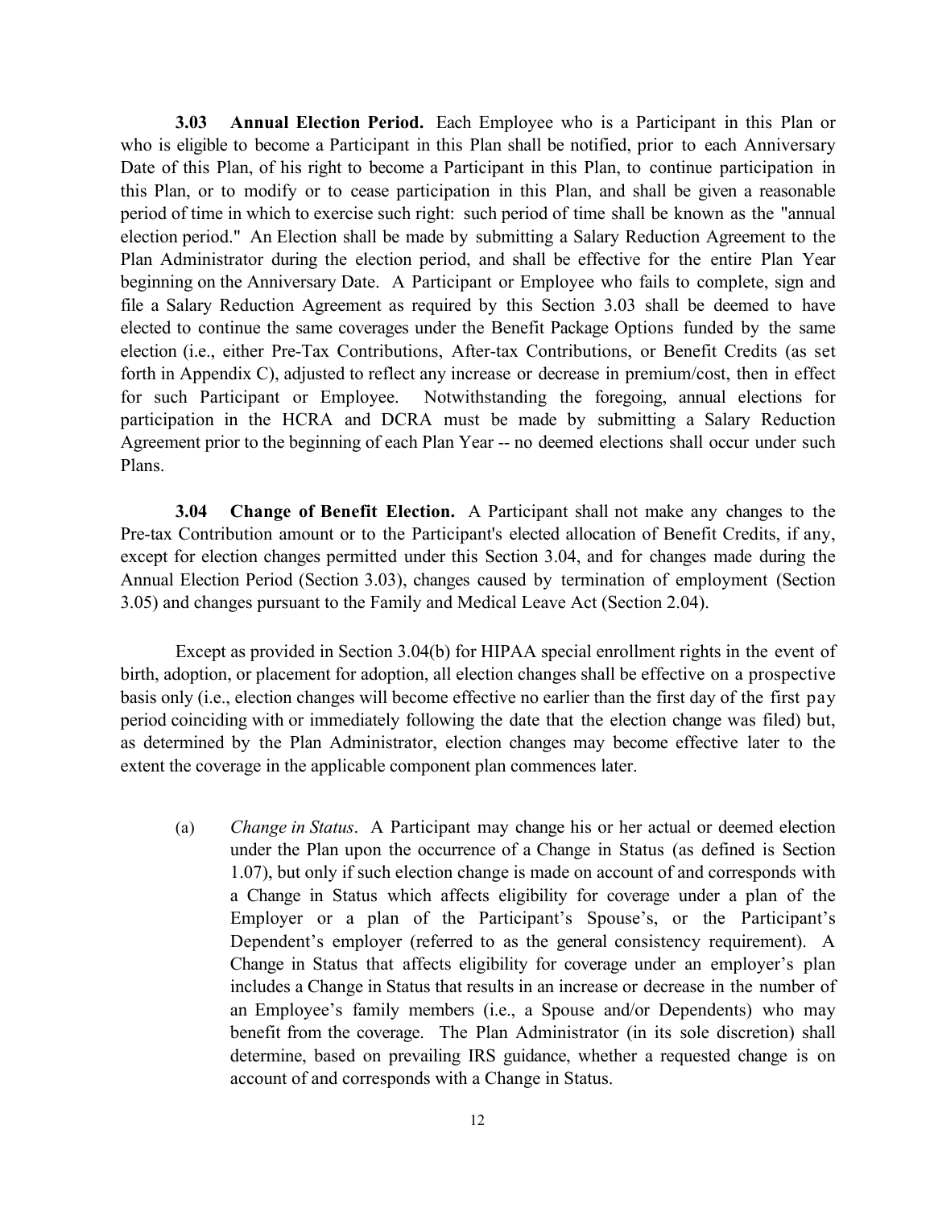**3.03 Annual Election Period.** Each Employee who is a Participant in this Plan or who is eligible to become a Participant in this Plan shall be notified, prior to each Anniversary Date of this Plan, of his right to become a Participant in this Plan, to continue participation in this Plan, or to modify or to cease participation in this Plan, and shall be given a reasonable period of time in which to exercise such right: such period of time shall be known as the "annual election period." An Election shall be made by submitting a Salary Reduction Agreement to the Plan Administrator during the election period, and shall be effective for the entire Plan Year beginning on the Anniversary Date. A Participant or Employee who fails to complete, sign and file a Salary Reduction Agreement as required by this Section 3.03 shall be deemed to have elected to continue the same coverages under the Benefit Package Options funded by the same election (i.e., either Pre-Tax Contributions, After-tax Contributions, or Benefit Credits (as set forth in Appendix C), adjusted to reflect any increase or decrease in premium/cost, then in effect for such Participant or Employee. Notwithstanding the foregoing, annual elections for participation in the HCRA and DCRA must be made by submitting a Salary Reduction Agreement prior to the beginning of each Plan Year -- no deemed elections shall occur under such Plans.

**3.04 Change of Benefit Election.** A Participant shall not make any changes to the Pre-tax Contribution amount or to the Participant's elected allocation of Benefit Credits, if any, except for election changes permitted under this Section 3.04, and for changes made during the Annual Election Period (Section 3.03), changes caused by termination of employment (Section 3.05) and changes pursuant to the Family and Medical Leave Act (Section 2.04).

Except as provided in Section 3.04(b) for HIPAA special enrollment rights in the event of birth, adoption, or placement for adoption, all election changes shall be effective on a prospective basis only (i.e., election changes will become effective no earlier than the first day of the first pay period coinciding with or immediately following the date that the election change was filed) but, as determined by the Plan Administrator, election changes may become effective later to the extent the coverage in the applicable component plan commences later.

(a) *Change in Status*. A Participant may change his or her actual or deemed election under the Plan upon the occurrence of a Change in Status (as defined is Section 1.07), but only if such election change is made on account of and corresponds with a Change in Status which affects eligibility for coverage under a plan of the Employer or a plan of the Participant's Spouse's, or the Participant's Dependent's employer (referred to as the general consistency requirement). A Change in Status that affects eligibility for coverage under an employer's plan includes a Change in Status that results in an increase or decrease in the number of an Employee's family members (i.e., a Spouse and/or Dependents) who may benefit from the coverage. The Plan Administrator (in its sole discretion) shall determine, based on prevailing IRS guidance, whether a requested change is on account of and corresponds with a Change in Status.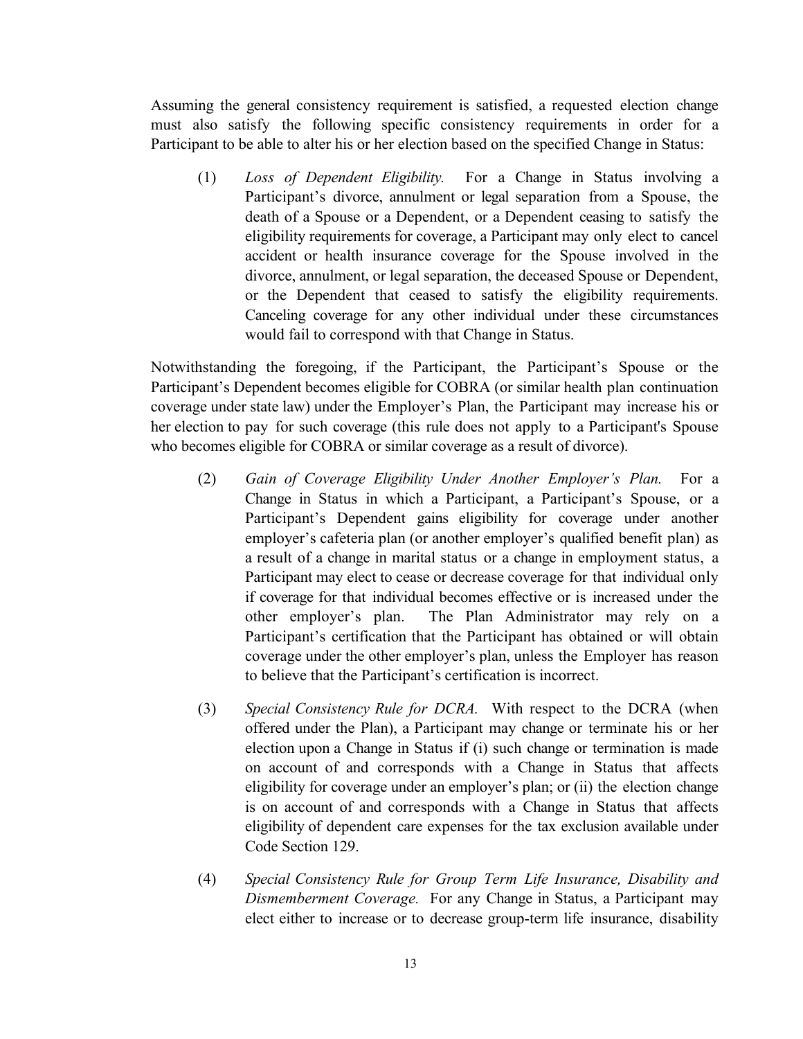Assuming the general consistency requirement is satisfied, a requested election change must also satisfy the following specific consistency requirements in order for a Participant to be able to alter his or her election based on the specified Change in Status:

(1) *Loss of Dependent Eligibility.* For a Change in Status involving a Participant's divorce, annulment or legal separation from a Spouse, the death of a Spouse or a Dependent, or a Dependent ceasing to satisfy the eligibility requirements for coverage, a Participant may only elect to cancel accident or health insurance coverage for the Spouse involved in the divorce, annulment, or legal separation, the deceased Spouse or Dependent, or the Dependent that ceased to satisfy the eligibility requirements. Canceling coverage for any other individual under these circumstances would fail to correspond with that Change in Status.

Notwithstanding the foregoing, if the Participant, the Participant's Spouse or the Participant's Dependent becomes eligible for COBRA (or similar health plan continuation coverage under state law) under the Employer's Plan, the Participant may increase his or her election to pay for such coverage (this rule does not apply to a Participant's Spouse who becomes eligible for COBRA or similar coverage as a result of divorce).

(2) *Gain of Coverage Eligibility Under Another Employer's Plan.* For a Change in Status in which a Participant, a Participant's Spouse, or a Participant's Dependent gains eligibility for coverage under another employer's cafeteria plan (or another employer's qualified benefit plan) as a result of a change in marital status or a change in employment status, a Participant may elect to cease or decrease coverage for that individual only if coverage for that individual becomes effective or is increased under the other employer's plan. The Plan Administrator may rely on a Participant's certification that the Participant has obtained or will obtain coverage under the other employer's plan, unless the Employer has reason to believe that the Participant's certification is incorrect.

(3) *Special Consistency Rule for DCRA.* With respect to the DCRA (when offered under the Plan), a Participant may change or terminate his or her election upon a Change in Status if (i) such change or termination is made on account of and corresponds with a Change in Status that affects eligibility for coverage under an employer's plan; or (ii) the election change is on account of and corresponds with a Change in Status that affects eligibility of dependent care expenses for the tax exclusion available under Code Section 129.

(4) *Special Consistency Rule for Group Term Life Insurance, Disability and Dismemberment Coverage.* For any Change in Status, a Participant may elect either to increase or to decrease group-term life insurance, disability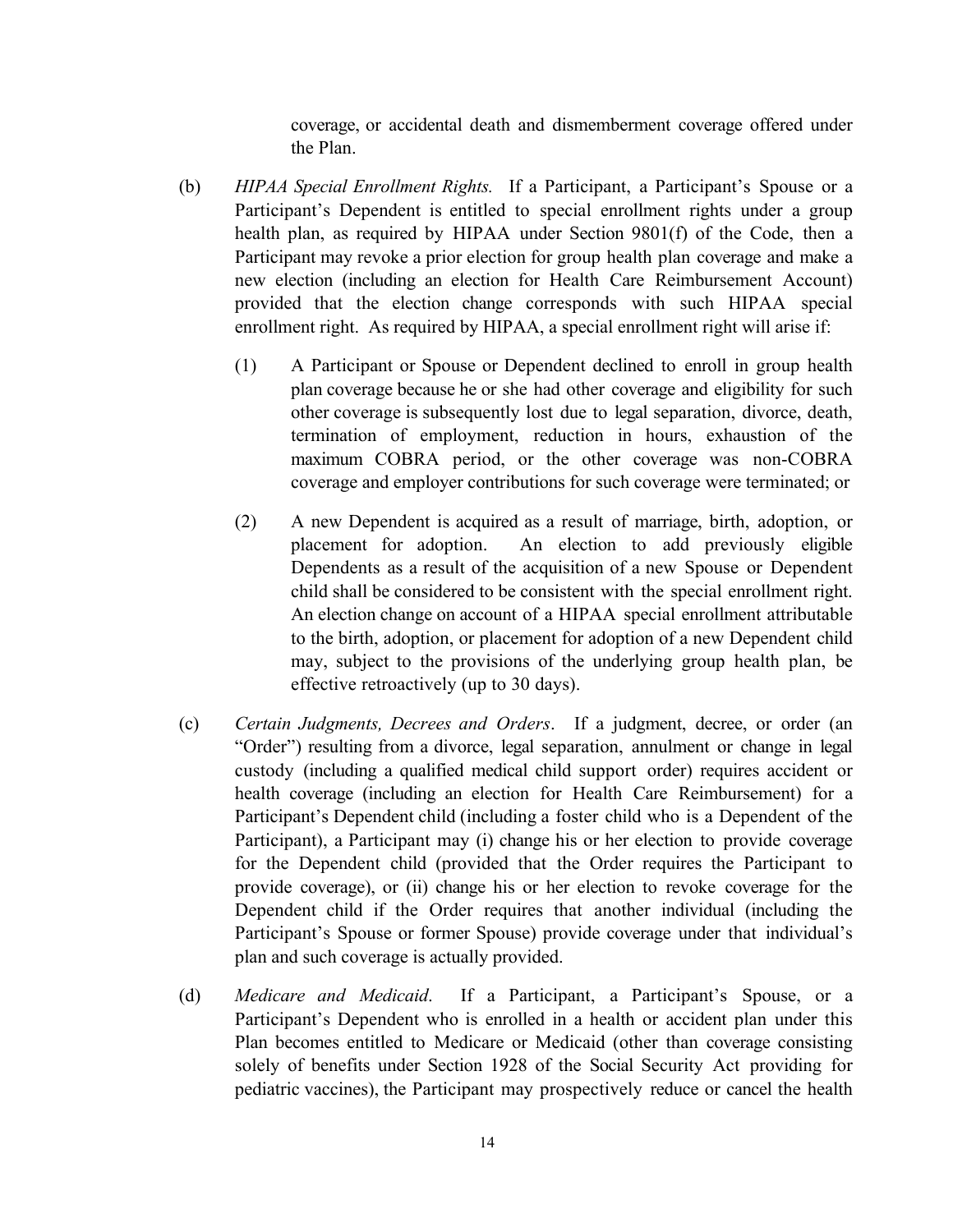coverage, or accidental death and dismemberment coverage offered under the Plan.

(b) *HIPAA Special Enrollment Rights.* If a Participant, a Participant's Spouse or a Participant's Dependent is entitled to special enrollment rights under a group health plan, as required by HIPAA under Section 9801(f) of the Code, then a Participant may revoke a prior election for group health plan coverage and make a new election (including an election for Health Care Reimbursement Account) provided that the election change corresponds with such HIPAA special enrollment right. As required by HIPAA, a special enrollment right will arise if:

(1) A Participant or Spouse or Dependent declined to enroll in group health plan coverage because he or she had other coverage and eligibility for such other coverage is subsequently lost due to legal separation, divorce, death, termination of employment, reduction in hours, exhaustion of the maximum COBRA period, or the other coverage was non-COBRA coverage and employer contributions for such coverage were terminated; or

(2) A new Dependent is acquired as a result of marriage, birth, adoption, or placement for adoption. An election to add previously eligible Dependents as a result of the acquisition of a new Spouse or Dependent child shall be considered to be consistent with the special enrollment right. An election change on account of a HIPAA special enrollment attributable to the birth, adoption, or placement for adoption of a new Dependent child may, subject to the provisions of the underlying group health plan, be effective retroactively (up to 30 days).

(c) *Certain Judgments, Decrees and Orders*. If a judgment, decree, or order (an "Order") resulting from a divorce, legal separation, annulment or change in legal custody (including a qualified medical child support order) requires accident or health coverage (including an election for Health Care Reimbursement) for a Participant's Dependent child (including a foster child who is a Dependent of the Participant), a Participant may (i) change his or her election to provide coverage for the Dependent child (provided that the Order requires the Participant to provide coverage), or (ii) change his or her election to revoke coverage for the Dependent child if the Order requires that another individual (including the Participant's Spouse or former Spouse) provide coverage under that individual's plan and such coverage is actually provided.

(d) *Medicare and Medicaid.* If a Participant, a Participant's Spouse, or a Participant's Dependent who is enrolled in a health or accident plan under this Plan becomes entitled to Medicare or Medicaid (other than coverage consisting solely of benefits under Section 1928 of the Social Security Act providing for pediatric vaccines), the Participant may prospectively reduce or cancel the health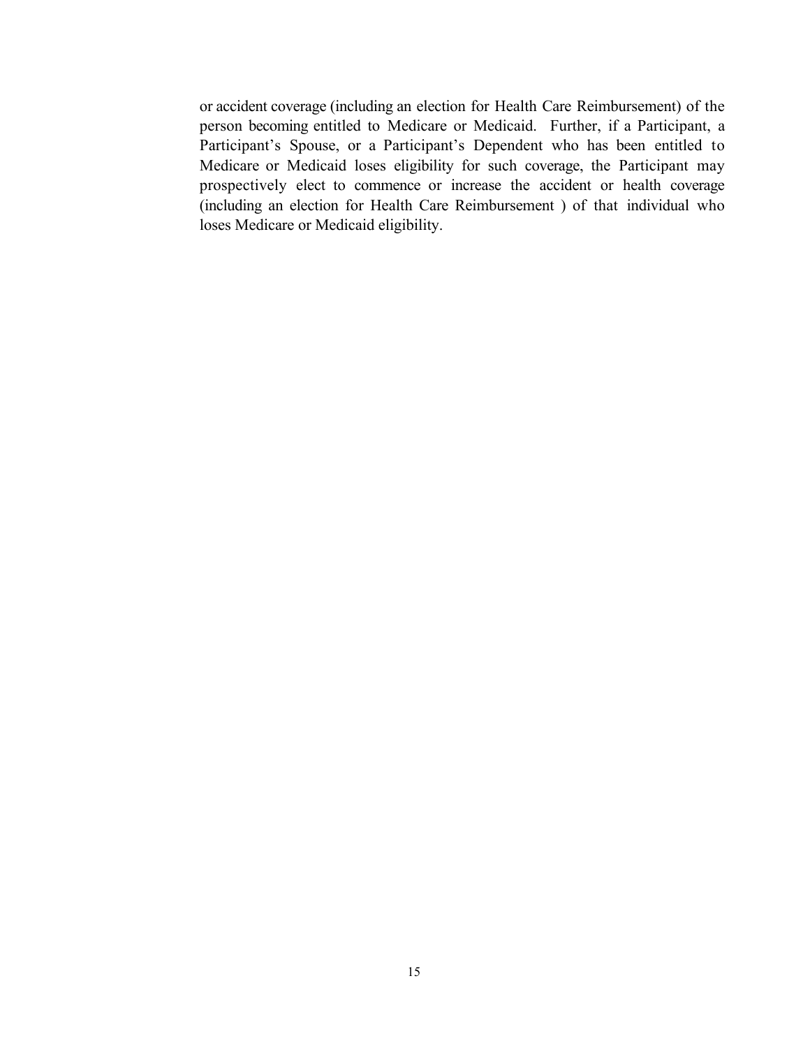or accident coverage (including an election for Health Care Reimbursement) of the person becoming entitled to Medicare or Medicaid. Further, if a Participant, a Participant's Spouse, or a Participant's Dependent who has been entitled to Medicare or Medicaid loses eligibility for such coverage, the Participant may prospectively elect to commence or increase the accident or health coverage (including an election for Health Care Reimbursement ) of that individual who loses Medicare or Medicaid eligibility.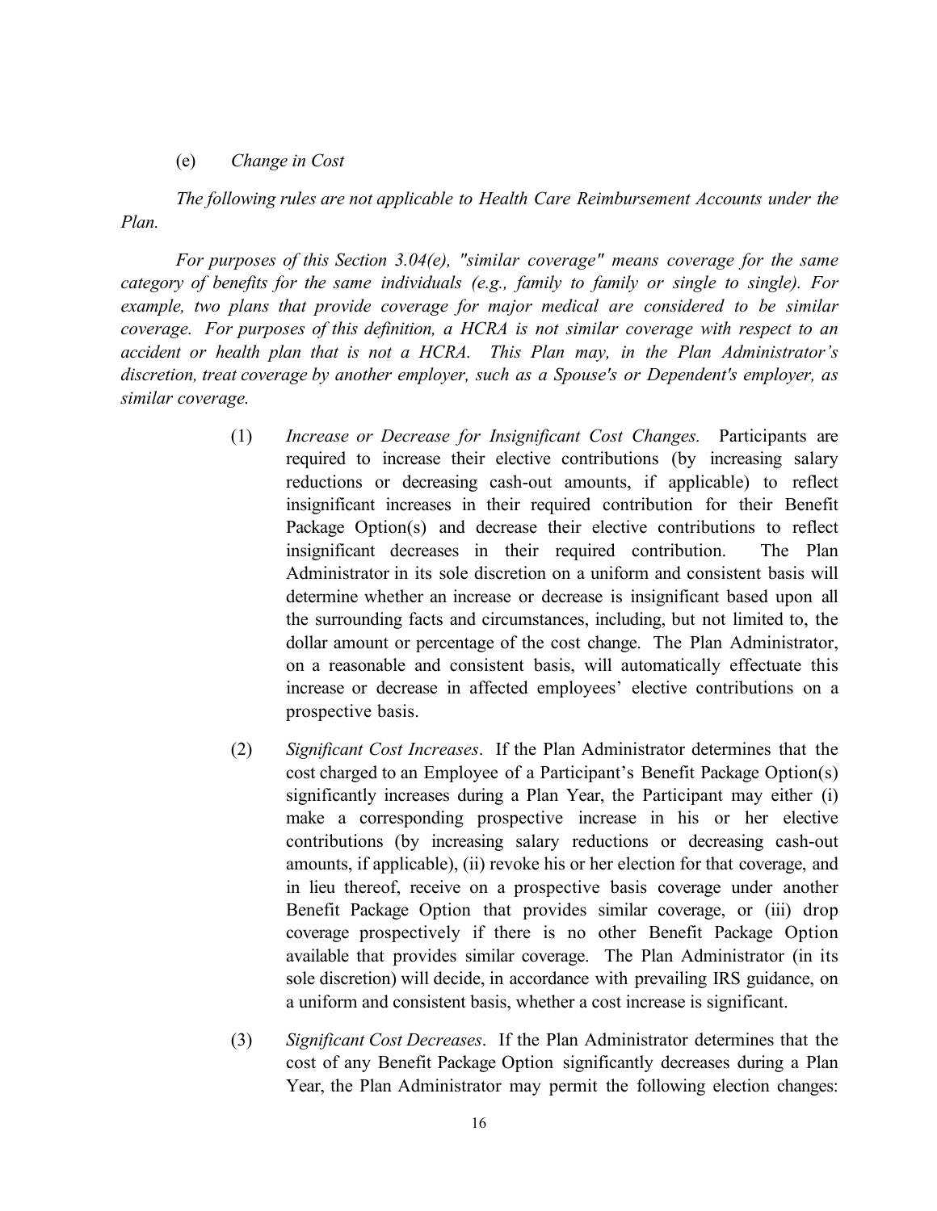(e) *Change in Cost*

*The following rules are not applicable to Health Care Reimbursement Accounts under the Plan.*

*For purposes of this Section 3.04(e), "similar coverage" means coverage for the same category of benefits for the same individuals (e.g., family to family or single to single). For example, two plans that provide coverage for major medical are considered to be similar coverage. For purposes of this definition, a HCRA is not similar coverage with respect to an accident or health plan that is not a HCRA. This Plan may, in the Plan Administrator's discretion, treat coverage by another employer, such as a Spouse's or Dependent's employer, as similar coverage.*

(1) *Increase or Decrease for Insignificant Cost Changes.* Participants are required to increase their elective contributions (by increasing salary reductions or decreasing cash-out amounts, if applicable) to reflect insignificant increases in their required contribution for their Benefit Package Option(s) and decrease their elective contributions to reflect insignificant decreases in their required contribution. The Plan Administrator in its sole discretion on a uniform and consistent basis will determine whether an increase or decrease is insignificant based upon all the surrounding facts and circumstances, including, but not limited to, the dollar amount or percentage of the cost change. The Plan Administrator, on a reasonable and consistent basis, will automatically effectuate this increase or decrease in affected employees' elective contributions on a prospective basis.

(2) *Significant Cost Increases*. If the Plan Administrator determines that the cost charged to an Employee of a Participant's Benefit Package Option(s) significantly increases during a Plan Year, the Participant may either (i) make a corresponding prospective increase in his or her elective contributions (by increasing salary reductions or decreasing cash-out amounts, if applicable), (ii) revoke his or her election for that coverage, and in lieu thereof, receive on a prospective basis coverage under another Benefit Package Option that provides similar coverage, or (iii) drop coverage prospectively if there is no other Benefit Package Option available that provides similar coverage. The Plan Administrator (in its sole discretion) will decide, in accordance with prevailing IRS guidance, on a uniform and consistent basis, whether a cost increase is significant.

(3) *Significant Cost Decreases*. If the Plan Administrator determines that the cost of any Benefit Package Option significantly decreases during a Plan Year, the Plan Administrator may permit the following election changes: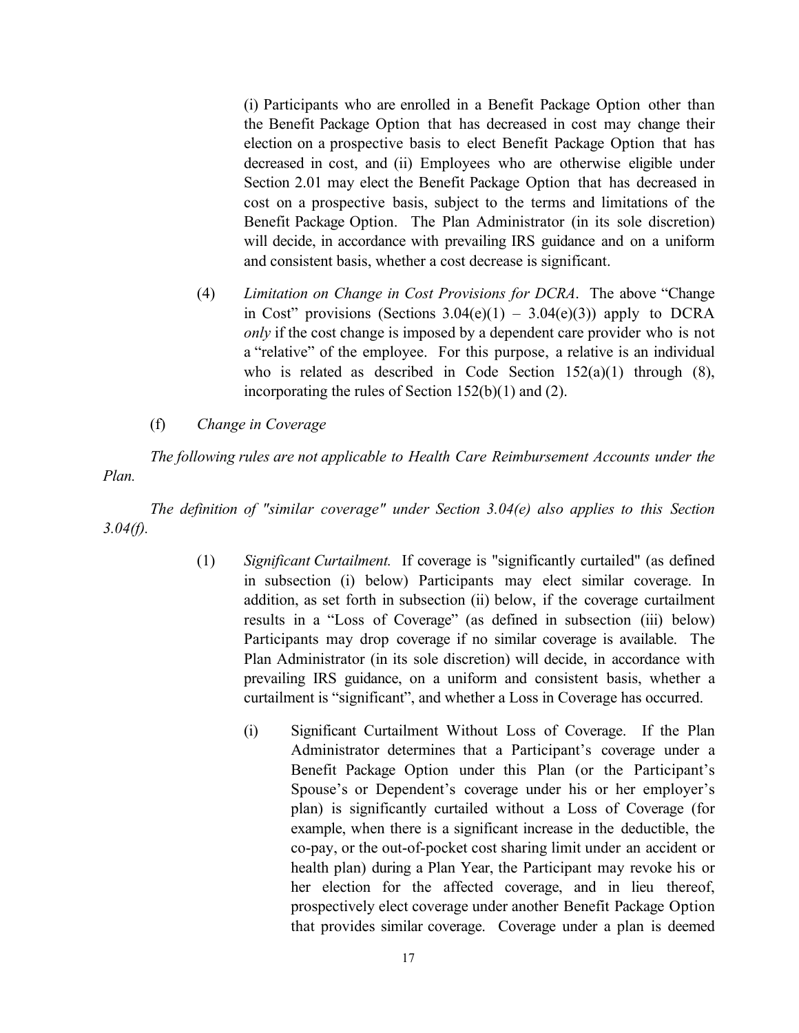(i) Participants who are enrolled in a Benefit Package Option other than the Benefit Package Option that has decreased in cost may change their election on a prospective basis to elect Benefit Package Option that has decreased in cost, and (ii) Employees who are otherwise eligible under Section 2.01 may elect the Benefit Package Option that has decreased in cost on a prospective basis, subject to the terms and limitations of the Benefit Package Option. The Plan Administrator (in its sole discretion) will decide, in accordance with prevailing IRS guidance and on a uniform and consistent basis, whether a cost decrease is significant.

(4) *Limitation on Change in Cost Provisions for DCRA*. The above "Change in Cost" provisions (Sections 3.04(e)(1) – 3.04(e)(3)) apply to DCRA *only* if the cost change is imposed by a dependent care provider who is not a "relative" of the employee. For this purpose, a relative is an individual who is related as described in Code Section 152(a)(1) through (8), incorporating the rules of Section 152(b)(1) and (2).

(f) *Change in Coverage*

*The following rules are not applicable to Health Care Reimbursement Accounts under the Plan.*

*The definition of "similar coverage" under Section 3.04(e) also applies to this Section 3.04(f).*

(1) *Significant Curtailment.* If coverage is "significantly curtailed" (as defined in subsection (i) below) Participants may elect similar coverage. In addition, as set forth in subsection (ii) below, if the coverage curtailment results in a "Loss of Coverage" (as defined in subsection (iii) below) Participants may drop coverage if no similar coverage is available. The Plan Administrator (in its sole discretion) will decide, in accordance with prevailing IRS guidance, on a uniform and consistent basis, whether a curtailment is "significant", and whether a Loss in Coverage has occurred.

(i) Significant Curtailment Without Loss of Coverage. If the Plan Administrator determines that a Participant's coverage under a Benefit Package Option under this Plan (or the Participant's Spouse's or Dependent's coverage under his or her employer's plan) is significantly curtailed without a Loss of Coverage (for example, when there is a significant increase in the deductible, the co-pay, or the out-of-pocket cost sharing limit under an accident or health plan) during a Plan Year, the Participant may revoke his or her election for the affected coverage, and in lieu thereof, prospectively elect coverage under another Benefit Package Option that provides similar coverage. Coverage under a plan is deemed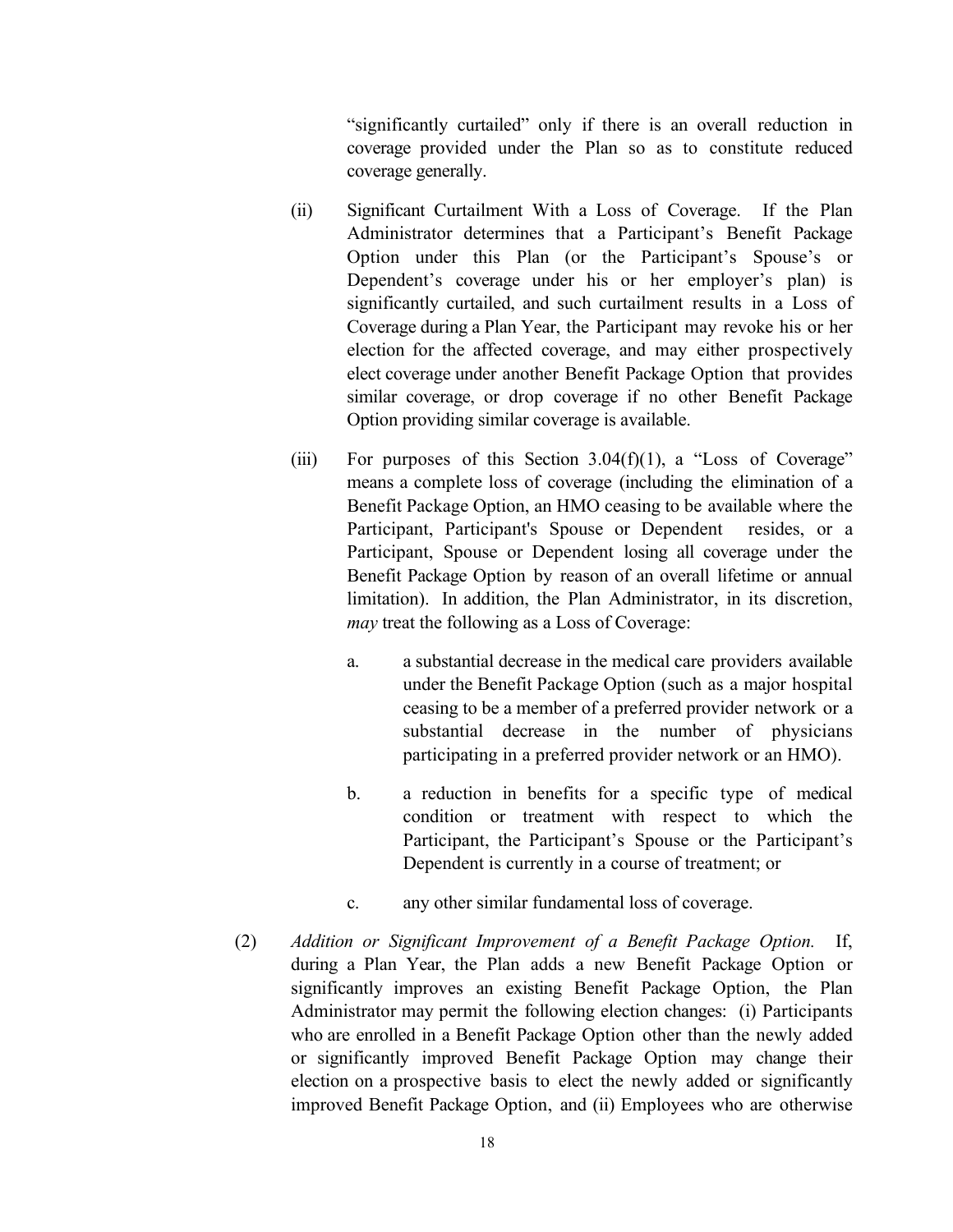"significantly curtailed" only if there is an overall reduction in coverage provided under the Plan so as to constitute reduced coverage generally.

(ii) Significant Curtailment With a Loss of Coverage. If the Plan Administrator determines that a Participant's Benefit Package Option under this Plan (or the Participant's Spouse's or Dependent's coverage under his or her employer's plan) is significantly curtailed, and such curtailment results in a Loss of Coverage during a Plan Year, the Participant may revoke his or her election for the affected coverage, and may either prospectively elect coverage under another Benefit Package Option that provides similar coverage, or drop coverage if no other Benefit Package Option providing similar coverage is available.

(iii) For purposes of this Section 3.04(f)(1), a "Loss of Coverage" means a complete loss of coverage (including the elimination of a Benefit Package Option, an HMO ceasing to be available where the Participant, Participant's Spouse or Dependent resides, or a Participant, Spouse or Dependent losing all coverage under the Benefit Package Option by reason of an overall lifetime or annual limitation). In addition, the Plan Administrator, in its discretion, *may* treat the following as a Loss of Coverage:

a. a substantial decrease in the medical care providers available under the Benefit Package Option (such as a major hospital ceasing to be a member of a preferred provider network or a substantial decrease in the number of physicians participating in a preferred provider network or an HMO).

b. a reduction in benefits for a specific type of medical condition or treatment with respect to which the Participant, the Participant's Spouse or the Participant's Dependent is currently in a course of treatment; or

c. any other similar fundamental loss of coverage.

(2) *Addition or Significant Improvement of a Benefit Package Option.* If, during a Plan Year, the Plan adds a new Benefit Package Option or significantly improves an existing Benefit Package Option, the Plan Administrator may permit the following election changes: (i) Participants who are enrolled in a Benefit Package Option other than the newly added or significantly improved Benefit Package Option may change their election on a prospective basis to elect the newly added or significantly improved Benefit Package Option, and (ii) Employees who are otherwise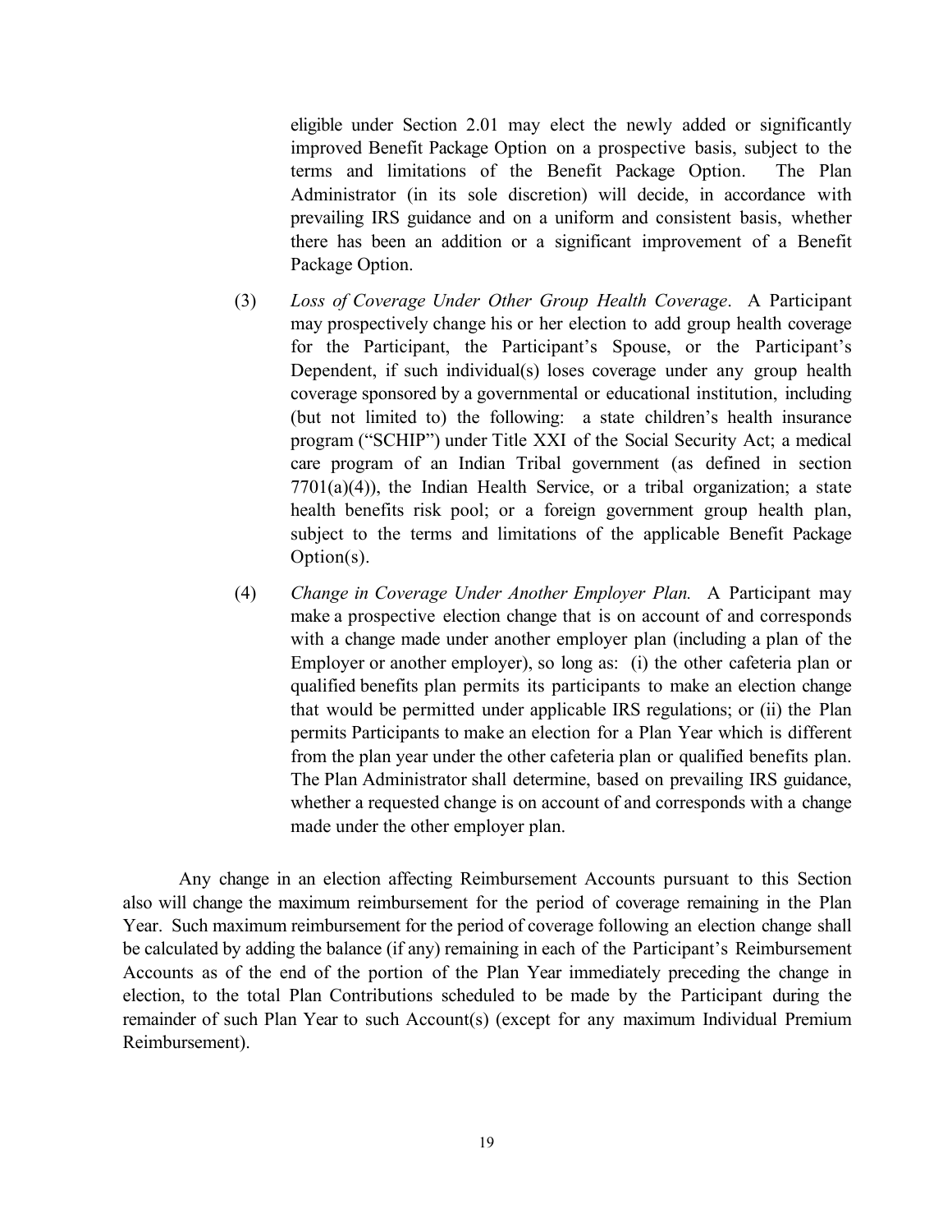eligible under Section 2.01 may elect the newly added or significantly improved Benefit Package Option on a prospective basis, subject to the terms and limitations of the Benefit Package Option. The Plan Administrator (in its sole discretion) will decide, in accordance with prevailing IRS guidance and on a uniform and consistent basis, whether there has been an addition or a significant improvement of a Benefit Package Option.

(3) *Loss of Coverage Under Other Group Health Coverage*. A Participant may prospectively change his or her election to add group health coverage for the Participant, the Participant's Spouse, or the Participant's Dependent, if such individual(s) loses coverage under any group health coverage sponsored by a governmental or educational institution, including (but not limited to) the following: a state children's health insurance program ("SCHIP") under Title XXI of the Social Security Act; a medical care program of an Indian Tribal government (as defined in section 7701(a)(4)), the Indian Health Service, or a tribal organization; a state health benefits risk pool; or a foreign government group health plan, subject to the terms and limitations of the applicable Benefit Package Option(s).

(4) *Change in Coverage Under Another Employer Plan.* A Participant may make a prospective election change that is on account of and corresponds with a change made under another employer plan (including a plan of the Employer or another employer), so long as: (i) the other cafeteria plan or qualified benefits plan permits its participants to make an election change that would be permitted under applicable IRS regulations; or (ii) the Plan permits Participants to make an election for a Plan Year which is different from the plan year under the other cafeteria plan or qualified benefits plan. The Plan Administrator shall determine, based on prevailing IRS guidance, whether a requested change is on account of and corresponds with a change made under the other employer plan.

Any change in an election affecting Reimbursement Accounts pursuant to this Section also will change the maximum reimbursement for the period of coverage remaining in the Plan Year. Such maximum reimbursement for the period of coverage following an election change shall be calculated by adding the balance (if any) remaining in each of the Participant's Reimbursement Accounts as of the end of the portion of the Plan Year immediately preceding the change in election, to the total Plan Contributions scheduled to be made by the Participant during the remainder of such Plan Year to such Account(s) (except for any maximum Individual Premium Reimbursement).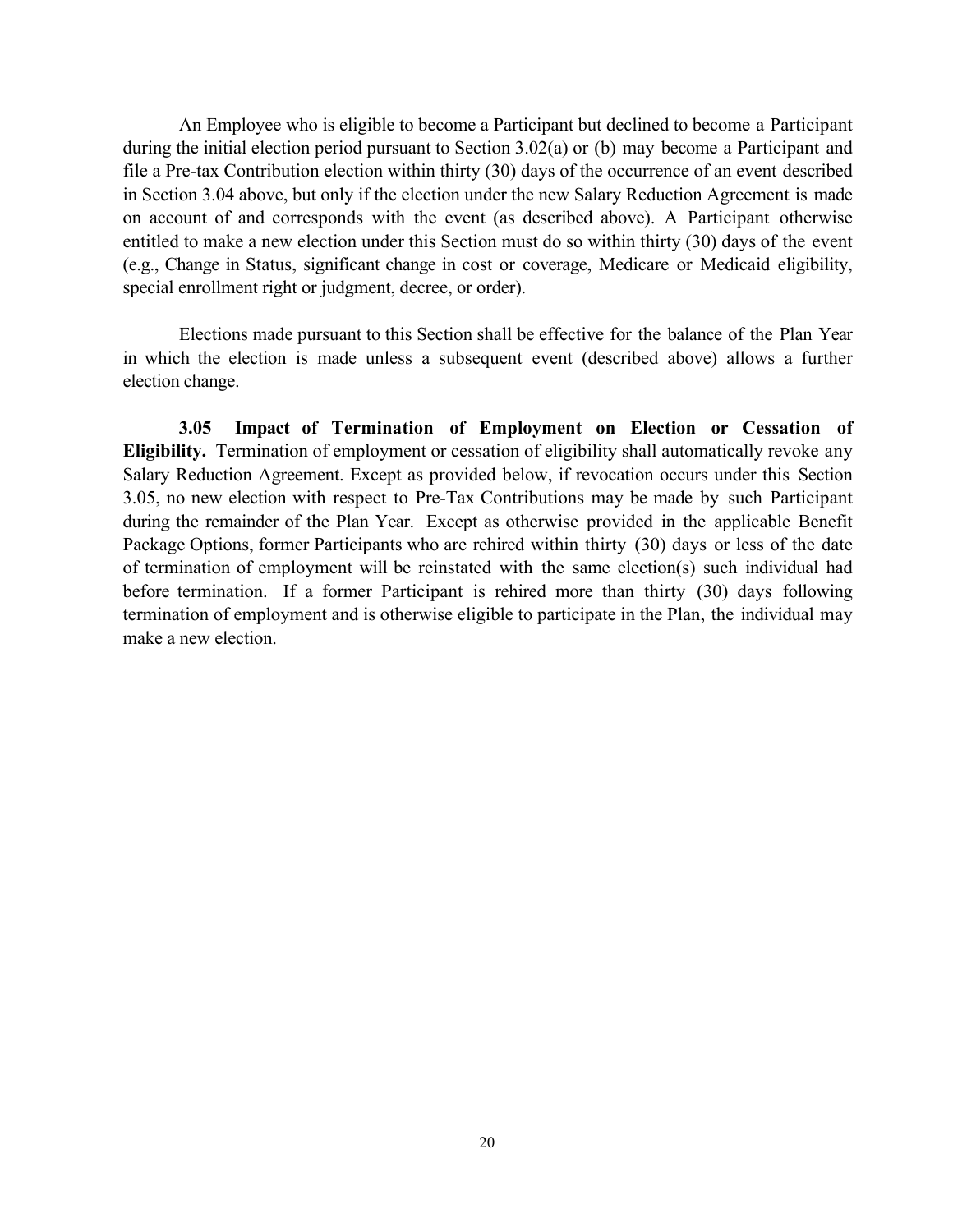An Employee who is eligible to become a Participant but declined to become a Participant during the initial election period pursuant to Section 3.02(a) or (b) may become a Participant and file a Pre-tax Contribution election within thirty (30) days of the occurrence of an event described in Section 3.04 above, but only if the election under the new Salary Reduction Agreement is made on account of and corresponds with the event (as described above). A Participant otherwise entitled to make a new election under this Section must do so within thirty (30) days of the event (e.g., Change in Status, significant change in cost or coverage, Medicare or Medicaid eligibility, special enrollment right or judgment, decree, or order).

Elections made pursuant to this Section shall be effective for the balance of the Plan Year in which the election is made unless a subsequent event (described above) allows a further election change.

**3.05 Impact of Termination of Employment on Election or Cessation of Eligibility.** Termination of employment or cessation of eligibility shall automatically revoke any Salary Reduction Agreement. Except as provided below, if revocation occurs under this Section 3.05, no new election with respect to Pre-Tax Contributions may be made by such Participant during the remainder of the Plan Year. Except as otherwise provided in the applicable Benefit Package Options, former Participants who are rehired within thirty (30) days or less of the date of termination of employment will be reinstated with the same election(s) such individual had before termination. If a former Participant is rehired more than thirty (30) days following termination of employment and is otherwise eligible to participate in the Plan, the individual may make a new election.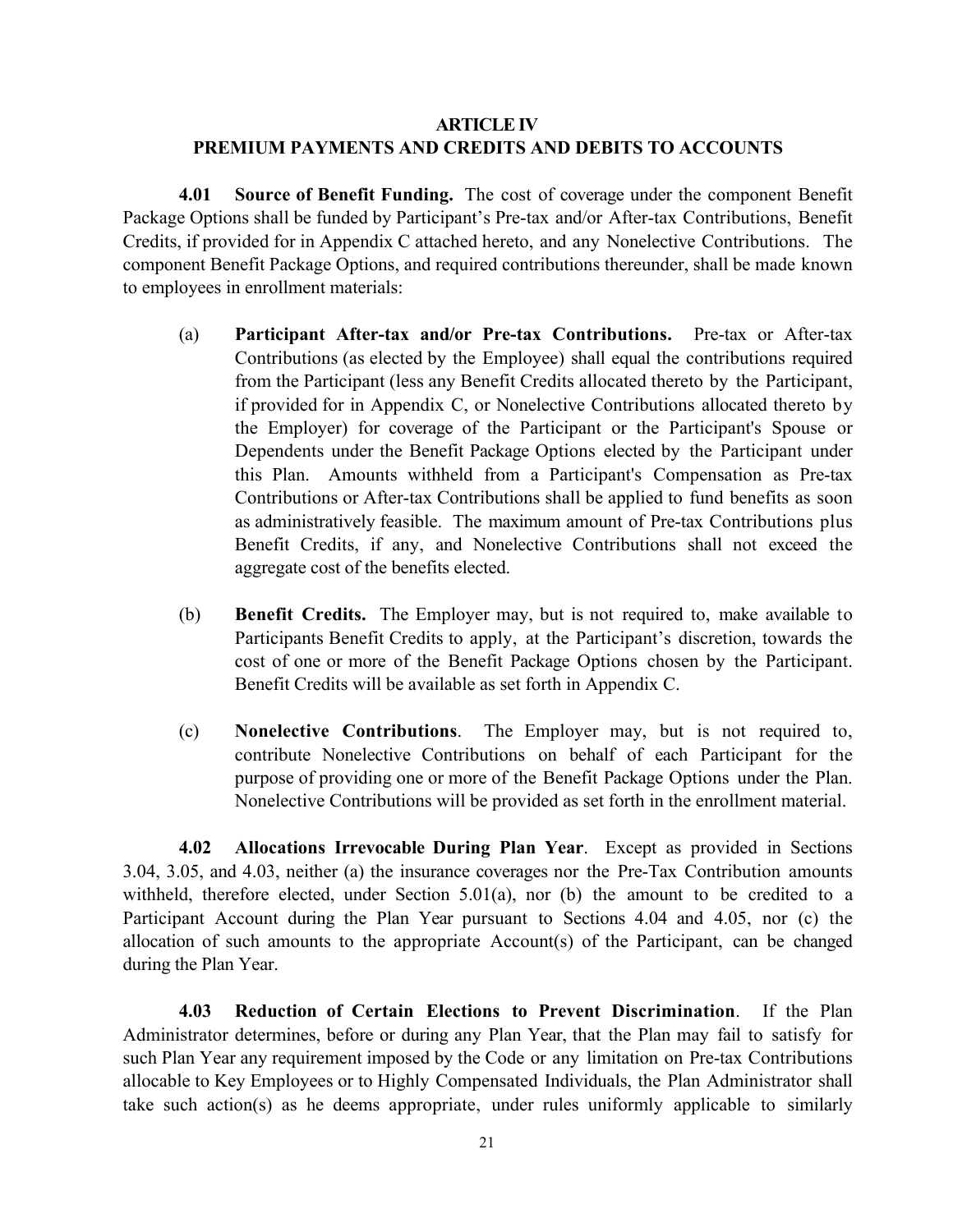# ARTICLE IV
## PREMIUM PAYMENTS AND CREDITS AND DEBITS TO ACCOUNTS

**4.01 Source of Benefit Funding.** The cost of coverage under the component Benefit Package Options shall be funded by Participant's Pre-tax and/or After-tax Contributions, Benefit Credits, if provided for in Appendix C attached hereto, and any Nonelective Contributions. The component Benefit Package Options, and required contributions thereunder, shall be made known to employees in enrollment materials:

(a) **Participant After-tax and/or Pre-tax Contributions.** Pre-tax or After-tax Contributions (as elected by the Employee) shall equal the contributions required from the Participant (less any Benefit Credits allocated thereto by the Participant, if provided for in Appendix C, or Nonelective Contributions allocated thereto by the Employer) for coverage of the Participant or the Participant's Spouse or Dependents under the Benefit Package Options elected by the Participant under this Plan. Amounts withheld from a Participant's Compensation as Pre-tax Contributions or After-tax Contributions shall be applied to fund benefits as soon as administratively feasible. The maximum amount of Pre-tax Contributions plus Benefit Credits, if any, and Nonelective Contributions shall not exceed the aggregate cost of the benefits elected.

(b) **Benefit Credits.** The Employer may, but is not required to, make available to Participants Benefit Credits to apply, at the Participant's discretion, towards the cost of one or more of the Benefit Package Options chosen by the Participant. Benefit Credits will be available as set forth in Appendix C.

(c) **Nonelective Contributions**. The Employer may, but is not required to, contribute Nonelective Contributions on behalf of each Participant for the purpose of providing one or more of the Benefit Package Options under the Plan. Nonelective Contributions will be provided as set forth in the enrollment material.

**4.02 Allocations Irrevocable During Plan Year**. Except as provided in Sections 3.04, 3.05, and 4.03, neither (a) the insurance coverages nor the Pre-Tax Contribution amounts withheld, therefore elected, under Section 5.01(a), nor (b) the amount to be credited to a Participant Account during the Plan Year pursuant to Sections 4.04 and 4.05, nor (c) the allocation of such amounts to the appropriate Account(s) of the Participant, can be changed during the Plan Year.

**4.03 Reduction of Certain Elections to Prevent Discrimination**. If the Plan Administrator determines, before or during any Plan Year, that the Plan may fail to satisfy for such Plan Year any requirement imposed by the Code or any limitation on Pre-tax Contributions allocable to Key Employees or to Highly Compensated Individuals, the Plan Administrator shall take such action(s) as he deems appropriate, under rules uniformly applicable to similarly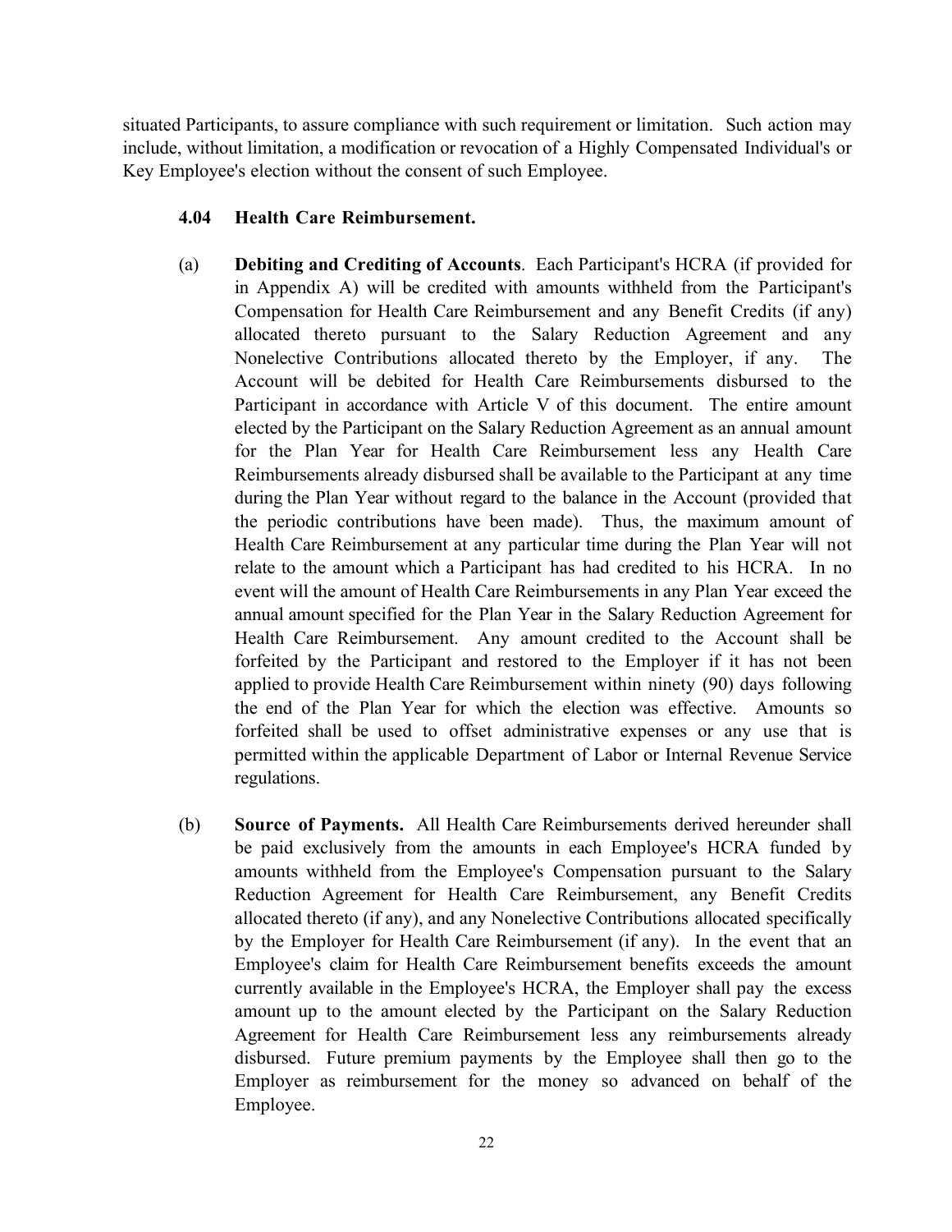situated Participants, to assure compliance with such requirement or limitation. Such action may include, without limitation, a modification or revocation of a Highly Compensated Individual's or Key Employee's election without the consent of such Employee.

### 4.04 Health Care Reimbursement.

(a) **Debiting and Crediting of Accounts**. Each Participant's HCRA (if provided for in Appendix A) will be credited with amounts withheld from the Participant's Compensation for Health Care Reimbursement and any Benefit Credits (if any) allocated thereto pursuant to the Salary Reduction Agreement and any Nonelective Contributions allocated thereto by the Employer, if any. The Account will be debited for Health Care Reimbursements disbursed to the Participant in accordance with Article V of this document. The entire amount elected by the Participant on the Salary Reduction Agreement as an annual amount for the Plan Year for Health Care Reimbursement less any Health Care Reimbursements already disbursed shall be available to the Participant at any time during the Plan Year without regard to the balance in the Account (provided that the periodic contributions have been made). Thus, the maximum amount of Health Care Reimbursement at any particular time during the Plan Year will not relate to the amount which a Participant has had credited to his HCRA. In no event will the amount of Health Care Reimbursements in any Plan Year exceed the annual amount specified for the Plan Year in the Salary Reduction Agreement for Health Care Reimbursement. Any amount credited to the Account shall be forfeited by the Participant and restored to the Employer if it has not been applied to provide Health Care Reimbursement within ninety (90) days following the end of the Plan Year for which the election was effective. Amounts so forfeited shall be used to offset administrative expenses or any use that is permitted within the applicable Department of Labor or Internal Revenue Service regulations.

(b) **Source of Payments.** All Health Care Reimbursements derived hereunder shall be paid exclusively from the amounts in each Employee's HCRA funded by amounts withheld from the Employee's Compensation pursuant to the Salary Reduction Agreement for Health Care Reimbursement, any Benefit Credits allocated thereto (if any), and any Nonelective Contributions allocated specifically by the Employer for Health Care Reimbursement (if any). In the event that an Employee's claim for Health Care Reimbursement benefits exceeds the amount currently available in the Employee's HCRA, the Employer shall pay the excess amount up to the amount elected by the Participant on the Salary Reduction Agreement for Health Care Reimbursement less any reimbursements already disbursed. Future premium payments by the Employee shall then go to the Employer as reimbursement for the money so advanced on behalf of the Employee.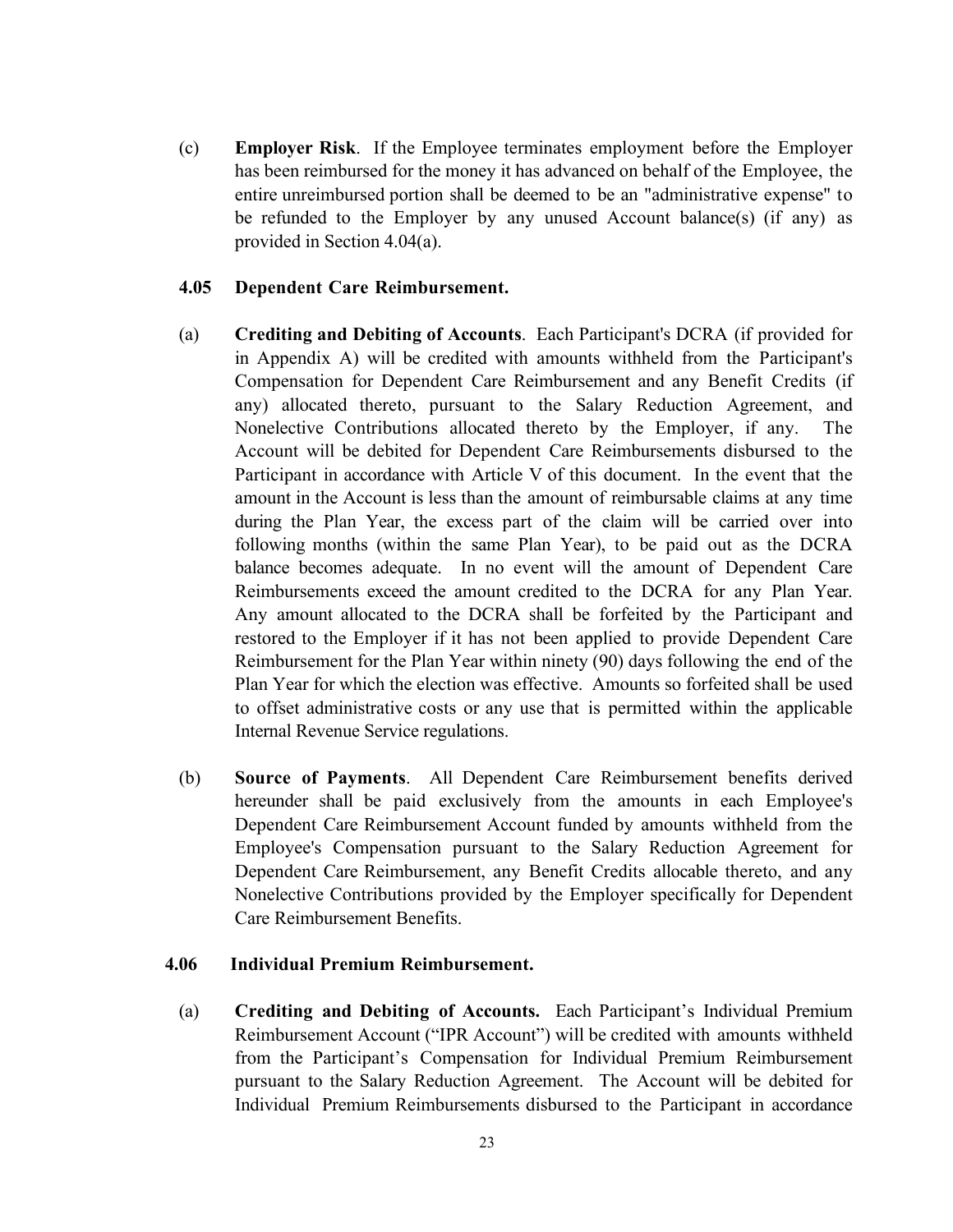(c) **Employer Risk**. If the Employee terminates employment before the Employer has been reimbursed for the money it has advanced on behalf of the Employee, the entire unreimbursed portion shall be deemed to be an "administrative expense" to be refunded to the Employer by any unused Account balance(s) (if any) as provided in Section 4.04(a).

### 4.05 Dependent Care Reimbursement.

(a) **Crediting and Debiting of Accounts**. Each Participant's DCRA (if provided for in Appendix A) will be credited with amounts withheld from the Participant's Compensation for Dependent Care Reimbursement and any Benefit Credits (if any) allocated thereto, pursuant to the Salary Reduction Agreement, and Nonelective Contributions allocated thereto by the Employer, if any. The Account will be debited for Dependent Care Reimbursements disbursed to the Participant in accordance with Article V of this document. In the event that the amount in the Account is less than the amount of reimbursable claims at any time during the Plan Year, the excess part of the claim will be carried over into following months (within the same Plan Year), to be paid out as the DCRA balance becomes adequate. In no event will the amount of Dependent Care Reimbursements exceed the amount credited to the DCRA for any Plan Year. Any amount allocated to the DCRA shall be forfeited by the Participant and restored to the Employer if it has not been applied to provide Dependent Care Reimbursement for the Plan Year within ninety (90) days following the end of the Plan Year for which the election was effective. Amounts so forfeited shall be used to offset administrative costs or any use that is permitted within the applicable Internal Revenue Service regulations.

(b) **Source of Payments**. All Dependent Care Reimbursement benefits derived hereunder shall be paid exclusively from the amounts in each Employee's Dependent Care Reimbursement Account funded by amounts withheld from the Employee's Compensation pursuant to the Salary Reduction Agreement for Dependent Care Reimbursement, any Benefit Credits allocable thereto, and any Nonelective Contributions provided by the Employer specifically for Dependent Care Reimbursement Benefits.

### 4.06 Individual Premium Reimbursement.

(a) **Crediting and Debiting of Accounts.** Each Participant's Individual Premium Reimbursement Account ("IPR Account") will be credited with amounts withheld from the Participant's Compensation for Individual Premium Reimbursement pursuant to the Salary Reduction Agreement. The Account will be debited for Individual Premium Reimbursements disbursed to the Participant in accordance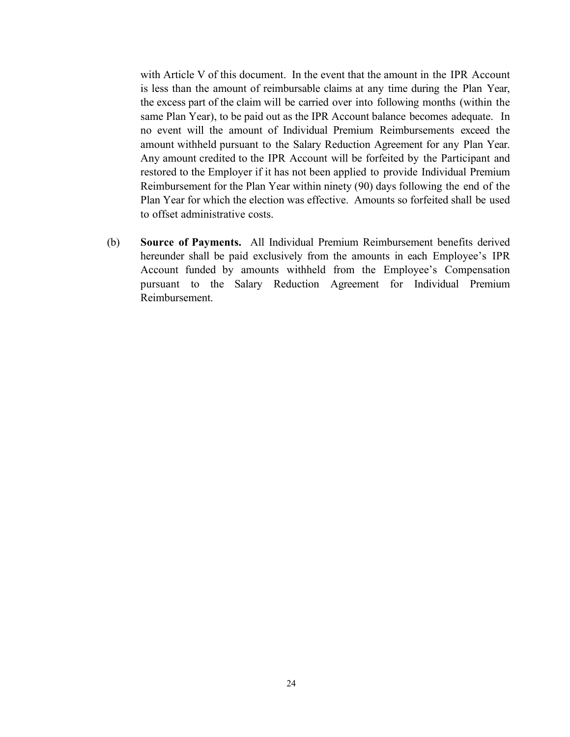with Article V of this document. In the event that the amount in the IPR Account is less than the amount of reimbursable claims at any time during the Plan Year, the excess part of the claim will be carried over into following months (within the same Plan Year), to be paid out as the IPR Account balance becomes adequate. In no event will the amount of Individual Premium Reimbursements exceed the amount withheld pursuant to the Salary Reduction Agreement for any Plan Year. Any amount credited to the IPR Account will be forfeited by the Participant and restored to the Employer if it has not been applied to provide Individual Premium Reimbursement for the Plan Year within ninety (90) days following the end of the Plan Year for which the election was effective. Amounts so forfeited shall be used to offset administrative costs.

(b) **Source of Payments.** All Individual Premium Reimbursement benefits derived hereunder shall be paid exclusively from the amounts in each Employee's IPR Account funded by amounts withheld from the Employee's Compensation pursuant to the Salary Reduction Agreement for Individual Premium Reimbursement.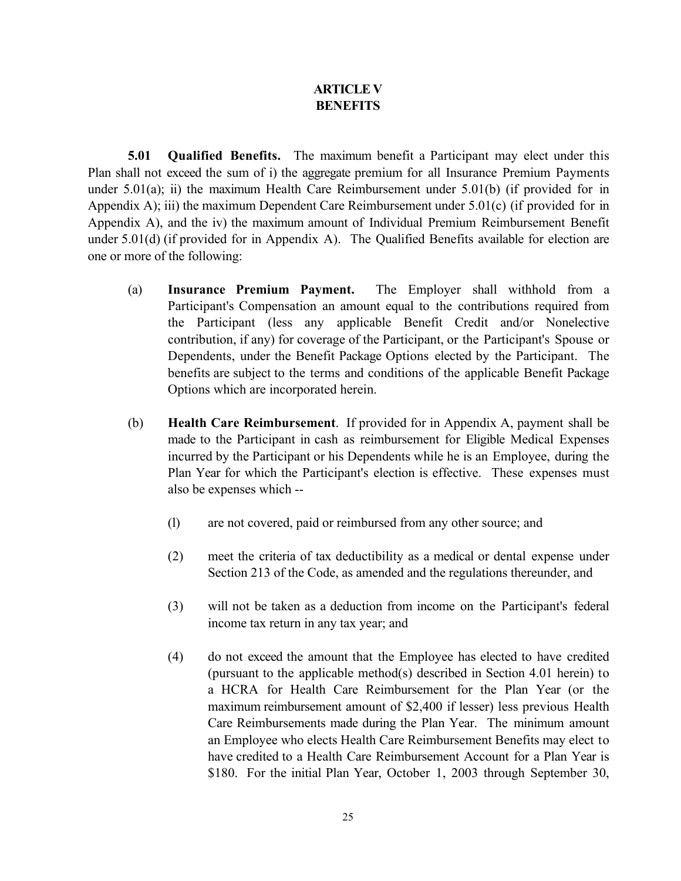# ARTICLE V
# BENEFITS

**5.01 Qualified Benefits.** The maximum benefit a Participant may elect under this Plan shall not exceed the sum of i) the aggregate premium for all Insurance Premium Payments under 5.01(a); ii) the maximum Health Care Reimbursement under 5.01(b) (if provided for in Appendix A); iii) the maximum Dependent Care Reimbursement under 5.01(c) (if provided for in Appendix A), and the iv) the maximum amount of Individual Premium Reimbursement Benefit under 5.01(d) (if provided for in Appendix A). The Qualified Benefits available for election are one or more of the following:

(a) **Insurance Premium Payment.** The Employer shall withhold from a Participant's Compensation an amount equal to the contributions required from the Participant (less any applicable Benefit Credit and/or Nonelective contribution, if any) for coverage of the Participant, or the Participant's Spouse or Dependents, under the Benefit Package Options elected by the Participant. The benefits are subject to the terms and conditions of the applicable Benefit Package Options which are incorporated herein.

(b) **Health Care Reimbursement**. If provided for in Appendix A, payment shall be made to the Participant in cash as reimbursement for Eligible Medical Expenses incurred by the Participant or his Dependents while he is an Employee, during the Plan Year for which the Participant's election is effective. These expenses must also be expenses which --

(l) are not covered, paid or reimbursed from any other source; and

(2) meet the criteria of tax deductibility as a medical or dental expense under Section 213 of the Code, as amended and the regulations thereunder, and

(3) will not be taken as a deduction from income on the Participant's federal income tax return in any tax year; and

(4) do not exceed the amount that the Employee has elected to have credited (pursuant to the applicable method(s) described in Section 4.01 herein) to a HCRA for Health Care Reimbursement for the Plan Year (or the maximum reimbursement amount of $2,400 if lesser) less previous Health Care Reimbursements made during the Plan Year. The minimum amount an Employee who elects Health Care Reimbursement Benefits may elect to have credited to a Health Care Reimbursement Account for a Plan Year is $180. For the initial Plan Year, October 1, 2003 through September 30,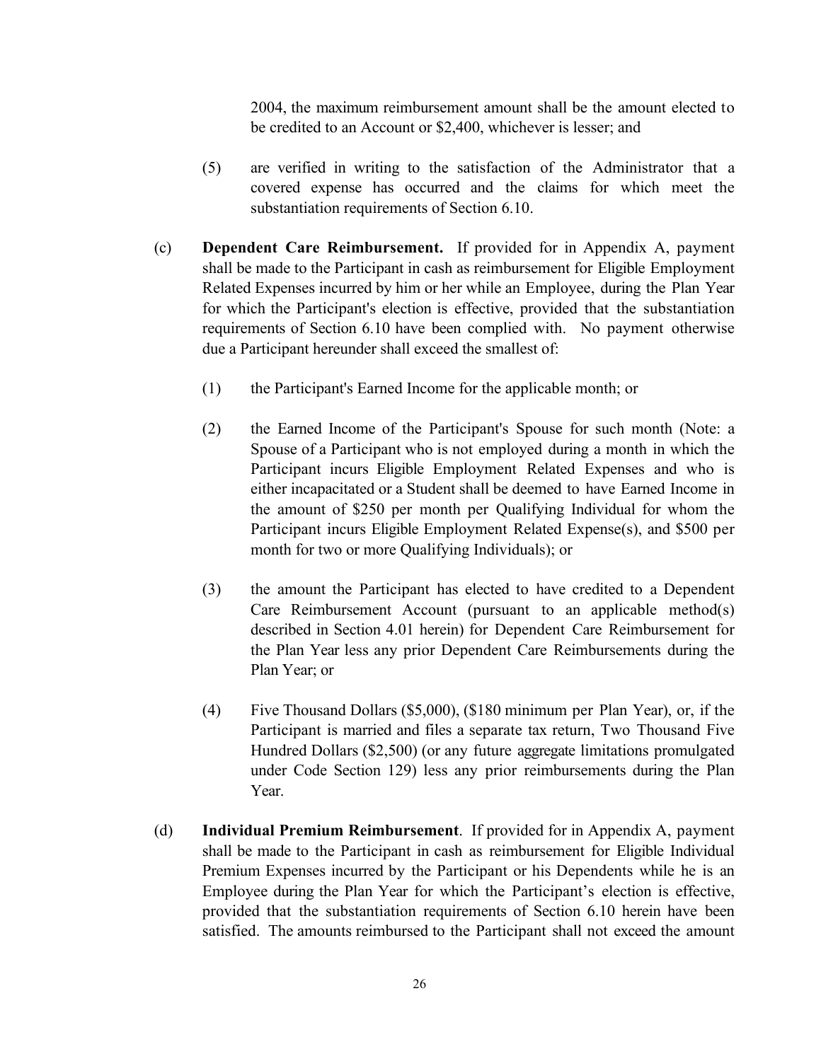2004, the maximum reimbursement amount shall be the amount elected to be credited to an Account or $2,400, whichever is lesser; and

(5) are verified in writing to the satisfaction of the Administrator that a covered expense has occurred and the claims for which meet the substantiation requirements of Section 6.10.

(c) **Dependent Care Reimbursement.** If provided for in Appendix A, payment shall be made to the Participant in cash as reimbursement for Eligible Employment Related Expenses incurred by him or her while an Employee, during the Plan Year for which the Participant's election is effective, provided that the substantiation requirements of Section 6.10 have been complied with. No payment otherwise due a Participant hereunder shall exceed the smallest of:

(1) the Participant's Earned Income for the applicable month; or

(2) the Earned Income of the Participant's Spouse for such month (Note: a Spouse of a Participant who is not employed during a month in which the Participant incurs Eligible Employment Related Expenses and who is either incapacitated or a Student shall be deemed to have Earned Income in the amount of $250 per month per Qualifying Individual for whom the Participant incurs Eligible Employment Related Expense(s), and $500 per month for two or more Qualifying Individuals); or

(3) the amount the Participant has elected to have credited to a Dependent Care Reimbursement Account (pursuant to an applicable method(s) described in Section 4.01 herein) for Dependent Care Reimbursement for the Plan Year less any prior Dependent Care Reimbursements during the Plan Year; or

(4) Five Thousand Dollars ($5,000), ($180 minimum per Plan Year), or, if the Participant is married and files a separate tax return, Two Thousand Five Hundred Dollars ($2,500) (or any future aggregate limitations promulgated under Code Section 129) less any prior reimbursements during the Plan Year.

(d) **Individual Premium Reimbursement**. If provided for in Appendix A, payment shall be made to the Participant in cash as reimbursement for Eligible Individual Premium Expenses incurred by the Participant or his Dependents while he is an Employee during the Plan Year for which the Participant's election is effective, provided that the substantiation requirements of Section 6.10 herein have been satisfied. The amounts reimbursed to the Participant shall not exceed the amount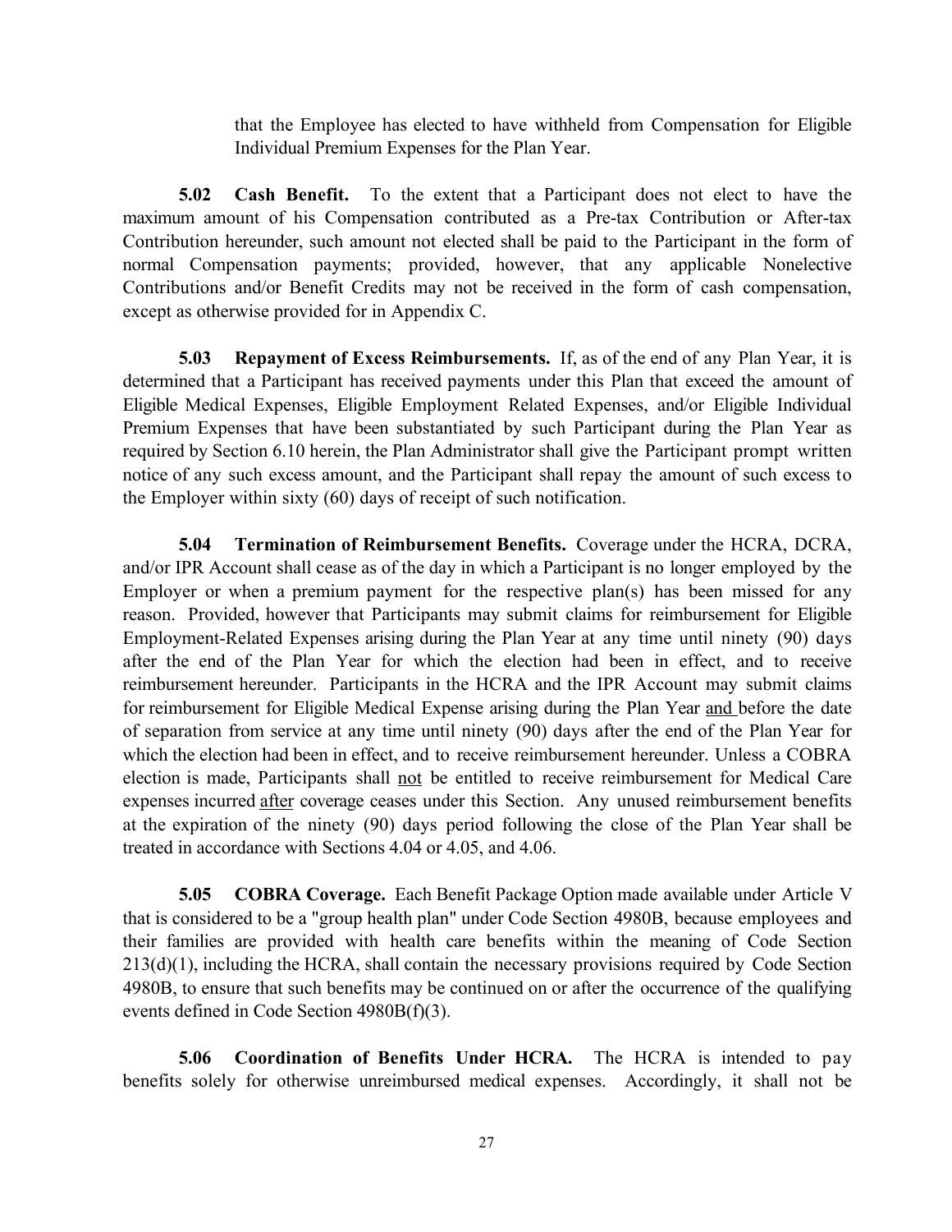that the Employee has elected to have withheld from Compensation for Eligible Individual Premium Expenses for the Plan Year.

**5.02 Cash Benefit.** To the extent that a Participant does not elect to have the maximum amount of his Compensation contributed as a Pre-tax Contribution or After-tax Contribution hereunder, such amount not elected shall be paid to the Participant in the form of normal Compensation payments; provided, however, that any applicable Nonelective Contributions and/or Benefit Credits may not be received in the form of cash compensation, except as otherwise provided for in Appendix C.

**5.03 Repayment of Excess Reimbursements.** If, as of the end of any Plan Year, it is determined that a Participant has received payments under this Plan that exceed the amount of Eligible Medical Expenses, Eligible Employment Related Expenses, and/or Eligible Individual Premium Expenses that have been substantiated by such Participant during the Plan Year as required by Section 6.10 herein, the Plan Administrator shall give the Participant prompt written notice of any such excess amount, and the Participant shall repay the amount of such excess to the Employer within sixty (60) days of receipt of such notification.

**5.04 Termination of Reimbursement Benefits.** Coverage under the HCRA, DCRA, and/or IPR Account shall cease as of the day in which a Participant is no longer employed by the Employer or when a premium payment for the respective plan(s) has been missed for any reason. Provided, however that Participants may submit claims for reimbursement for Eligible Employment-Related Expenses arising during the Plan Year at any time until ninety (90) days after the end of the Plan Year for which the election had been in effect, and to receive reimbursement hereunder. Participants in the HCRA and the IPR Account may submit claims for reimbursement for Eligible Medical Expense arising during the Plan Year <u>and</u> before the date of separation from service at any time until ninety (90) days after the end of the Plan Year for which the election had been in effect, and to receive reimbursement hereunder. Unless a COBRA election is made, Participants shall <u>not</u> be entitled to receive reimbursement for Medical Care expenses incurred <u>after</u> coverage ceases under this Section. Any unused reimbursement benefits at the expiration of the ninety (90) days period following the close of the Plan Year shall be treated in accordance with Sections 4.04 or 4.05, and 4.06.

**5.05 COBRA Coverage.** Each Benefit Package Option made available under Article V that is considered to be a "group health plan" under Code Section 4980B, because employees and their families are provided with health care benefits within the meaning of Code Section 213(d)(1), including the HCRA, shall contain the necessary provisions required by Code Section 4980B, to ensure that such benefits may be continued on or after the occurrence of the qualifying events defined in Code Section 4980B(f)(3).

**5.06 Coordination of Benefits Under HCRA.** The HCRA is intended to pay benefits solely for otherwise unreimbursed medical expenses. Accordingly, it shall not be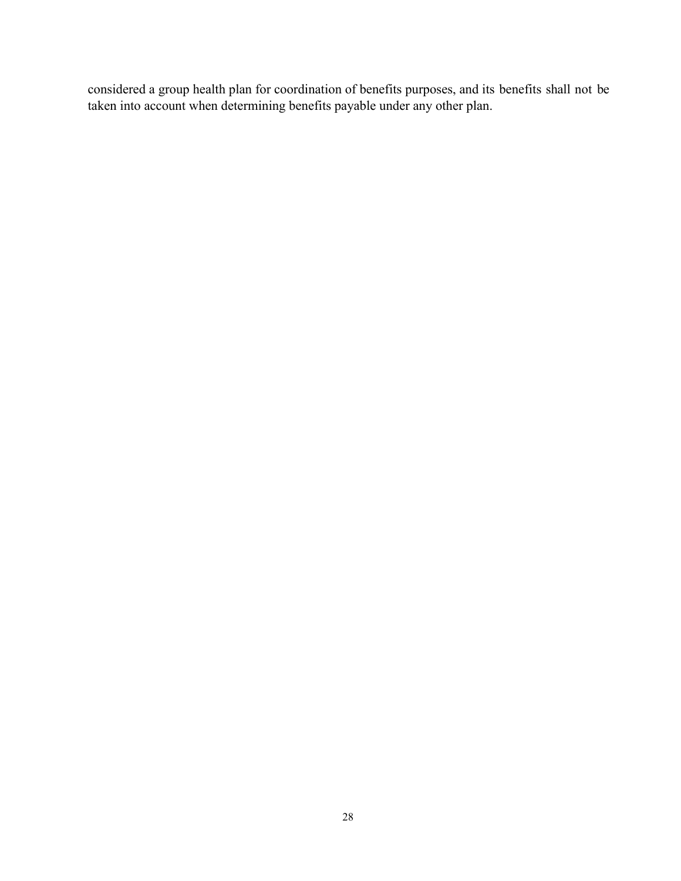considered a group health plan for coordination of benefits purposes, and its benefits shall not be taken into account when determining benefits payable under any other plan.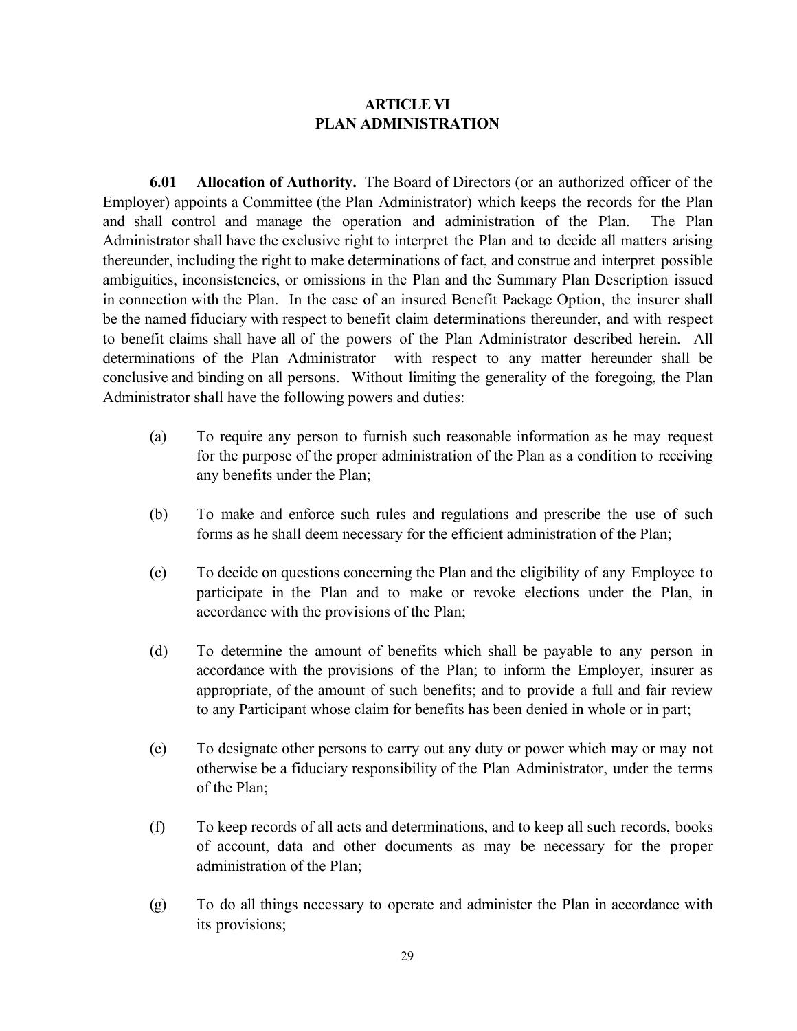## ARTICLE VI
## PLAN ADMINISTRATION

**6.01 Allocation of Authority.** The Board of Directors (or an authorized officer of the Employer) appoints a Committee (the Plan Administrator) which keeps the records for the Plan and shall control and manage the operation and administration of the Plan. The Plan Administrator shall have the exclusive right to interpret the Plan and to decide all matters arising thereunder, including the right to make determinations of fact, and construe and interpret possible ambiguities, inconsistencies, or omissions in the Plan and the Summary Plan Description issued in connection with the Plan. In the case of an insured Benefit Package Option, the insurer shall be the named fiduciary with respect to benefit claim determinations thereunder, and with respect to benefit claims shall have all of the powers of the Plan Administrator described herein. All determinations of the Plan Administrator with respect to any matter hereunder shall be conclusive and binding on all persons. Without limiting the generality of the foregoing, the Plan Administrator shall have the following powers and duties:

(a) To require any person to furnish such reasonable information as he may request for the purpose of the proper administration of the Plan as a condition to receiving any benefits under the Plan;

(b) To make and enforce such rules and regulations and prescribe the use of such forms as he shall deem necessary for the efficient administration of the Plan;

(c) To decide on questions concerning the Plan and the eligibility of any Employee to participate in the Plan and to make or revoke elections under the Plan, in accordance with the provisions of the Plan;

(d) To determine the amount of benefits which shall be payable to any person in accordance with the provisions of the Plan; to inform the Employer, insurer as appropriate, of the amount of such benefits; and to provide a full and fair review to any Participant whose claim for benefits has been denied in whole or in part;

(e) To designate other persons to carry out any duty or power which may or may not otherwise be a fiduciary responsibility of the Plan Administrator, under the terms of the Plan;

(f) To keep records of all acts and determinations, and to keep all such records, books of account, data and other documents as may be necessary for the proper administration of the Plan;

(g) To do all things necessary to operate and administer the Plan in accordance with its provisions;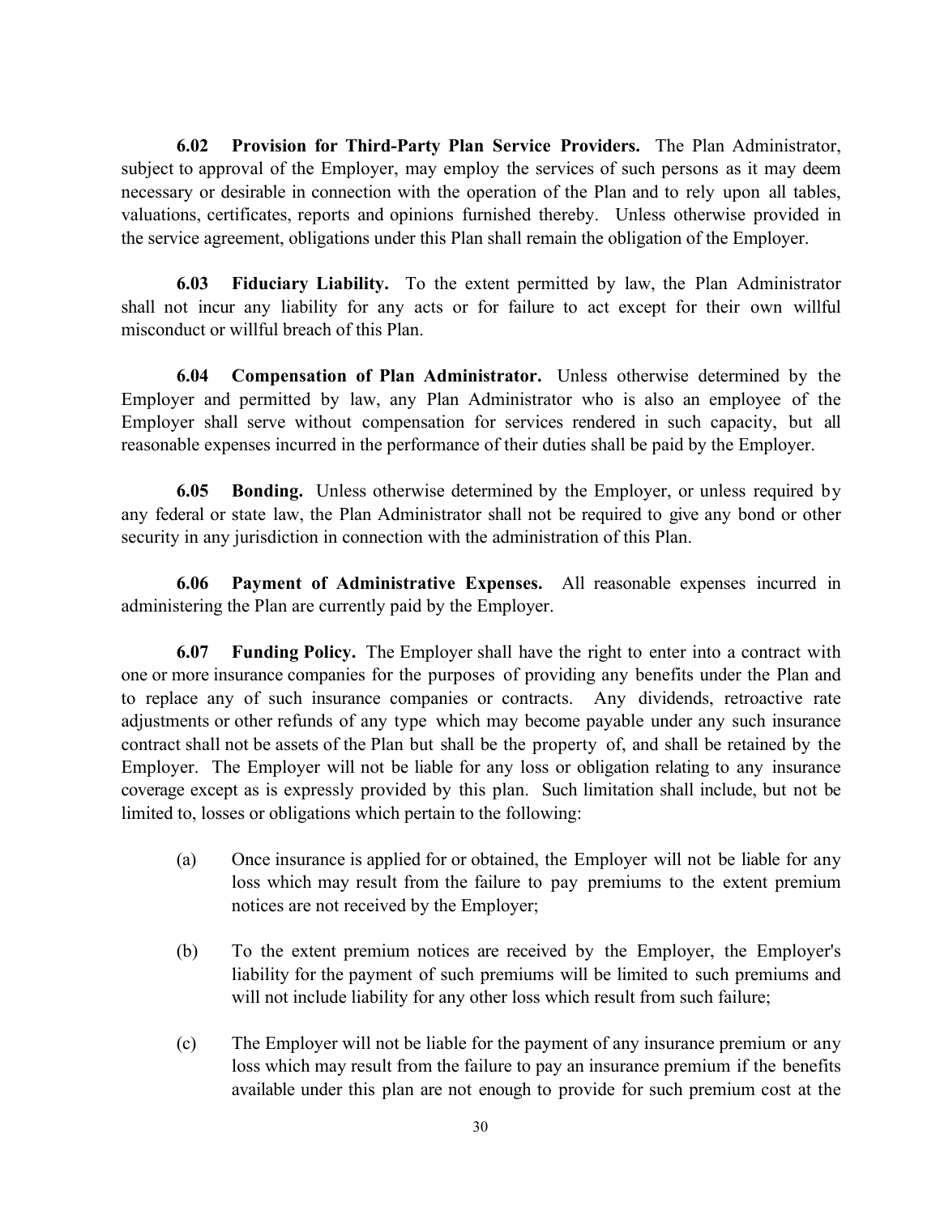**6.02 Provision for Third-Party Plan Service Providers.** The Plan Administrator, subject to approval of the Employer, may employ the services of such persons as it may deem necessary or desirable in connection with the operation of the Plan and to rely upon all tables, valuations, certificates, reports and opinions furnished thereby. Unless otherwise provided in the service agreement, obligations under this Plan shall remain the obligation of the Employer.

**6.03 Fiduciary Liability.** To the extent permitted by law, the Plan Administrator shall not incur any liability for any acts or for failure to act except for their own willful misconduct or willful breach of this Plan.

**6.04 Compensation of Plan Administrator.** Unless otherwise determined by the Employer and permitted by law, any Plan Administrator who is also an employee of the Employer shall serve without compensation for services rendered in such capacity, but all reasonable expenses incurred in the performance of their duties shall be paid by the Employer.

**6.05 Bonding.** Unless otherwise determined by the Employer, or unless required by any federal or state law, the Plan Administrator shall not be required to give any bond or other security in any jurisdiction in connection with the administration of this Plan.

**6.06 Payment of Administrative Expenses.** All reasonable expenses incurred in administering the Plan are currently paid by the Employer.

**6.07 Funding Policy.** The Employer shall have the right to enter into a contract with one or more insurance companies for the purposes of providing any benefits under the Plan and to replace any of such insurance companies or contracts. Any dividends, retroactive rate adjustments or other refunds of any type which may become payable under any such insurance contract shall not be assets of the Plan but shall be the property of, and shall be retained by the Employer. The Employer will not be liable for any loss or obligation relating to any insurance coverage except as is expressly provided by this plan. Such limitation shall include, but not be limited to, losses or obligations which pertain to the following:

(a) Once insurance is applied for or obtained, the Employer will not be liable for any loss which may result from the failure to pay premiums to the extent premium notices are not received by the Employer;

(b) To the extent premium notices are received by the Employer, the Employer's liability for the payment of such premiums will be limited to such premiums and will not include liability for any other loss which result from such failure;

(c) The Employer will not be liable for the payment of any insurance premium or any loss which may result from the failure to pay an insurance premium if the benefits available under this plan are not enough to provide for such premium cost at the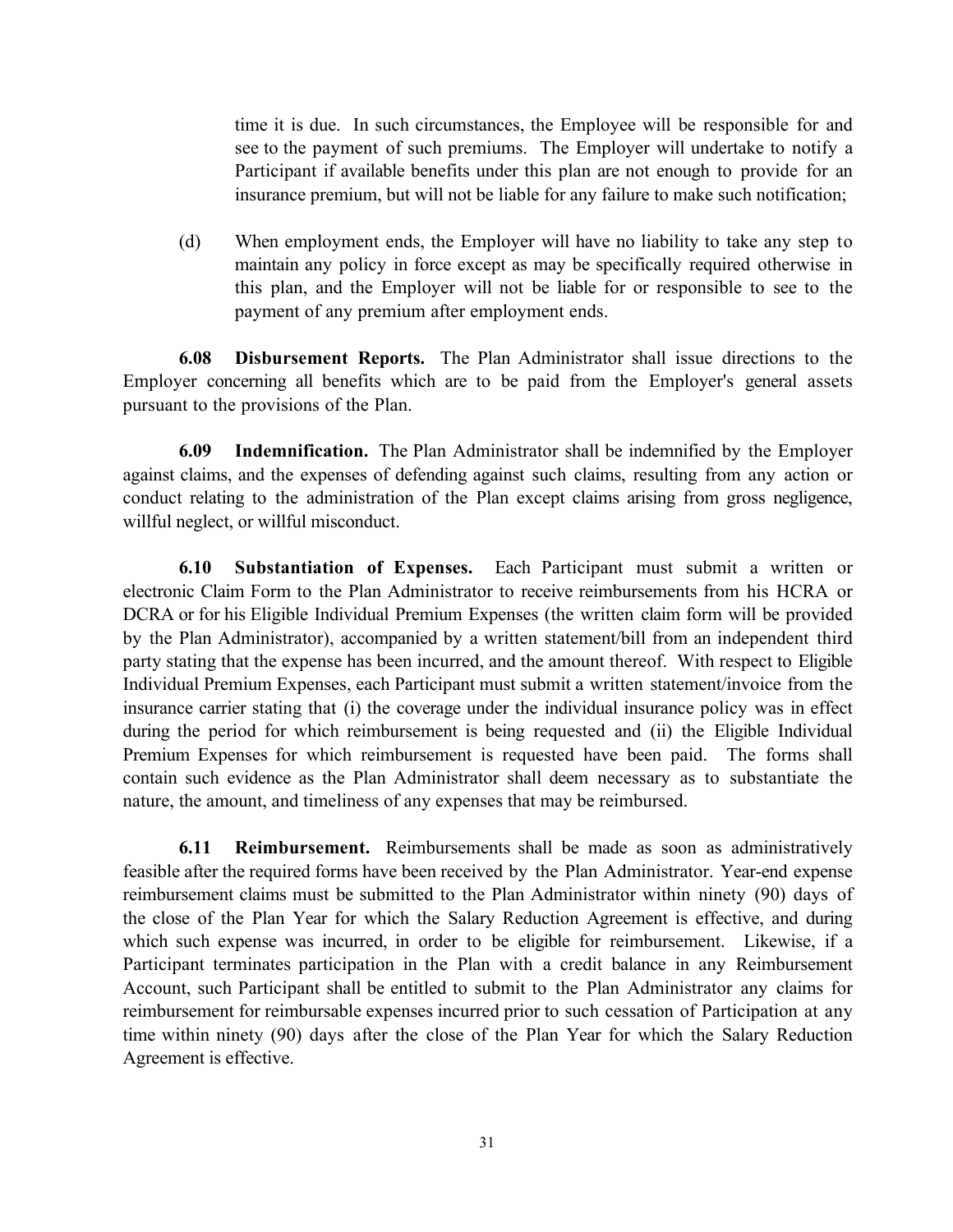time it is due. In such circumstances, the Employee will be responsible for and see to the payment of such premiums. The Employer will undertake to notify a Participant if available benefits under this plan are not enough to provide for an insurance premium, but will not be liable for any failure to make such notification;

(d) When employment ends, the Employer will have no liability to take any step to maintain any policy in force except as may be specifically required otherwise in this plan, and the Employer will not be liable for or responsible to see to the payment of any premium after employment ends.

**6.08 Disbursement Reports.** The Plan Administrator shall issue directions to the Employer concerning all benefits which are to be paid from the Employer's general assets pursuant to the provisions of the Plan.

**6.09 Indemnification.** The Plan Administrator shall be indemnified by the Employer against claims, and the expenses of defending against such claims, resulting from any action or conduct relating to the administration of the Plan except claims arising from gross negligence, willful neglect, or willful misconduct.

**6.10 Substantiation of Expenses.** Each Participant must submit a written or electronic Claim Form to the Plan Administrator to receive reimbursements from his HCRA or DCRA or for his Eligible Individual Premium Expenses (the written claim form will be provided by the Plan Administrator), accompanied by a written statement/bill from an independent third party stating that the expense has been incurred, and the amount thereof. With respect to Eligible Individual Premium Expenses, each Participant must submit a written statement/invoice from the insurance carrier stating that (i) the coverage under the individual insurance policy was in effect during the period for which reimbursement is being requested and (ii) the Eligible Individual Premium Expenses for which reimbursement is requested have been paid. The forms shall contain such evidence as the Plan Administrator shall deem necessary as to substantiate the nature, the amount, and timeliness of any expenses that may be reimbursed.

**6.11 Reimbursement.** Reimbursements shall be made as soon as administratively feasible after the required forms have been received by the Plan Administrator. Year-end expense reimbursement claims must be submitted to the Plan Administrator within ninety (90) days of the close of the Plan Year for which the Salary Reduction Agreement is effective, and during which such expense was incurred, in order to be eligible for reimbursement. Likewise, if a Participant terminates participation in the Plan with a credit balance in any Reimbursement Account, such Participant shall be entitled to submit to the Plan Administrator any claims for reimbursement for reimbursable expenses incurred prior to such cessation of Participation at any time within ninety (90) days after the close of the Plan Year for which the Salary Reduction Agreement is effective.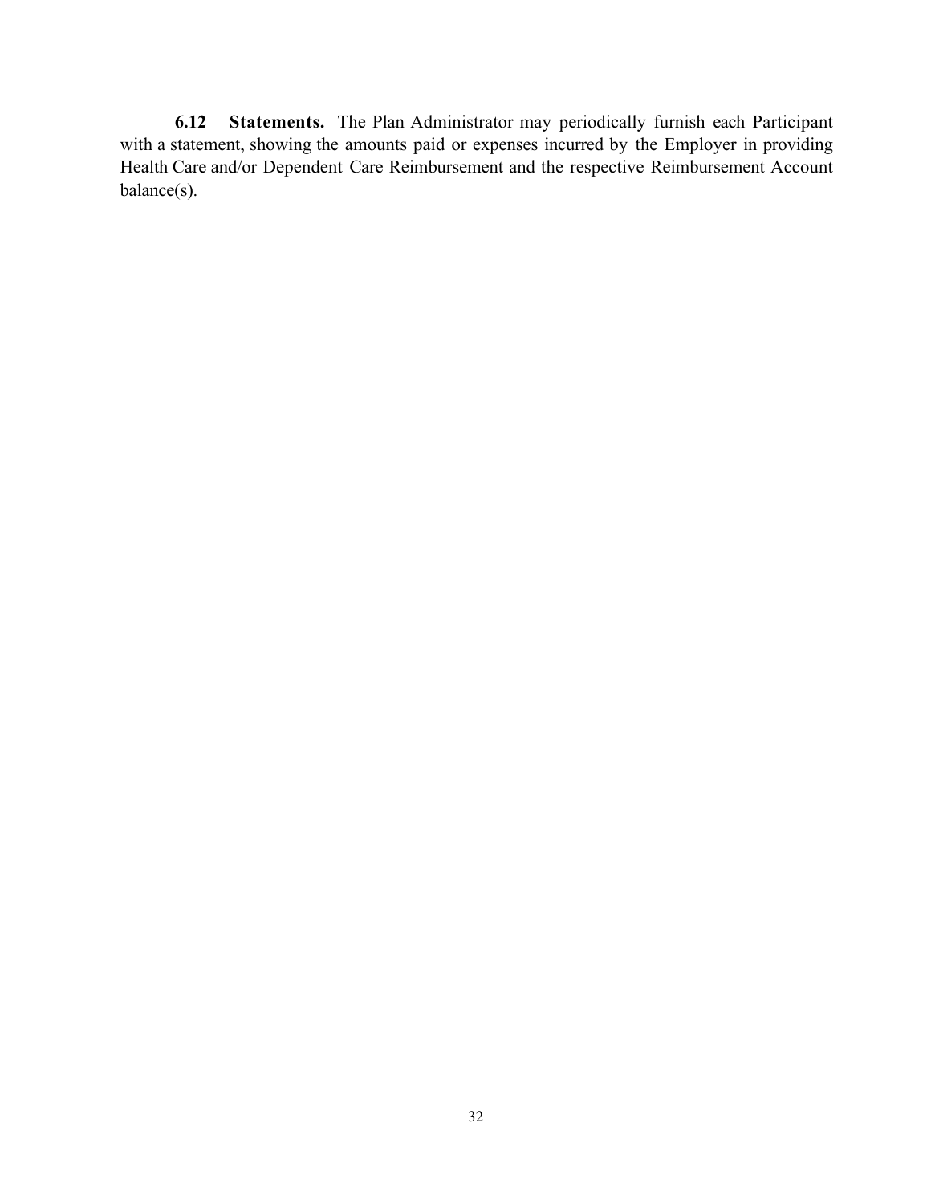**6.12 Statements.** The Plan Administrator may periodically furnish each Participant with a statement, showing the amounts paid or expenses incurred by the Employer in providing Health Care and/or Dependent Care Reimbursement and the respective Reimbursement Account balance(s).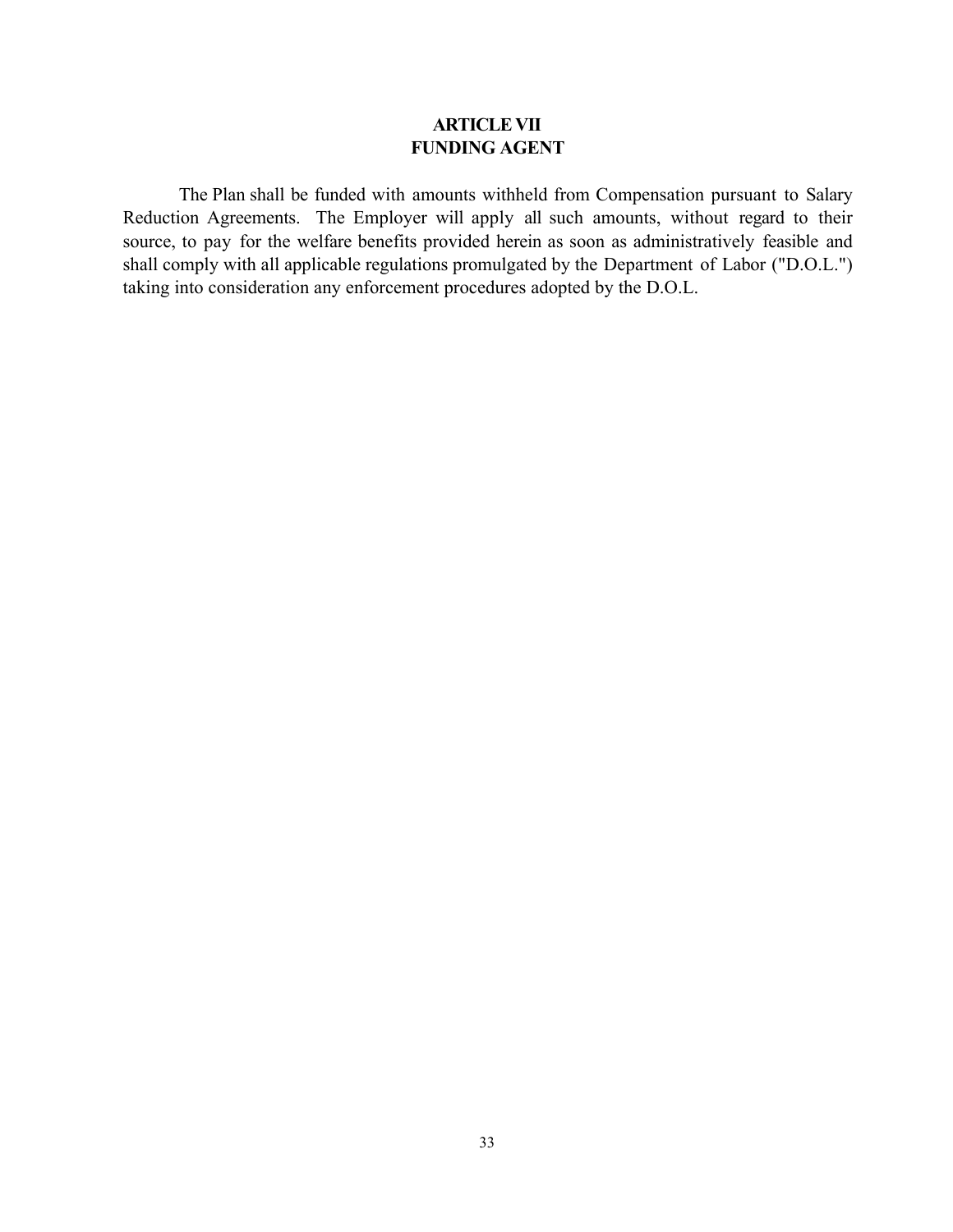# ARTICLE VII
# FUNDING AGENT

The Plan shall be funded with amounts withheld from Compensation pursuant to Salary Reduction Agreements. The Employer will apply all such amounts, without regard to their source, to pay for the welfare benefits provided herein as soon as administratively feasible and shall comply with all applicable regulations promulgated by the Department of Labor ("D.O.L.") taking into consideration any enforcement procedures adopted by the D.O.L.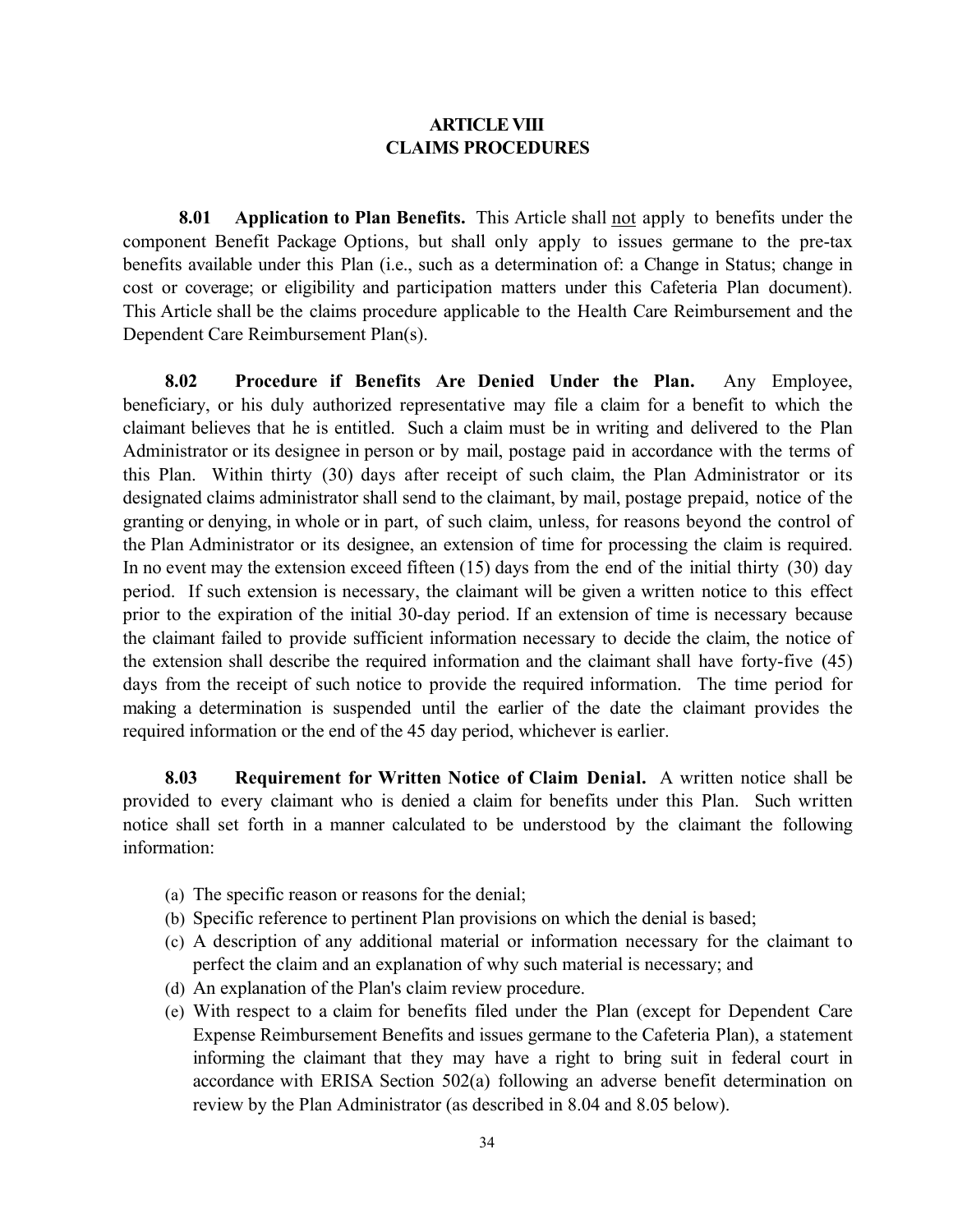# ARTICLE VIII
# CLAIMS PROCEDURES

**8.01 Application to Plan Benefits.** This Article shall not apply to benefits under the component Benefit Package Options, but shall only apply to issues germane to the pre-tax benefits available under this Plan (i.e., such as a determination of: a Change in Status; change in cost or coverage; or eligibility and participation matters under this Cafeteria Plan document). This Article shall be the claims procedure applicable to the Health Care Reimbursement and the Dependent Care Reimbursement Plan(s).

**8.02 Procedure if Benefits Are Denied Under the Plan.** Any Employee, beneficiary, or his duly authorized representative may file a claim for a benefit to which the claimant believes that he is entitled. Such a claim must be in writing and delivered to the Plan Administrator or its designee in person or by mail, postage paid in accordance with the terms of this Plan. Within thirty (30) days after receipt of such claim, the Plan Administrator or its designated claims administrator shall send to the claimant, by mail, postage prepaid, notice of the granting or denying, in whole or in part, of such claim, unless, for reasons beyond the control of the Plan Administrator or its designee, an extension of time for processing the claim is required. In no event may the extension exceed fifteen (15) days from the end of the initial thirty (30) day period. If such extension is necessary, the claimant will be given a written notice to this effect prior to the expiration of the initial 30-day period. If an extension of time is necessary because the claimant failed to provide sufficient information necessary to decide the claim, the notice of the extension shall describe the required information and the claimant shall have forty-five (45) days from the receipt of such notice to provide the required information. The time period for making a determination is suspended until the earlier of the date the claimant provides the required information or the end of the 45 day period, whichever is earlier.

**8.03 Requirement for Written Notice of Claim Denial.** A written notice shall be provided to every claimant who is denied a claim for benefits under this Plan. Such written notice shall set forth in a manner calculated to be understood by the claimant the following information:

(a) The specific reason or reasons for the denial;
(b) Specific reference to pertinent Plan provisions on which the denial is based;
(c) A description of any additional material or information necessary for the claimant to perfect the claim and an explanation of why such material is necessary; and
(d) An explanation of the Plan's claim review procedure.
(e) With respect to a claim for benefits filed under the Plan (except for Dependent Care Expense Reimbursement Benefits and issues germane to the Cafeteria Plan), a statement informing the claimant that they may have a right to bring suit in federal court in accordance with ERISA Section 502(a) following an adverse benefit determination on review by the Plan Administrator (as described in 8.04 and 8.05 below).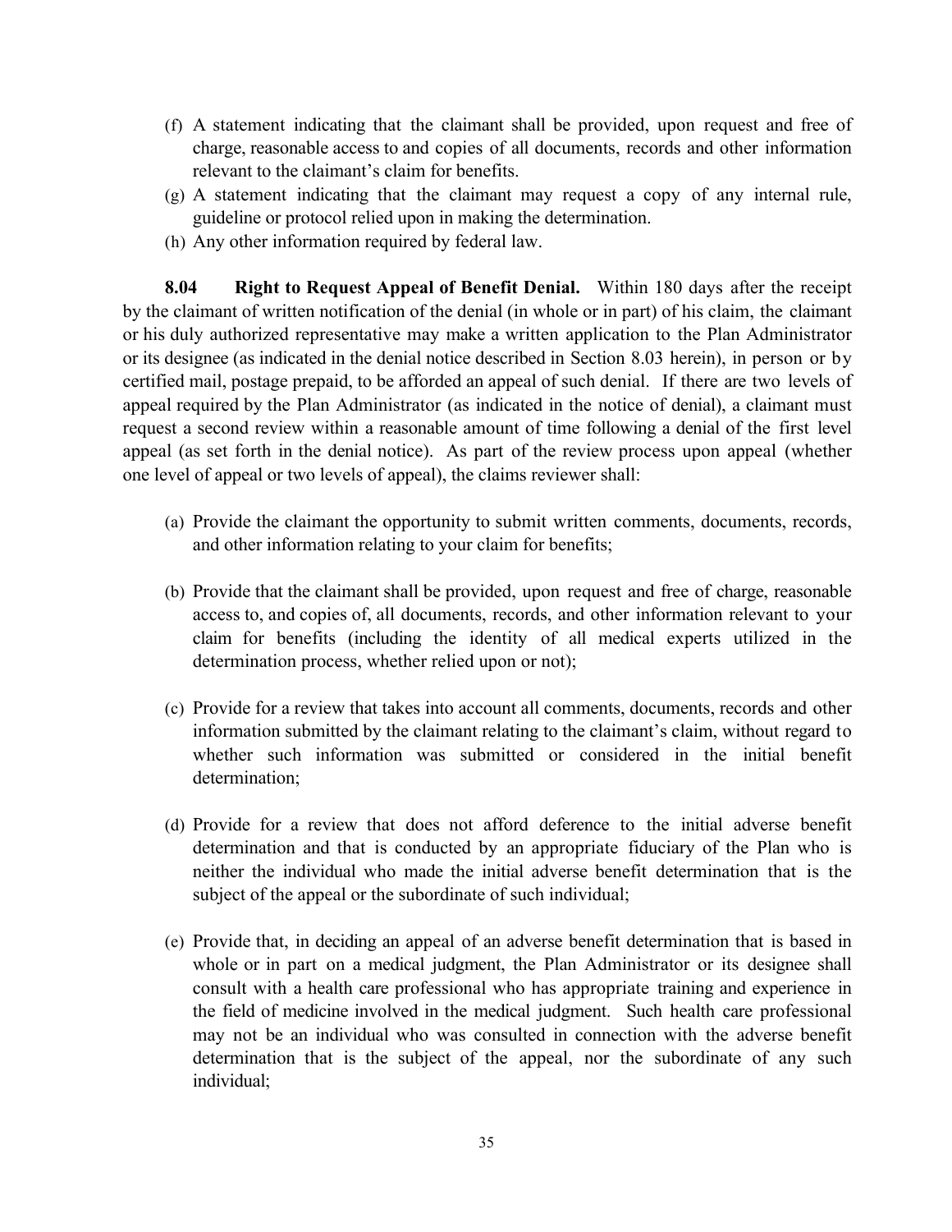(f) A statement indicating that the claimant shall be provided, upon request and free of charge, reasonable access to and copies of all documents, records and other information relevant to the claimant's claim for benefits.

(g) A statement indicating that the claimant may request a copy of any internal rule, guideline or protocol relied upon in making the determination.

(h) Any other information required by federal law.

**8.04 Right to Request Appeal of Benefit Denial.** Within 180 days after the receipt by the claimant of written notification of the denial (in whole or in part) of his claim, the claimant or his duly authorized representative may make a written application to the Plan Administrator or its designee (as indicated in the denial notice described in Section 8.03 herein), in person or by certified mail, postage prepaid, to be afforded an appeal of such denial. If there are two levels of appeal required by the Plan Administrator (as indicated in the notice of denial), a claimant must request a second review within a reasonable amount of time following a denial of the first level appeal (as set forth in the denial notice). As part of the review process upon appeal (whether one level of appeal or two levels of appeal), the claims reviewer shall:

(a) Provide the claimant the opportunity to submit written comments, documents, records, and other information relating to your claim for benefits;

(b) Provide that the claimant shall be provided, upon request and free of charge, reasonable access to, and copies of, all documents, records, and other information relevant to your claim for benefits (including the identity of all medical experts utilized in the determination process, whether relied upon or not);

(c) Provide for a review that takes into account all comments, documents, records and other information submitted by the claimant relating to the claimant's claim, without regard to whether such information was submitted or considered in the initial benefit determination;

(d) Provide for a review that does not afford deference to the initial adverse benefit determination and that is conducted by an appropriate fiduciary of the Plan who is neither the individual who made the initial adverse benefit determination that is the subject of the appeal or the subordinate of such individual;

(e) Provide that, in deciding an appeal of an adverse benefit determination that is based in whole or in part on a medical judgment, the Plan Administrator or its designee shall consult with a health care professional who has appropriate training and experience in the field of medicine involved in the medical judgment. Such health care professional may not be an individual who was consulted in connection with the adverse benefit determination that is the subject of the appeal, nor the subordinate of any such individual;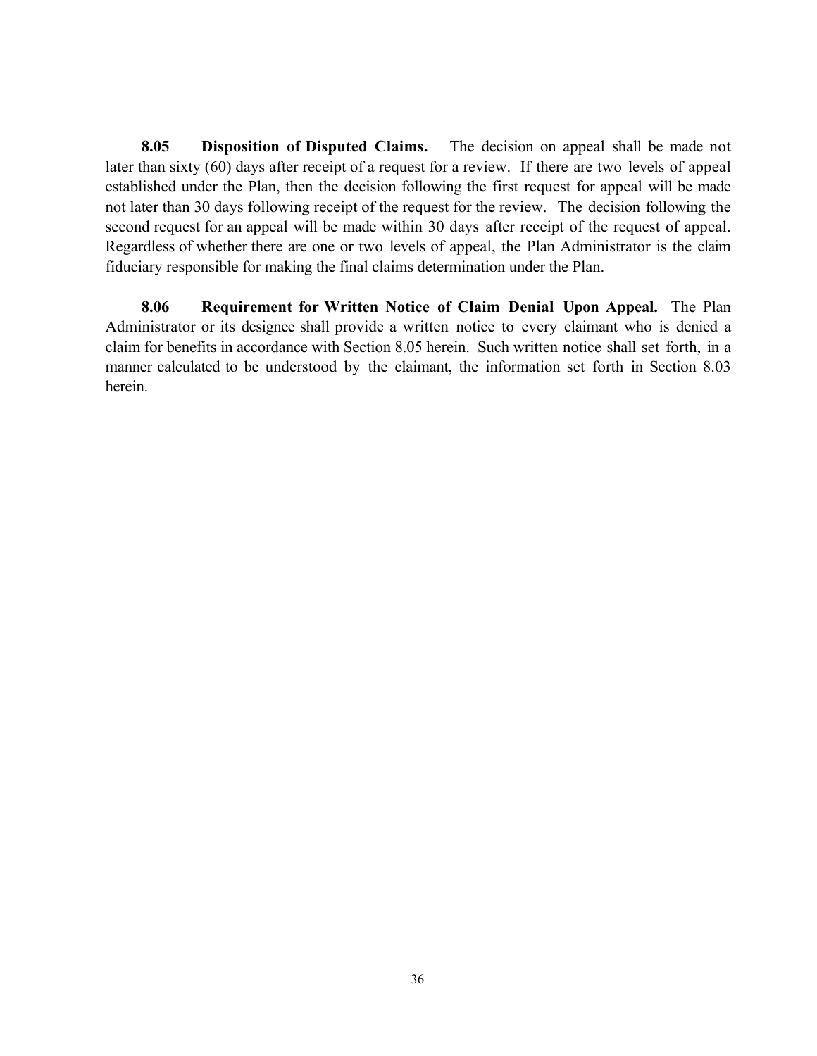**8.05 Disposition of Disputed Claims.** The decision on appeal shall be made not later than sixty (60) days after receipt of a request for a review. If there are two levels of appeal established under the Plan, then the decision following the first request for appeal will be made not later than 30 days following receipt of the request for the review. The decision following the second request for an appeal will be made within 30 days after receipt of the request of appeal. Regardless of whether there are one or two levels of appeal, the Plan Administrator is the claim fiduciary responsible for making the final claims determination under the Plan.

**8.06 Requirement for Written Notice of Claim Denial Upon Appeal.** The Plan Administrator or its designee shall provide a written notice to every claimant who is denied a claim for benefits in accordance with Section 8.05 herein. Such written notice shall set forth, in a manner calculated to be understood by the claimant, the information set forth in Section 8.03 herein.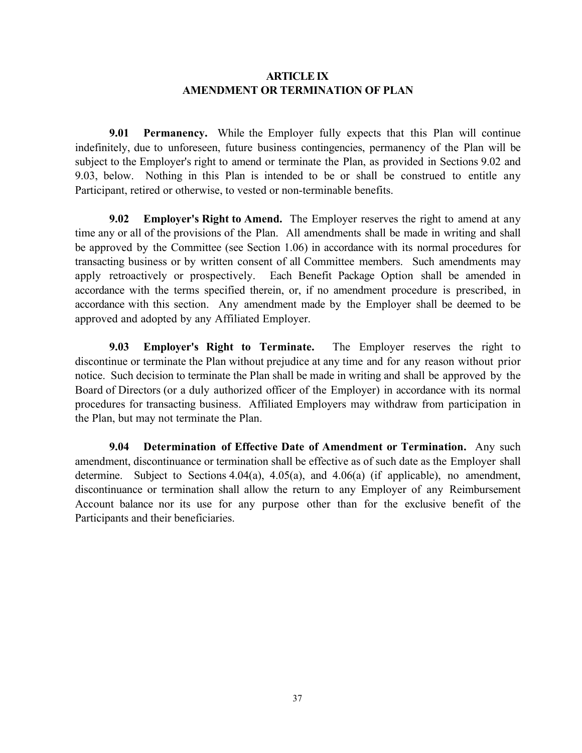# ARTICLE IX
# AMENDMENT OR TERMINATION OF PLAN

**9.01 Permanency.** While the Employer fully expects that this Plan will continue indefinitely, due to unforeseen, future business contingencies, permanency of the Plan will be subject to the Employer's right to amend or terminate the Plan, as provided in Sections 9.02 and 9.03, below. Nothing in this Plan is intended to be or shall be construed to entitle any Participant, retired or otherwise, to vested or non-terminable benefits.

**9.02 Employer's Right to Amend.** The Employer reserves the right to amend at any time any or all of the provisions of the Plan. All amendments shall be made in writing and shall be approved by the Committee (see Section 1.06) in accordance with its normal procedures for transacting business or by written consent of all Committee members. Such amendments may apply retroactively or prospectively. Each Benefit Package Option shall be amended in accordance with the terms specified therein, or, if no amendment procedure is prescribed, in accordance with this section. Any amendment made by the Employer shall be deemed to be approved and adopted by any Affiliated Employer.

**9.03 Employer's Right to Terminate.** The Employer reserves the right to discontinue or terminate the Plan without prejudice at any time and for any reason without prior notice. Such decision to terminate the Plan shall be made in writing and shall be approved by the Board of Directors (or a duly authorized officer of the Employer) in accordance with its normal procedures for transacting business. Affiliated Employers may withdraw from participation in the Plan, but may not terminate the Plan.

**9.04 Determination of Effective Date of Amendment or Termination.** Any such amendment, discontinuance or termination shall be effective as of such date as the Employer shall determine. Subject to Sections 4.04(a), 4.05(a), and 4.06(a) (if applicable), no amendment, discontinuance or termination shall allow the return to any Employer of any Reimbursement Account balance nor its use for any purpose other than for the exclusive benefit of the Participants and their beneficiaries.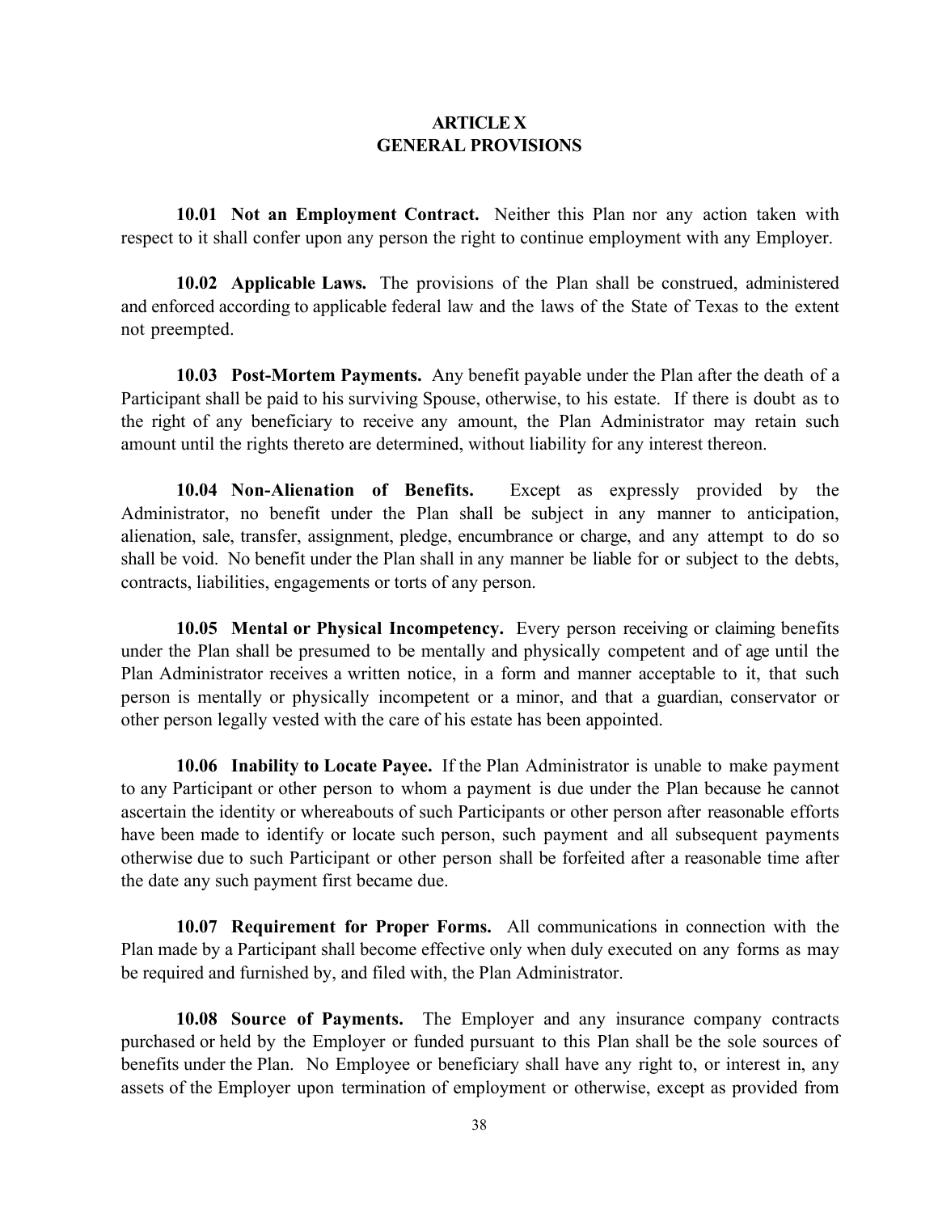# ARTICLE X
# GENERAL PROVISIONS

**10.01 Not an Employment Contract.** Neither this Plan nor any action taken with respect to it shall confer upon any person the right to continue employment with any Employer.

**10.02 Applicable Laws.** The provisions of the Plan shall be construed, administered and enforced according to applicable federal law and the laws of the State of Texas to the extent not preempted.

**10.03 Post-Mortem Payments.** Any benefit payable under the Plan after the death of a Participant shall be paid to his surviving Spouse, otherwise, to his estate. If there is doubt as to the right of any beneficiary to receive any amount, the Plan Administrator may retain such amount until the rights thereto are determined, without liability for any interest thereon.

**10.04 Non-Alienation of Benefits.** Except as expressly provided by the Administrator, no benefit under the Plan shall be subject in any manner to anticipation, alienation, sale, transfer, assignment, pledge, encumbrance or charge, and any attempt to do so shall be void. No benefit under the Plan shall in any manner be liable for or subject to the debts, contracts, liabilities, engagements or torts of any person.

**10.05 Mental or Physical Incompetency.** Every person receiving or claiming benefits under the Plan shall be presumed to be mentally and physically competent and of age until the Plan Administrator receives a written notice, in a form and manner acceptable to it, that such person is mentally or physically incompetent or a minor, and that a guardian, conservator or other person legally vested with the care of his estate has been appointed.

**10.06 Inability to Locate Payee.** If the Plan Administrator is unable to make payment to any Participant or other person to whom a payment is due under the Plan because he cannot ascertain the identity or whereabouts of such Participants or other person after reasonable efforts have been made to identify or locate such person, such payment and all subsequent payments otherwise due to such Participant or other person shall be forfeited after a reasonable time after the date any such payment first became due.

**10.07 Requirement for Proper Forms.** All communications in connection with the Plan made by a Participant shall become effective only when duly executed on any forms as may be required and furnished by, and filed with, the Plan Administrator.

**10.08 Source of Payments.** The Employer and any insurance company contracts purchased or held by the Employer or funded pursuant to this Plan shall be the sole sources of benefits under the Plan. No Employee or beneficiary shall have any right to, or interest in, any assets of the Employer upon termination of employment or otherwise, except as provided from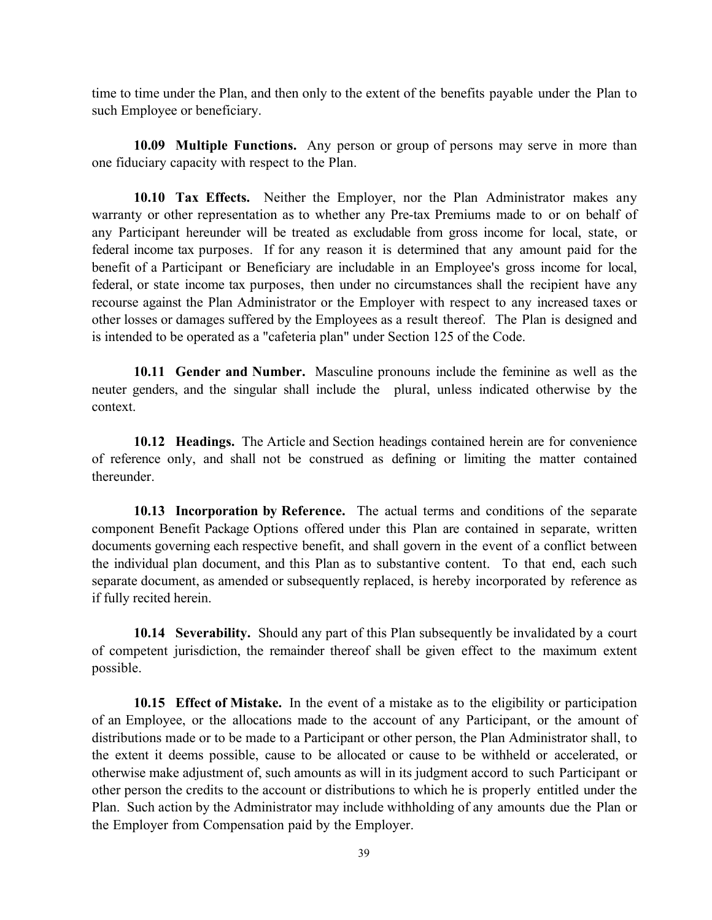time to time under the Plan, and then only to the extent of the benefits payable under the Plan to such Employee or beneficiary.

**10.09 Multiple Functions.** Any person or group of persons may serve in more than one fiduciary capacity with respect to the Plan.

**10.10 Tax Effects.** Neither the Employer, nor the Plan Administrator makes any warranty or other representation as to whether any Pre-tax Premiums made to or on behalf of any Participant hereunder will be treated as excludable from gross income for local, state, or federal income tax purposes. If for any reason it is determined that any amount paid for the benefit of a Participant or Beneficiary are includable in an Employee's gross income for local, federal, or state income tax purposes, then under no circumstances shall the recipient have any recourse against the Plan Administrator or the Employer with respect to any increased taxes or other losses or damages suffered by the Employees as a result thereof. The Plan is designed and is intended to be operated as a "cafeteria plan" under Section 125 of the Code.

**10.11 Gender and Number.** Masculine pronouns include the feminine as well as the neuter genders, and the singular shall include the plural, unless indicated otherwise by the context.

**10.12 Headings.** The Article and Section headings contained herein are for convenience of reference only, and shall not be construed as defining or limiting the matter contained thereunder.

**10.13 Incorporation by Reference.** The actual terms and conditions of the separate component Benefit Package Options offered under this Plan are contained in separate, written documents governing each respective benefit, and shall govern in the event of a conflict between the individual plan document, and this Plan as to substantive content. To that end, each such separate document, as amended or subsequently replaced, is hereby incorporated by reference as if fully recited herein.

**10.14 Severability.** Should any part of this Plan subsequently be invalidated by a court of competent jurisdiction, the remainder thereof shall be given effect to the maximum extent possible.

**10.15 Effect of Mistake.** In the event of a mistake as to the eligibility or participation of an Employee, or the allocations made to the account of any Participant, or the amount of distributions made or to be made to a Participant or other person, the Plan Administrator shall, to the extent it deems possible, cause to be allocated or cause to be withheld or accelerated, or otherwise make adjustment of, such amounts as will in its judgment accord to such Participant or other person the credits to the account or distributions to which he is properly entitled under the Plan. Such action by the Administrator may include withholding of any amounts due the Plan or the Employer from Compensation paid by the Employer.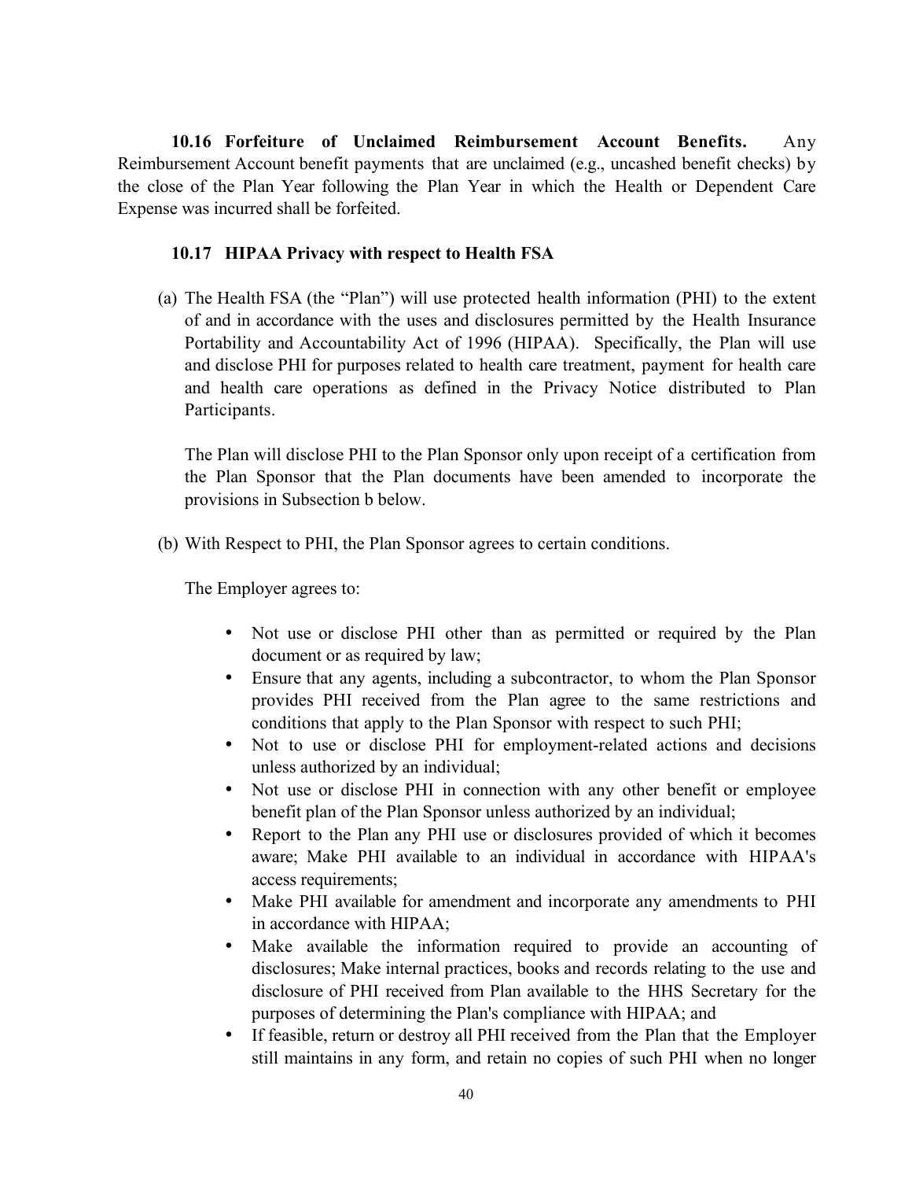**10.16 Forfeiture of Unclaimed Reimbursement Account Benefits.** Any Reimbursement Account benefit payments that are unclaimed (e.g., uncashed benefit checks) by the close of the Plan Year following the Plan Year in which the Health or Dependent Care Expense was incurred shall be forfeited.

**10.17 HIPAA Privacy with respect to Health FSA**

(a) The Health FSA (the "Plan") will use protected health information (PHI) to the extent of and in accordance with the uses and disclosures permitted by the Health Insurance Portability and Accountability Act of 1996 (HIPAA). Specifically, the Plan will use and disclose PHI for purposes related to health care treatment, payment for health care and health care operations as defined in the Privacy Notice distributed to Plan Participants.

The Plan will disclose PHI to the Plan Sponsor only upon receipt of a certification from the Plan Sponsor that the Plan documents have been amended to incorporate the provisions in Subsection b below.

(b) With Respect to PHI, the Plan Sponsor agrees to certain conditions.

The Employer agrees to:

- Not use or disclose PHI other than as permitted or required by the Plan document or as required by law;
- Ensure that any agents, including a subcontractor, to whom the Plan Sponsor provides PHI received from the Plan agree to the same restrictions and conditions that apply to the Plan Sponsor with respect to such PHI;
- Not to use or disclose PHI for employment-related actions and decisions unless authorized by an individual;
- Not use or disclose PHI in connection with any other benefit or employee benefit plan of the Plan Sponsor unless authorized by an individual;
- Report to the Plan any PHI use or disclosures provided of which it becomes aware; Make PHI available to an individual in accordance with HIPAA's access requirements;
- Make PHI available for amendment and incorporate any amendments to PHI in accordance with HIPAA;
- Make available the information required to provide an accounting of disclosures; Make internal practices, books and records relating to the use and disclosure of PHI received from Plan available to the HHS Secretary for the purposes of determining the Plan's compliance with HIPAA; and
- If feasible, return or destroy all PHI received from the Plan that the Employer still maintains in any form, and retain no copies of such PHI when no longer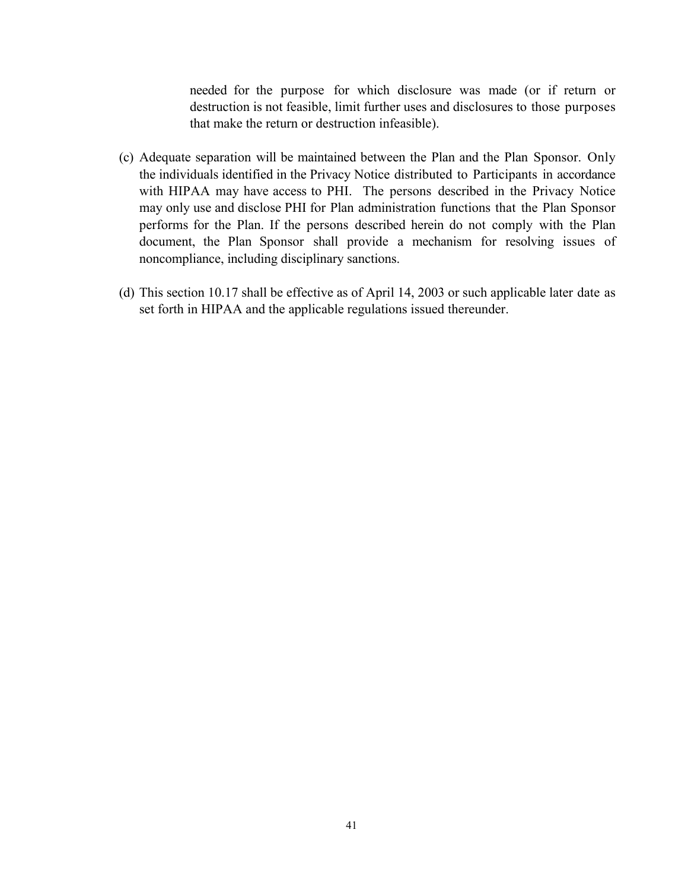needed for the purpose for which disclosure was made (or if return or destruction is not feasible, limit further uses and disclosures to those purposes that make the return or destruction infeasible).

(c) Adequate separation will be maintained between the Plan and the Plan Sponsor. Only the individuals identified in the Privacy Notice distributed to Participants in accordance with HIPAA may have access to PHI. The persons described in the Privacy Notice may only use and disclose PHI for Plan administration functions that the Plan Sponsor performs for the Plan. If the persons described herein do not comply with the Plan document, the Plan Sponsor shall provide a mechanism for resolving issues of noncompliance, including disciplinary sanctions.

(d) This section 10.17 shall be effective as of April 14, 2003 or such applicable later date as set forth in HIPAA and the applicable regulations issued thereunder.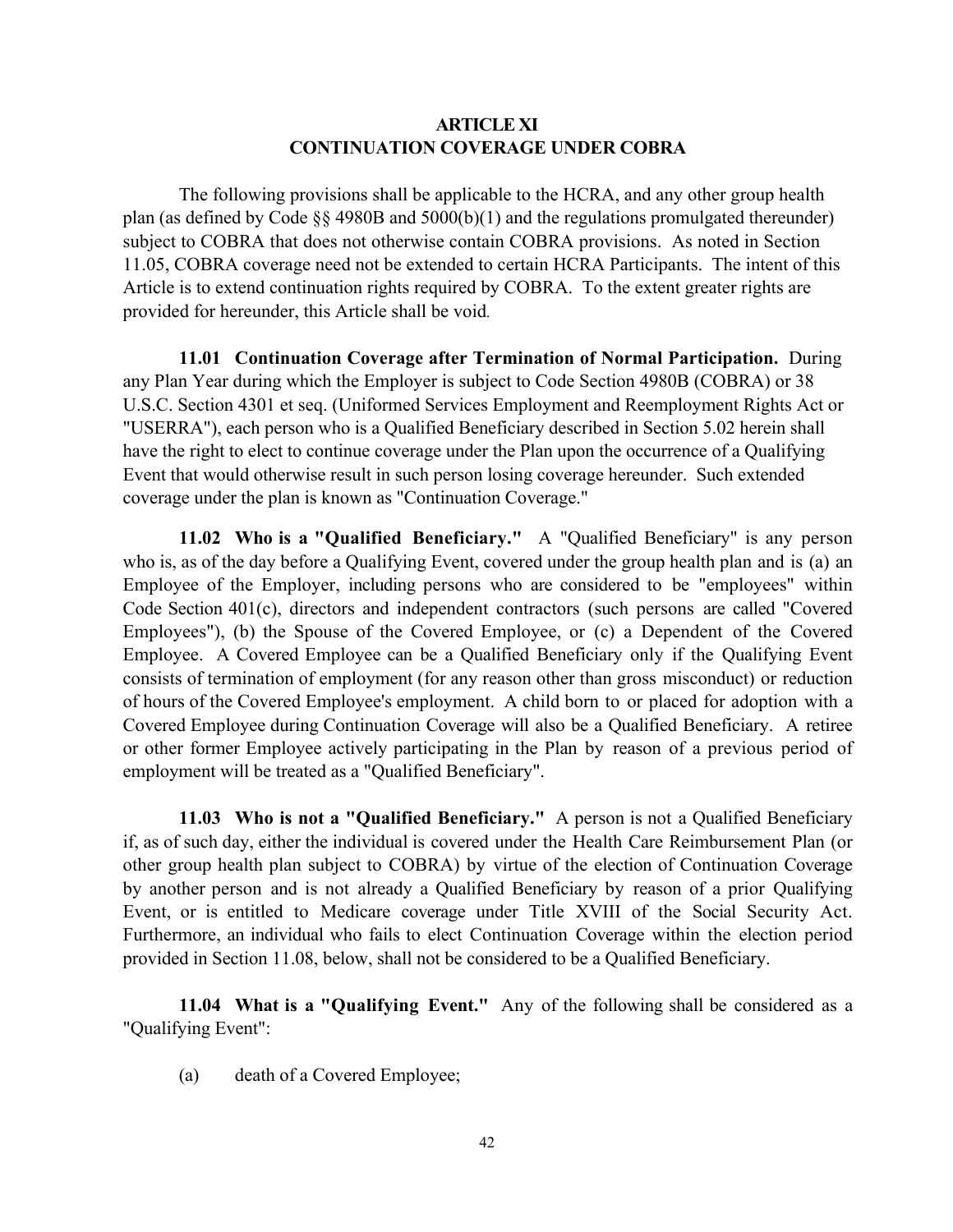# ARTICLE XI
# CONTINUATION COVERAGE UNDER COBRA

The following provisions shall be applicable to the HCRA, and any other group health plan (as defined by Code §§ 4980B and 5000(b)(1) and the regulations promulgated thereunder) subject to COBRA that does not otherwise contain COBRA provisions. As noted in Section 11.05, COBRA coverage need not be extended to certain HCRA Participants. The intent of this Article is to extend continuation rights required by COBRA. To the extent greater rights are provided for hereunder, this Article shall be void.

**11.01 Continuation Coverage after Termination of Normal Participation.** During any Plan Year during which the Employer is subject to Code Section 4980B (COBRA) or 38 U.S.C. Section 4301 et seq. (Uniformed Services Employment and Reemployment Rights Act or "USERRA"), each person who is a Qualified Beneficiary described in Section 5.02 herein shall have the right to elect to continue coverage under the Plan upon the occurrence of a Qualifying Event that would otherwise result in such person losing coverage hereunder. Such extended coverage under the plan is known as "Continuation Coverage."

**11.02 Who is a "Qualified Beneficiary."** A "Qualified Beneficiary" is any person who is, as of the day before a Qualifying Event, covered under the group health plan and is (a) an Employee of the Employer, including persons who are considered to be "employees" within Code Section 401(c), directors and independent contractors (such persons are called "Covered Employees"), (b) the Spouse of the Covered Employee, or (c) a Dependent of the Covered Employee. A Covered Employee can be a Qualified Beneficiary only if the Qualifying Event consists of termination of employment (for any reason other than gross misconduct) or reduction of hours of the Covered Employee's employment. A child born to or placed for adoption with a Covered Employee during Continuation Coverage will also be a Qualified Beneficiary. A retiree or other former Employee actively participating in the Plan by reason of a previous period of employment will be treated as a "Qualified Beneficiary".

**11.03 Who is not a "Qualified Beneficiary."** A person is not a Qualified Beneficiary if, as of such day, either the individual is covered under the Health Care Reimbursement Plan (or other group health plan subject to COBRA) by virtue of the election of Continuation Coverage by another person and is not already a Qualified Beneficiary by reason of a prior Qualifying Event, or is entitled to Medicare coverage under Title XVIII of the Social Security Act. Furthermore, an individual who fails to elect Continuation Coverage within the election period provided in Section 11.08, below, shall not be considered to be a Qualified Beneficiary.

**11.04 What is a "Qualifying Event."** Any of the following shall be considered as a "Qualifying Event":

(a) death of a Covered Employee;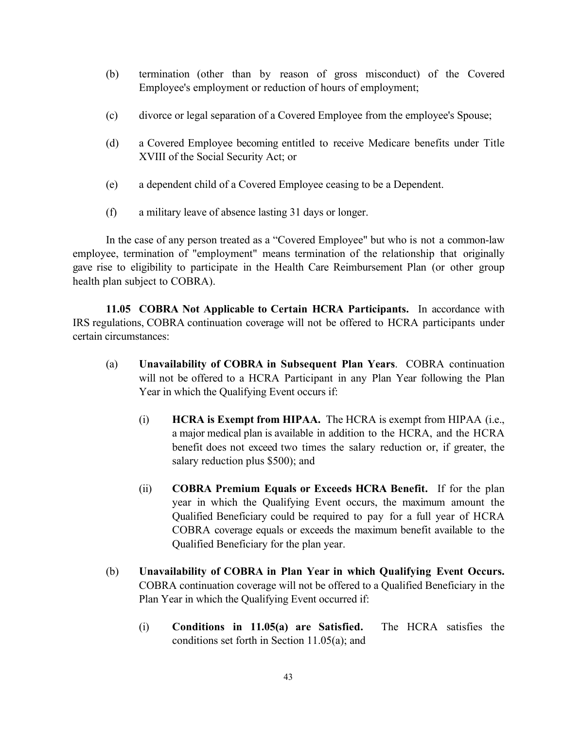(b) termination (other than by reason of gross misconduct) of the Covered Employee's employment or reduction of hours of employment;

(c) divorce or legal separation of a Covered Employee from the employee's Spouse;

(d) a Covered Employee becoming entitled to receive Medicare benefits under Title XVIII of the Social Security Act; or

(e) a dependent child of a Covered Employee ceasing to be a Dependent.

(f) a military leave of absence lasting 31 days or longer.

In the case of any person treated as a "Covered Employee" but who is not a common-law employee, termination of "employment" means termination of the relationship that originally gave rise to eligibility to participate in the Health Care Reimbursement Plan (or other group health plan subject to COBRA).

**11.05 COBRA Not Applicable to Certain HCRA Participants.** In accordance with IRS regulations, COBRA continuation coverage will not be offered to HCRA participants under certain circumstances:

(a) **Unavailability of COBRA in Subsequent Plan Years**. COBRA continuation will not be offered to a HCRA Participant in any Plan Year following the Plan Year in which the Qualifying Event occurs if:

(i) **HCRA is Exempt from HIPAA.** The HCRA is exempt from HIPAA (i.e., a major medical plan is available in addition to the HCRA, and the HCRA benefit does not exceed two times the salary reduction or, if greater, the salary reduction plus $500); and

(ii) **COBRA Premium Equals or Exceeds HCRA Benefit.** If for the plan year in which the Qualifying Event occurs, the maximum amount the Qualified Beneficiary could be required to pay for a full year of HCRA COBRA coverage equals or exceeds the maximum benefit available to the Qualified Beneficiary for the plan year.

(b) **Unavailability of COBRA in Plan Year in which Qualifying Event Occurs.** COBRA continuation coverage will not be offered to a Qualified Beneficiary in the Plan Year in which the Qualifying Event occurred if:

(i) **Conditions in 11.05(a) are Satisfied.** The HCRA satisfies the conditions set forth in Section 11.05(a); and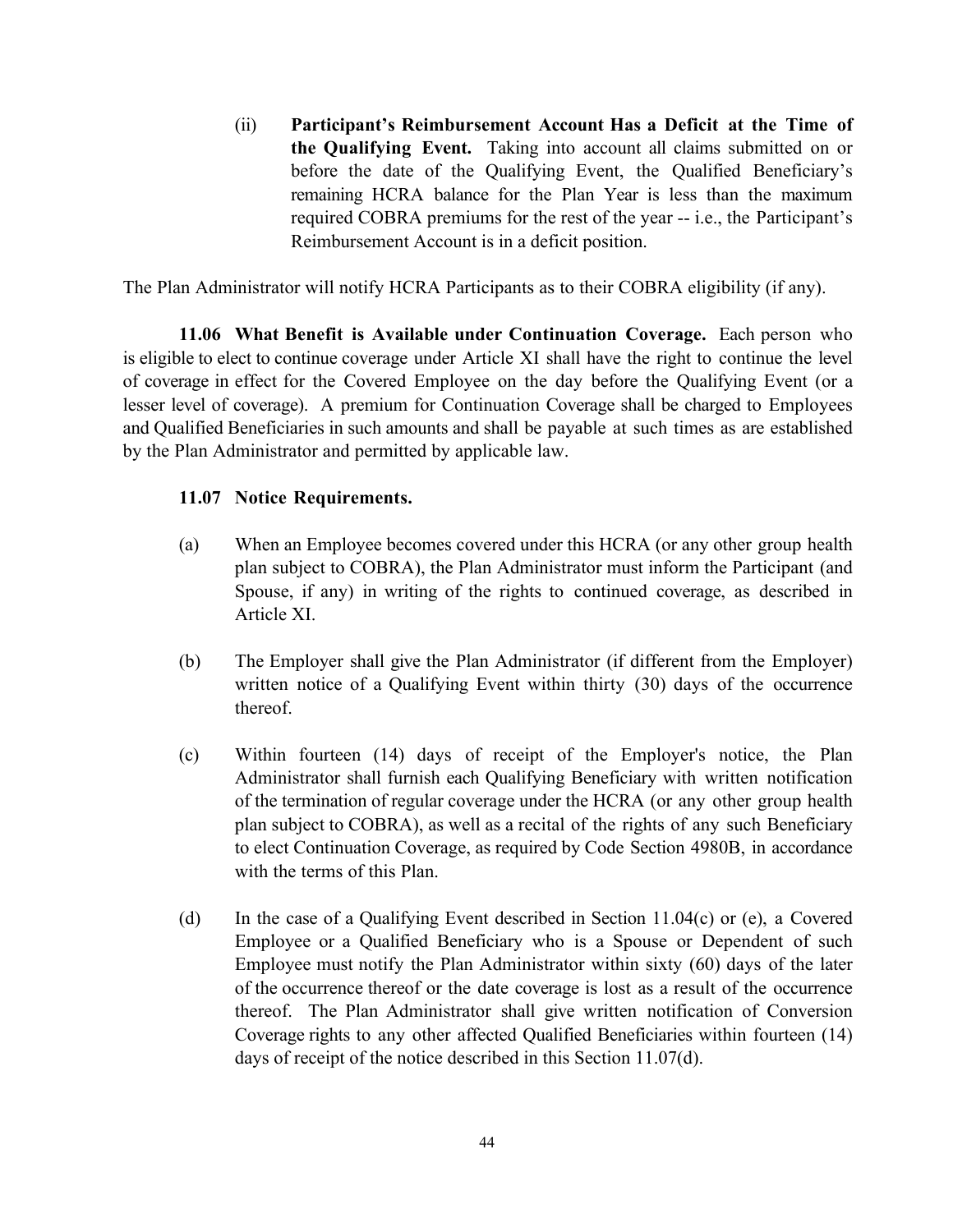(ii) **Participant's Reimbursement Account Has a Deficit at the Time of the Qualifying Event.** Taking into account all claims submitted on or before the date of the Qualifying Event, the Qualified Beneficiary's remaining HCRA balance for the Plan Year is less than the maximum required COBRA premiums for the rest of the year -- i.e., the Participant's Reimbursement Account is in a deficit position.

The Plan Administrator will notify HCRA Participants as to their COBRA eligibility (if any).

**11.06 What Benefit is Available under Continuation Coverage.** Each person who is eligible to elect to continue coverage under Article XI shall have the right to continue the level of coverage in effect for the Covered Employee on the day before the Qualifying Event (or a lesser level of coverage). A premium for Continuation Coverage shall be charged to Employees and Qualified Beneficiaries in such amounts and shall be payable at such times as are established by the Plan Administrator and permitted by applicable law.

**11.07 Notice Requirements.**

(a) When an Employee becomes covered under this HCRA (or any other group health plan subject to COBRA), the Plan Administrator must inform the Participant (and Spouse, if any) in writing of the rights to continued coverage, as described in Article XI.

(b) The Employer shall give the Plan Administrator (if different from the Employer) written notice of a Qualifying Event within thirty (30) days of the occurrence thereof.

(c) Within fourteen (14) days of receipt of the Employer's notice, the Plan Administrator shall furnish each Qualifying Beneficiary with written notification of the termination of regular coverage under the HCRA (or any other group health plan subject to COBRA), as well as a recital of the rights of any such Beneficiary to elect Continuation Coverage, as required by Code Section 4980B, in accordance with the terms of this Plan.

(d) In the case of a Qualifying Event described in Section 11.04(c) or (e), a Covered Employee or a Qualified Beneficiary who is a Spouse or Dependent of such Employee must notify the Plan Administrator within sixty (60) days of the later of the occurrence thereof or the date coverage is lost as a result of the occurrence thereof. The Plan Administrator shall give written notification of Conversion Coverage rights to any other affected Qualified Beneficiaries within fourteen (14) days of receipt of the notice described in this Section 11.07(d).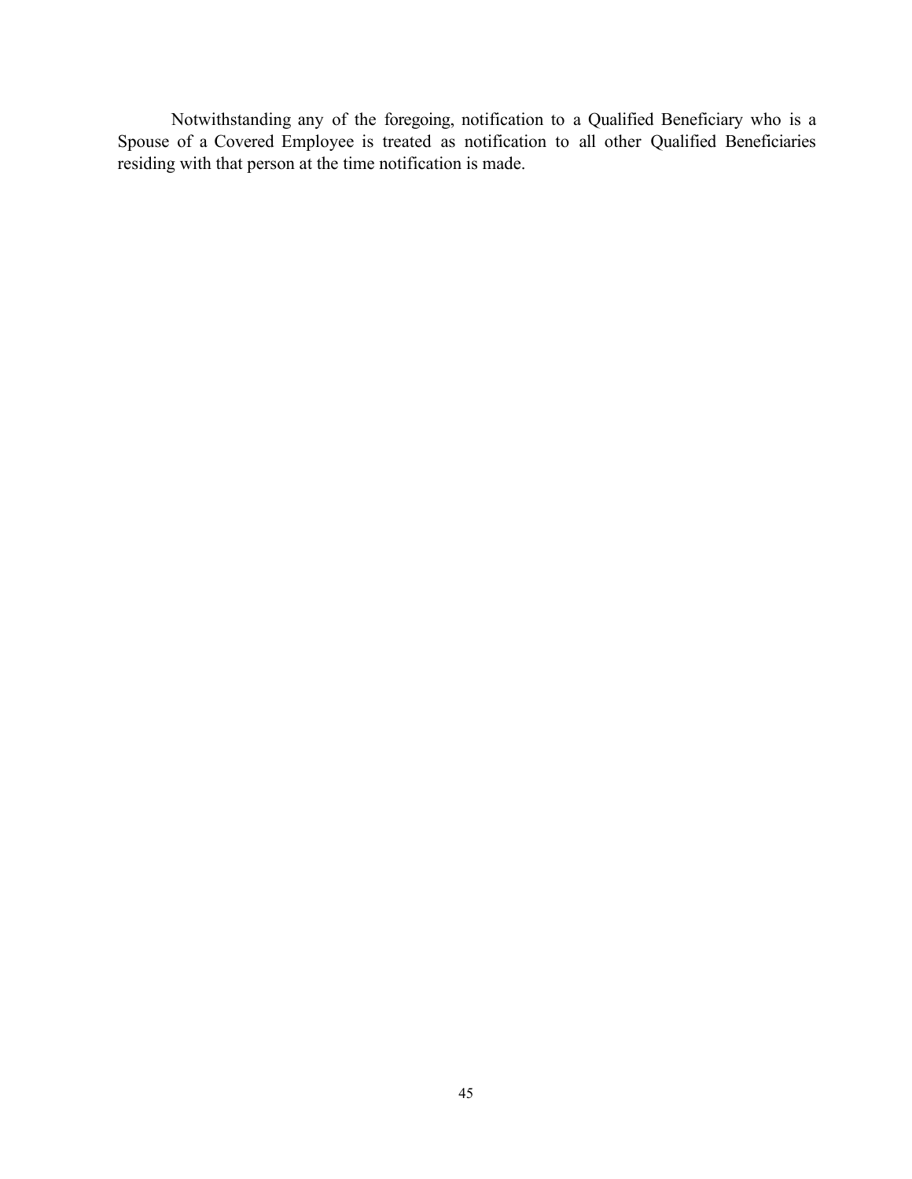Notwithstanding any of the foregoing, notification to a Qualified Beneficiary who is a Spouse of a Covered Employee is treated as notification to all other Qualified Beneficiaries residing with that person at the time notification is made.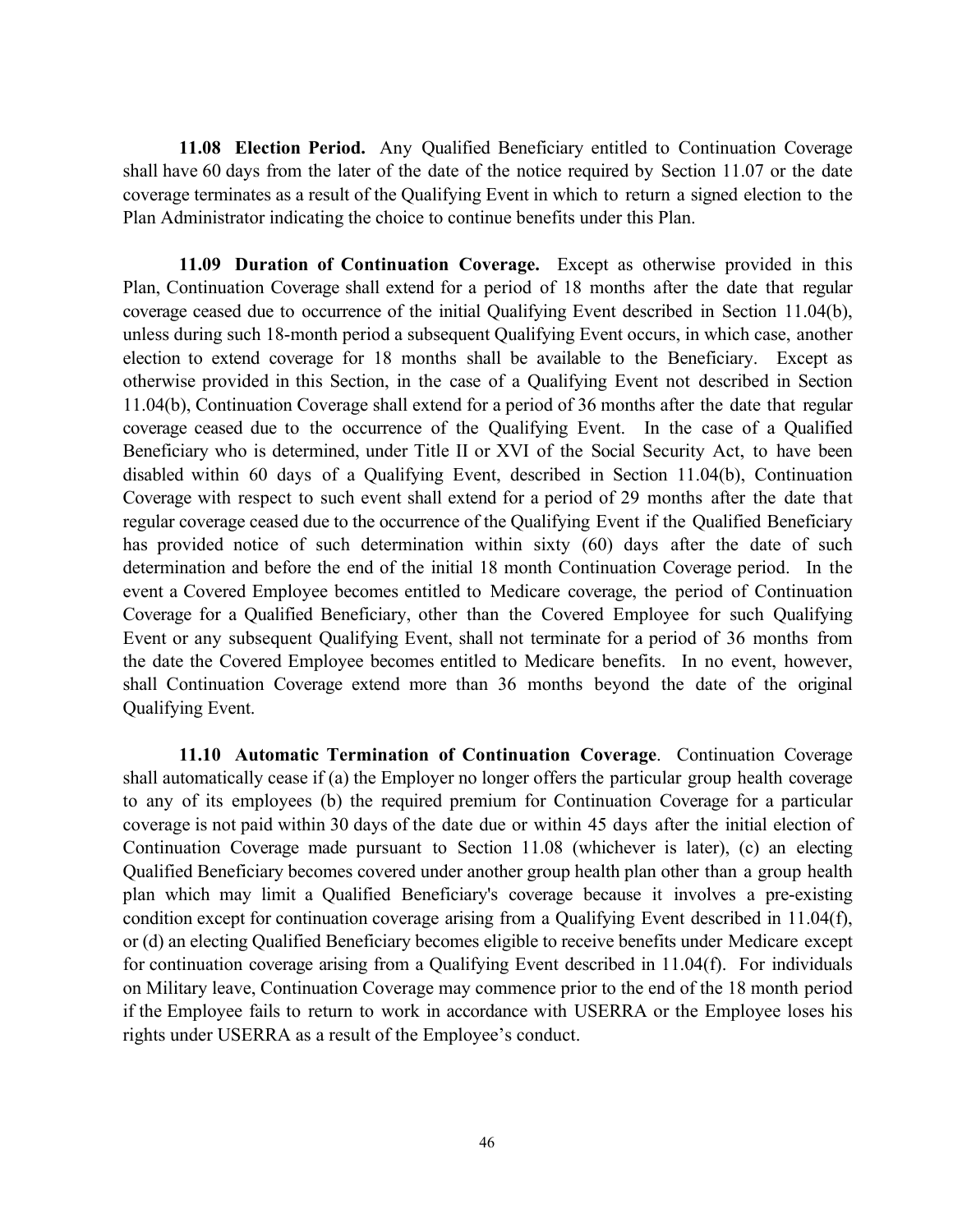**11.08 Election Period.** Any Qualified Beneficiary entitled to Continuation Coverage shall have 60 days from the later of the date of the notice required by Section 11.07 or the date coverage terminates as a result of the Qualifying Event in which to return a signed election to the Plan Administrator indicating the choice to continue benefits under this Plan.

**11.09 Duration of Continuation Coverage.** Except as otherwise provided in this Plan, Continuation Coverage shall extend for a period of 18 months after the date that regular coverage ceased due to occurrence of the initial Qualifying Event described in Section 11.04(b), unless during such 18-month period a subsequent Qualifying Event occurs, in which case, another election to extend coverage for 18 months shall be available to the Beneficiary. Except as otherwise provided in this Section, in the case of a Qualifying Event not described in Section 11.04(b), Continuation Coverage shall extend for a period of 36 months after the date that regular coverage ceased due to the occurrence of the Qualifying Event. In the case of a Qualified Beneficiary who is determined, under Title II or XVI of the Social Security Act, to have been disabled within 60 days of a Qualifying Event, described in Section 11.04(b), Continuation Coverage with respect to such event shall extend for a period of 29 months after the date that regular coverage ceased due to the occurrence of the Qualifying Event if the Qualified Beneficiary has provided notice of such determination within sixty (60) days after the date of such determination and before the end of the initial 18 month Continuation Coverage period. In the event a Covered Employee becomes entitled to Medicare coverage, the period of Continuation Coverage for a Qualified Beneficiary, other than the Covered Employee for such Qualifying Event or any subsequent Qualifying Event, shall not terminate for a period of 36 months from the date the Covered Employee becomes entitled to Medicare benefits. In no event, however, shall Continuation Coverage extend more than 36 months beyond the date of the original Qualifying Event.

**11.10 Automatic Termination of Continuation Coverage**. Continuation Coverage shall automatically cease if (a) the Employer no longer offers the particular group health coverage to any of its employees (b) the required premium for Continuation Coverage for a particular coverage is not paid within 30 days of the date due or within 45 days after the initial election of Continuation Coverage made pursuant to Section 11.08 (whichever is later), (c) an electing Qualified Beneficiary becomes covered under another group health plan other than a group health plan which may limit a Qualified Beneficiary's coverage because it involves a pre-existing condition except for continuation coverage arising from a Qualifying Event described in 11.04(f), or (d) an electing Qualified Beneficiary becomes eligible to receive benefits under Medicare except for continuation coverage arising from a Qualifying Event described in 11.04(f). For individuals on Military leave, Continuation Coverage may commence prior to the end of the 18 month period if the Employee fails to return to work in accordance with USERRA or the Employee loses his rights under USERRA as a result of the Employee's conduct.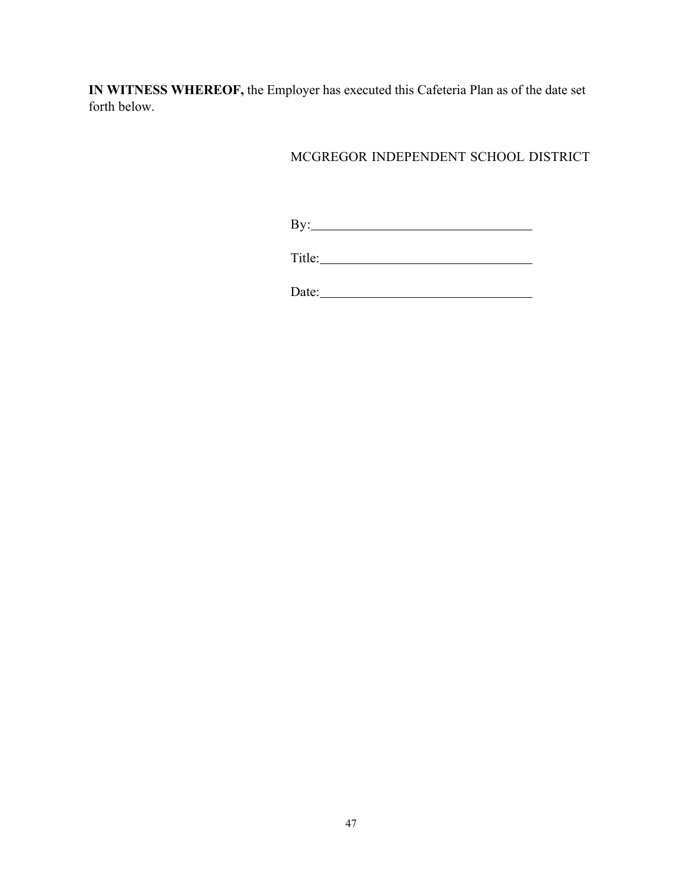**IN WITNESS WHEREOF,** the Employer has executed this Cafeteria Plan as of the date set forth below.

MCGREGOR INDEPENDENT SCHOOL DISTRICT

By:\_\_\_\_\_\_\_\_\_\_\_\_\_\_\_\_\_\_\_\_\_\_\_\_\_\_\_\_\_\_\_\_

Title:\_\_\_\_\_\_\_\_\_\_\_\_\_\_\_\_\_\_\_\_\_\_\_\_\_\_\_\_\_\_

Date:\_\_\_\_\_\_\_\_\_\_\_\_\_\_\_\_\_\_\_\_\_\_\_\_\_\_\_\_\_\_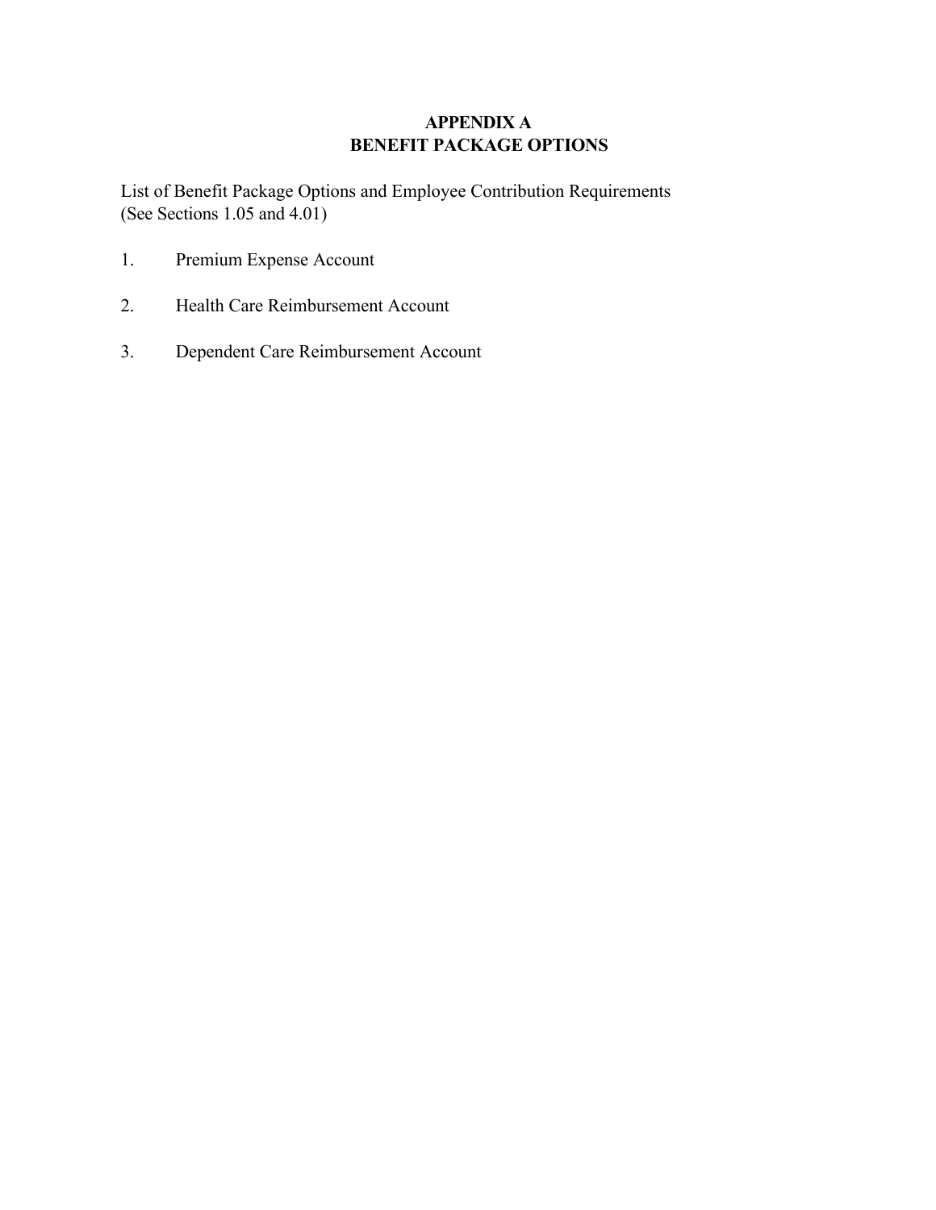# APPENDIX A
# BENEFIT PACKAGE OPTIONS

List of Benefit Package Options and Employee Contribution Requirements
(See Sections 1.05 and 4.01)

1. Premium Expense Account

2. Health Care Reimbursement Account

3. Dependent Care Reimbursement Account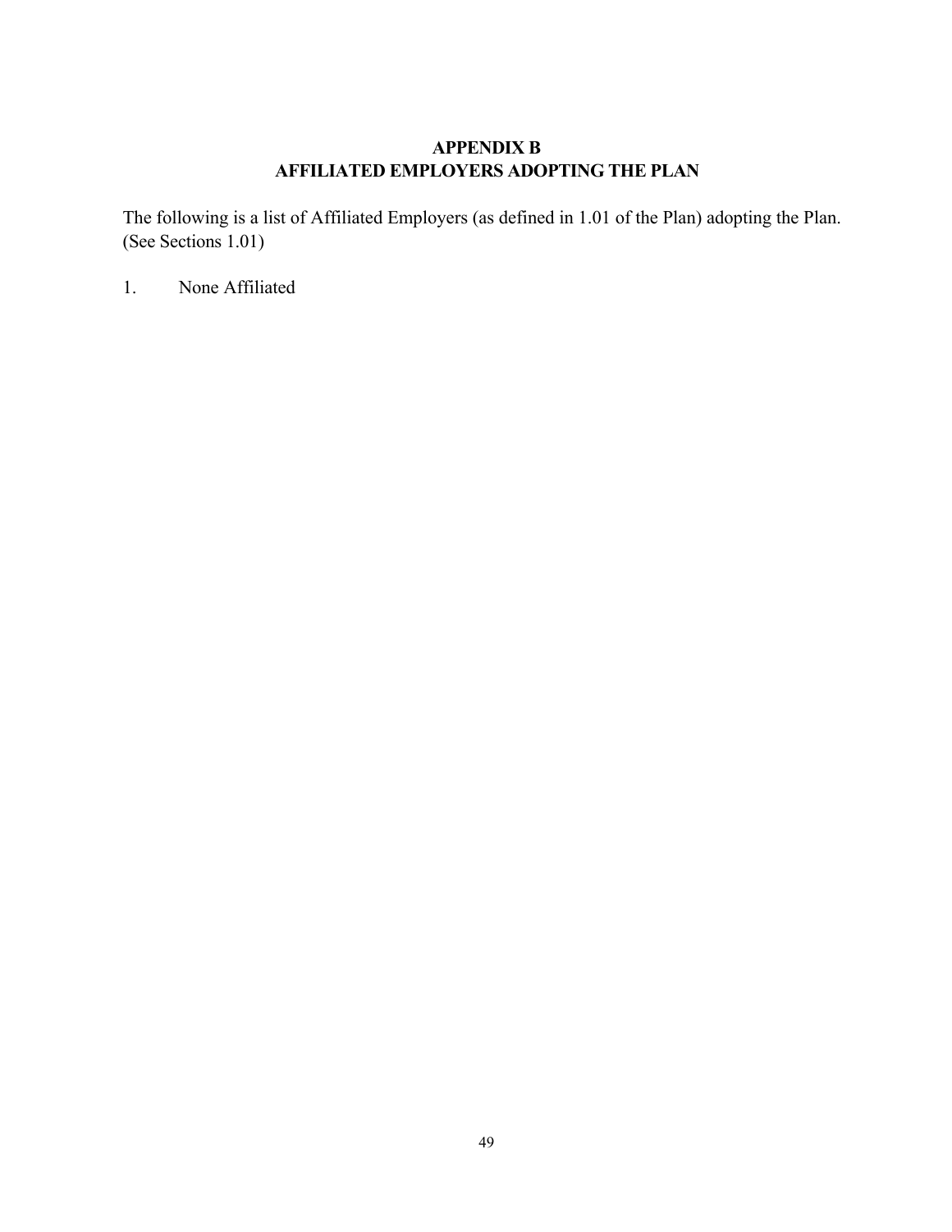## APPENDIX B
## AFFILIATED EMPLOYERS ADOPTING THE PLAN

The following is a list of Affiliated Employers (as defined in 1.01 of the Plan) adopting the Plan. (See Sections 1.01)

1. None Affiliated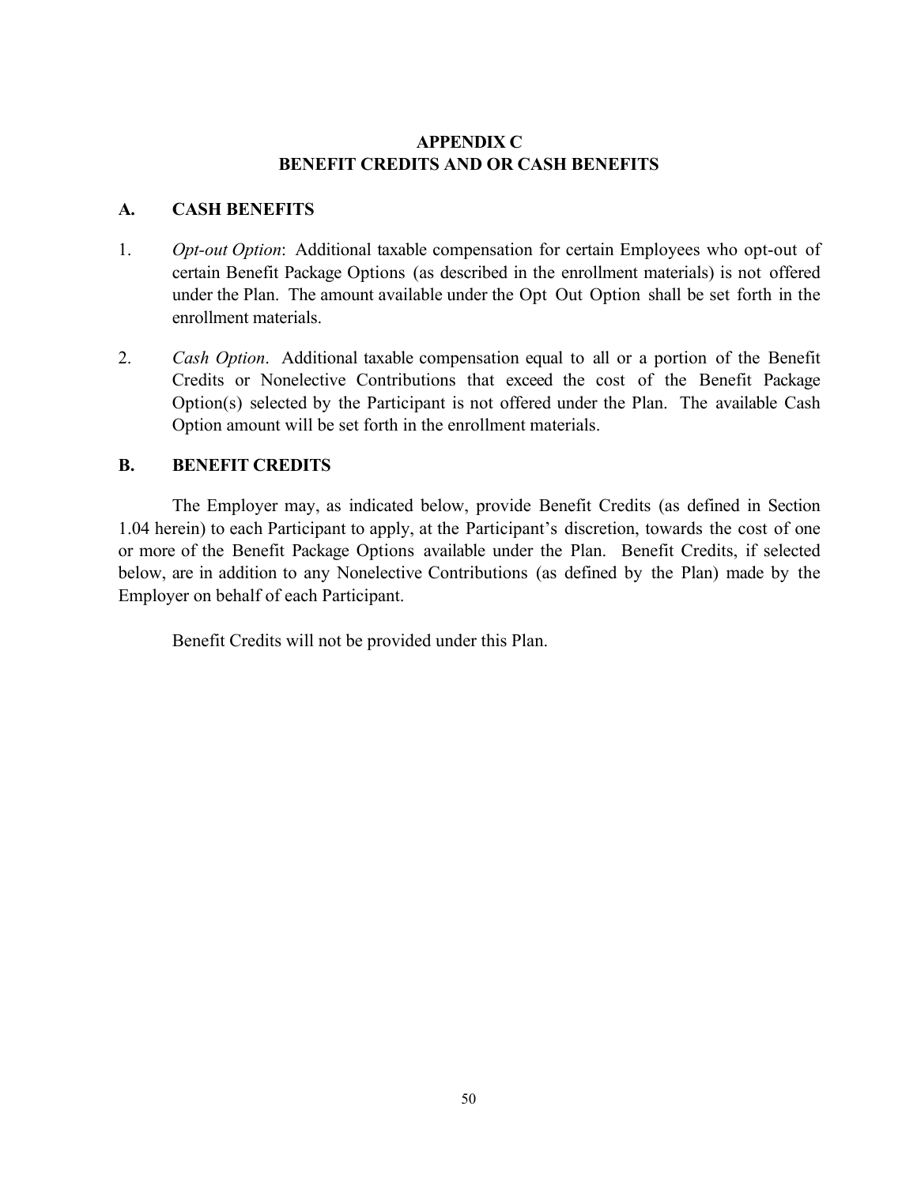## APPENDIX C
## BENEFIT CREDITS AND OR CASH BENEFITS

### A. CASH BENEFITS

1. *Opt-out Option*: Additional taxable compensation for certain Employees who opt-out of certain Benefit Package Options (as described in the enrollment materials) is not offered under the Plan. The amount available under the Opt Out Option shall be set forth in the enrollment materials.

2. *Cash Option*. Additional taxable compensation equal to all or a portion of the Benefit Credits or Nonelective Contributions that exceed the cost of the Benefit Package Option(s) selected by the Participant is not offered under the Plan. The available Cash Option amount will be set forth in the enrollment materials.

### B. BENEFIT CREDITS

The Employer may, as indicated below, provide Benefit Credits (as defined in Section 1.04 herein) to each Participant to apply, at the Participant's discretion, towards the cost of one or more of the Benefit Package Options available under the Plan. Benefit Credits, if selected below, are in addition to any Nonelective Contributions (as defined by the Plan) made by the Employer on behalf of each Participant.

Benefit Credits will not be provided under this Plan.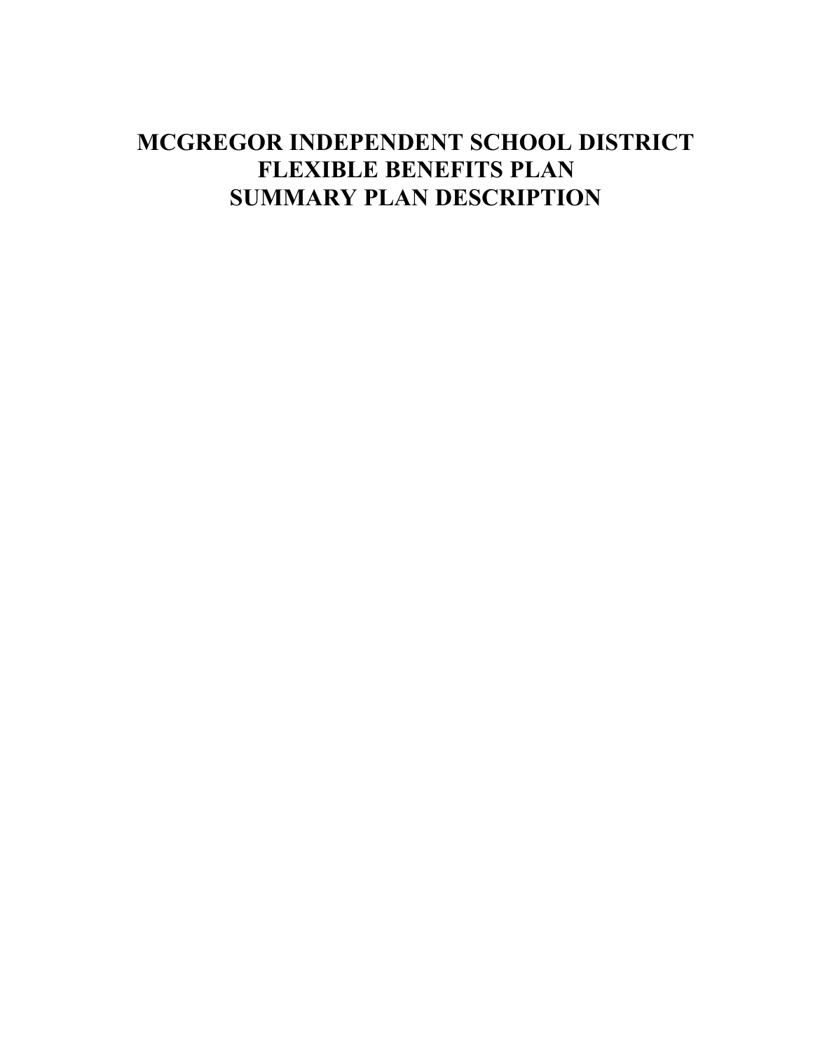# MCGREGOR INDEPENDENT SCHOOL DISTRICT
# FLEXIBLE BENEFITS PLAN
# SUMMARY PLAN DESCRIPTION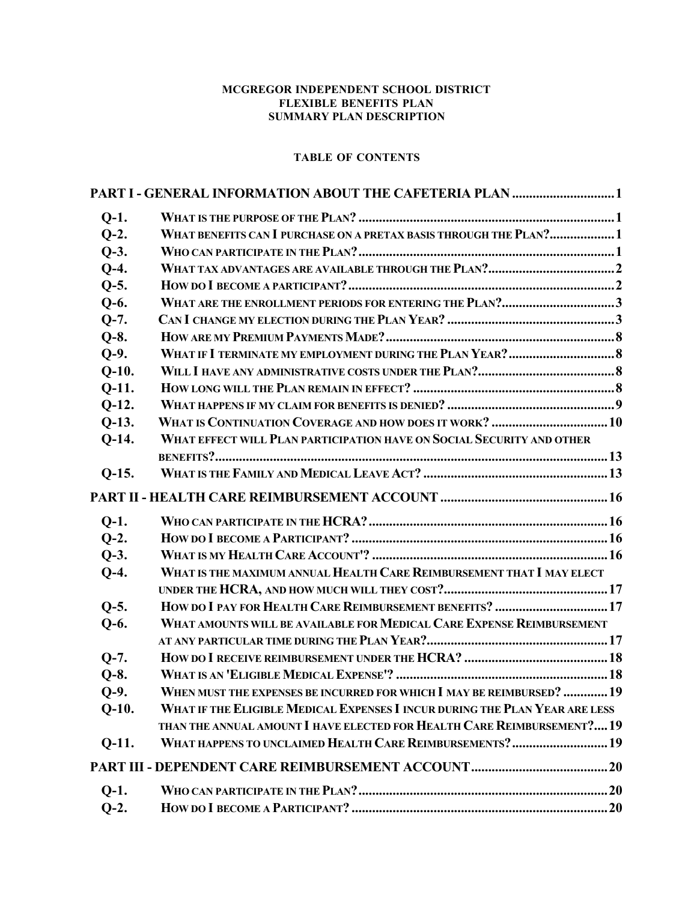**MCGREGOR INDEPENDENT SCHOOL DISTRICT**
**FLEXIBLE BENEFITS PLAN**
**SUMMARY PLAN DESCRIPTION**

**TABLE OF CONTENTS**

**PART I - GENERAL INFORMATION ABOUT THE CAFETERIA PLAN** .............................1

| | | |
|---|---|---|
| **Q-1.** | **WHAT IS THE PURPOSE OF THE PLAN?** | **1** |
| **Q-2.** | **WHAT BENEFITS CAN I PURCHASE ON A PRETAX BASIS THROUGH THE PLAN?** | **1** |
| **Q-3.** | **WHO CAN PARTICIPATE IN THE PLAN?** | **1** |
| **Q-4.** | **WHAT TAX ADVANTAGES ARE AVAILABLE THROUGH THE PLAN?** | **2** |
| **Q-5.** | **HOW DO I BECOME A PARTICIPANT?** | **2** |
| **Q-6.** | **WHAT ARE THE ENROLLMENT PERIODS FOR ENTERING THE PLAN?** | **3** |
| **Q-7.** | **CAN I CHANGE MY ELECTION DURING THE PLAN YEAR?** | **3** |
| **Q-8.** | **HOW ARE MY PREMIUM PAYMENTS MADE?** | **8** |
| **Q-9.** | **WHAT IF I TERMINATE MY EMPLOYMENT DURING THE PLAN YEAR?** | **8** |
| **Q-10.** | **WILL I HAVE ANY ADMINISTRATIVE COSTS UNDER THE PLAN?** | **8** |
| **Q-11.** | **HOW LONG WILL THE PLAN REMAIN IN EFFECT?** | **8** |
| **Q-12.** | **WHAT HAPPENS IF MY CLAIM FOR BENEFITS IS DENIED?** | **9** |
| **Q-13.** | **WHAT IS CONTINUATION COVERAGE AND HOW DOES IT WORK?** | **10** |
| **Q-14.** | **WHAT EFFECT WILL PLAN PARTICIPATION HAVE ON SOCIAL SECURITY AND OTHER BENEFITS?** | **13** |
| **Q-15.** | **WHAT IS THE FAMILY AND MEDICAL LEAVE ACT?** | **13** |

**PART II - HEALTH CARE REIMBURSEMENT ACCOUNT** ...............................................16

| | | |
|---|---|---|
| **Q-1.** | **WHO CAN PARTICIPATE IN THE HCRA?** | **16** |
| **Q-2.** | **HOW DO I BECOME A PARTICIPANT?** | **16** |
| **Q-3.** | **WHAT IS MY HEALTH CARE ACCOUNT'?** | **16** |
| **Q-4.** | **WHAT IS THE MAXIMUM ANNUAL HEALTH CARE REIMBURSEMENT THAT I MAY ELECT UNDER THE HCRA, AND HOW MUCH WILL THEY COST?** | **17** |
| **Q-5.** | **HOW DO I PAY FOR HEALTH CARE REIMBURSEMENT BENEFITS?** | **17** |
| **Q-6.** | **WHAT AMOUNTS WILL BE AVAILABLE FOR MEDICAL CARE EXPENSE REIMBURSEMENT AT ANY PARTICULAR TIME DURING THE PLAN YEAR?** | **17** |
| **Q-7.** | **HOW DO I RECEIVE REIMBURSEMENT UNDER THE HCRA?** | **18** |
| **Q-8.** | **WHAT IS AN 'ELIGIBLE MEDICAL EXPENSE'?** | **18** |
| **Q-9.** | **WHEN MUST THE EXPENSES BE INCURRED FOR WHICH I MAY BE REIMBURSED?** | **19** |
| **Q-10.** | **WHAT IF THE ELIGIBLE MEDICAL EXPENSES I INCUR DURING THE PLAN YEAR ARE LESS THAN THE ANNUAL AMOUNT I HAVE ELECTED FOR HEALTH CARE REIMBURSEMENT?** | **19** |
| **Q-11.** | **WHAT HAPPENS TO UNCLAIMED HEALTH CARE REIMBURSEMENTS?** | **19** |

**PART III - DEPENDENT CARE REIMBURSEMENT ACCOUNT** ........................................20

| | | |
|---|---|---|
| **Q-1.** | **WHO CAN PARTICIPATE IN THE PLAN?** | **20** |
| **Q-2.** | **HOW DO I BECOME A PARTICIPANT?** | **20** |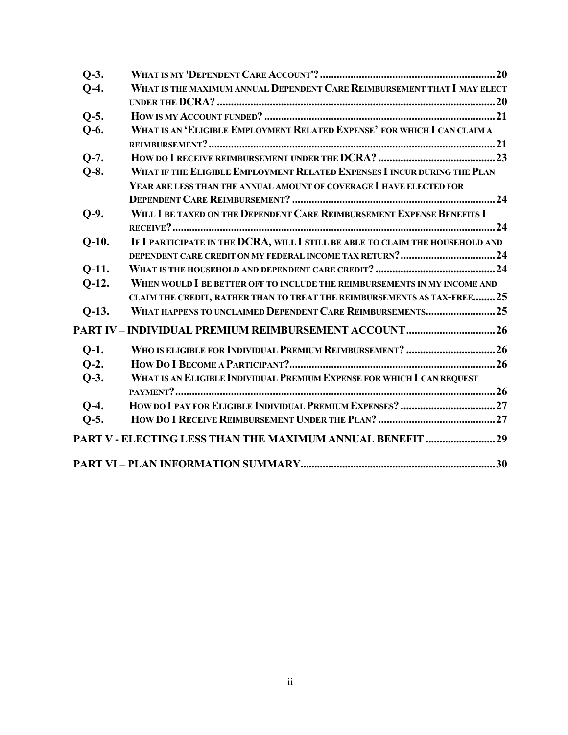| | | |
|---|---|---|
| Q-3. | WHAT IS MY 'DEPENDENT CARE ACCOUNT'? | 20 |
| Q-4. | WHAT IS THE MAXIMUM ANNUAL DEPENDENT CARE REIMBURSEMENT THAT I MAY ELECT UNDER THE DCRA? | 20 |
| Q-5. | HOW IS MY ACCOUNT FUNDED? | 21 |
| Q-6. | WHAT IS AN 'ELIGIBLE EMPLOYMENT RELATED EXPENSE' FOR WHICH I CAN CLAIM A REIMBURSEMENT? | 21 |
| Q-7. | HOW DO I RECEIVE REIMBURSEMENT UNDER THE DCRA? | 23 |
| Q-8. | WHAT IF THE ELIGIBLE EMPLOYMENT RELATED EXPENSES I INCUR DURING THE PLAN YEAR ARE LESS THAN THE ANNUAL AMOUNT OF COVERAGE I HAVE ELECTED FOR DEPENDENT CARE REIMBURSEMENT? | 24 |
| Q-9. | WILL I BE TAXED ON THE DEPENDENT CARE REIMBURSEMENT EXPENSE BENEFITS I RECEIVE? | 24 |
| Q-10. | IF I PARTICIPATE IN THE DCRA, WILL I STILL BE ABLE TO CLAIM THE HOUSEHOLD AND DEPENDENT CARE CREDIT ON MY FEDERAL INCOME TAX RETURN? | 24 |
| Q-11. | WHAT IS THE HOUSEHOLD AND DEPENDENT CARE CREDIT? | 24 |
| Q-12. | WHEN WOULD I BE BETTER OFF TO INCLUDE THE REIMBURSEMENTS IN MY INCOME AND CLAIM THE CREDIT, RATHER THAN TO TREAT THE REIMBURSEMENTS AS TAX-FREE | 25 |
| Q-13. | WHAT HAPPENS TO UNCLAIMED DEPENDENT CARE REIMBURSEMENTS | 25 |

**PART IV – INDIVIDUAL PREMIUM REIMBURSEMENT ACCOUNT** ... 26

| | | |
|---|---|---|
| Q-1. | WHO IS ELIGIBLE FOR INDIVIDUAL PREMIUM REIMBURSEMENT? | 26 |
| Q-2. | HOW DO I BECOME A PARTICIPANT? | 26 |
| Q-3. | WHAT IS AN ELIGIBLE INDIVIDUAL PREMIUM EXPENSE FOR WHICH I CAN REQUEST PAYMENT? | 26 |
| Q-4. | HOW DO I PAY FOR ELIGIBLE INDIVIDUAL PREMIUM EXPENSES? | 27 |
| Q-5. | HOW DO I RECEIVE REIMBURSEMENT UNDER THE PLAN? | 27 |

**PART V - ELECTING LESS THAN THE MAXIMUM ANNUAL BENEFIT** ... 29

**PART VI – PLAN INFORMATION SUMMARY** ... 30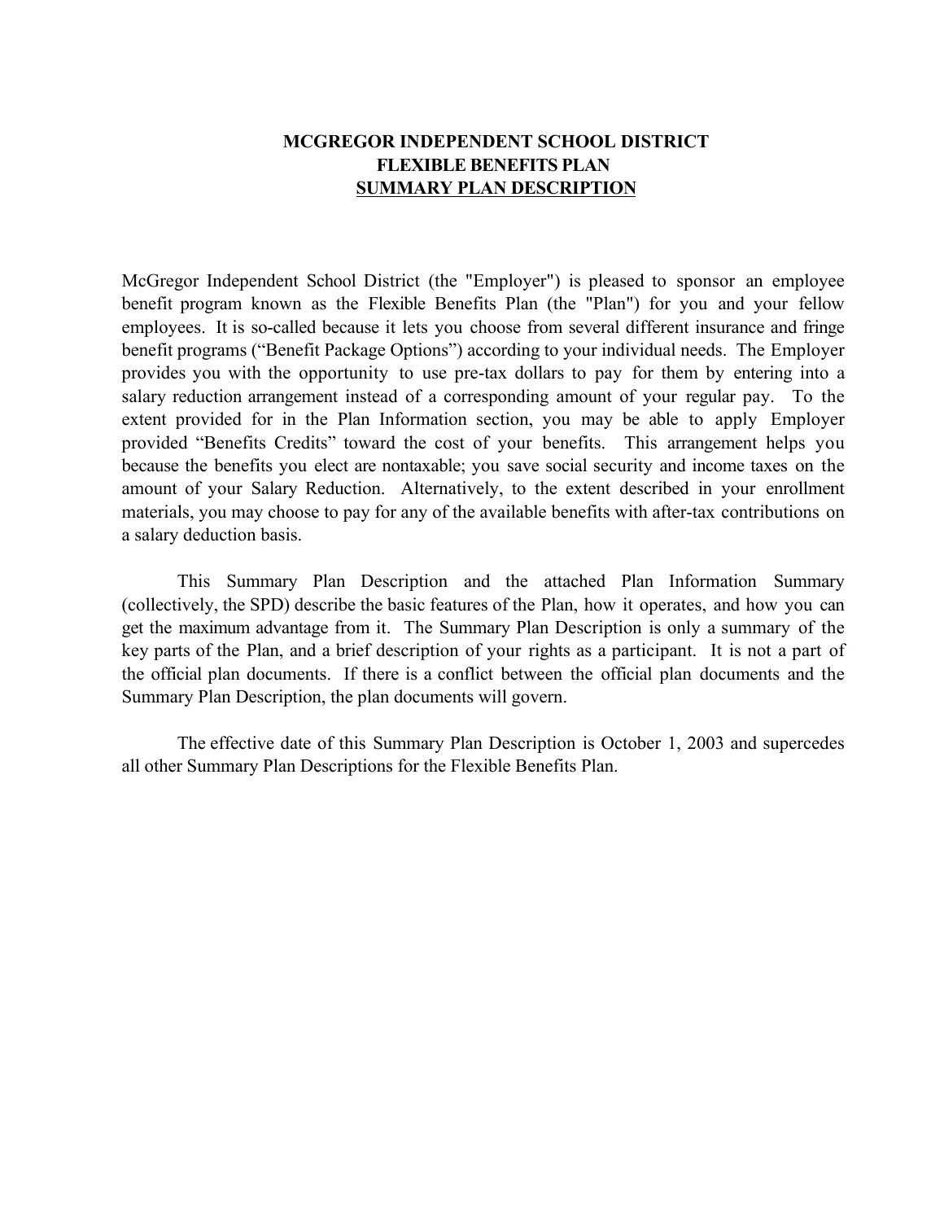# MCGREGOR INDEPENDENT SCHOOL DISTRICT
# FLEXIBLE BENEFITS PLAN
# SUMMARY PLAN DESCRIPTION

McGregor Independent School District (the "Employer") is pleased to sponsor an employee benefit program known as the Flexible Benefits Plan (the "Plan") for you and your fellow employees. It is so-called because it lets you choose from several different insurance and fringe benefit programs ("Benefit Package Options") according to your individual needs. The Employer provides you with the opportunity to use pre-tax dollars to pay for them by entering into a salary reduction arrangement instead of a corresponding amount of your regular pay. To the extent provided for in the Plan Information section, you may be able to apply Employer provided "Benefits Credits" toward the cost of your benefits. This arrangement helps you because the benefits you elect are nontaxable; you save social security and income taxes on the amount of your Salary Reduction. Alternatively, to the extent described in your enrollment materials, you may choose to pay for any of the available benefits with after-tax contributions on a salary deduction basis.

This Summary Plan Description and the attached Plan Information Summary (collectively, the SPD) describe the basic features of the Plan, how it operates, and how you can get the maximum advantage from it. The Summary Plan Description is only a summary of the key parts of the Plan, and a brief description of your rights as a participant. It is not a part of the official plan documents. If there is a conflict between the official plan documents and the Summary Plan Description, the plan documents will govern.

The effective date of this Summary Plan Description is October 1, 2003 and supercedes all other Summary Plan Descriptions for the Flexible Benefits Plan.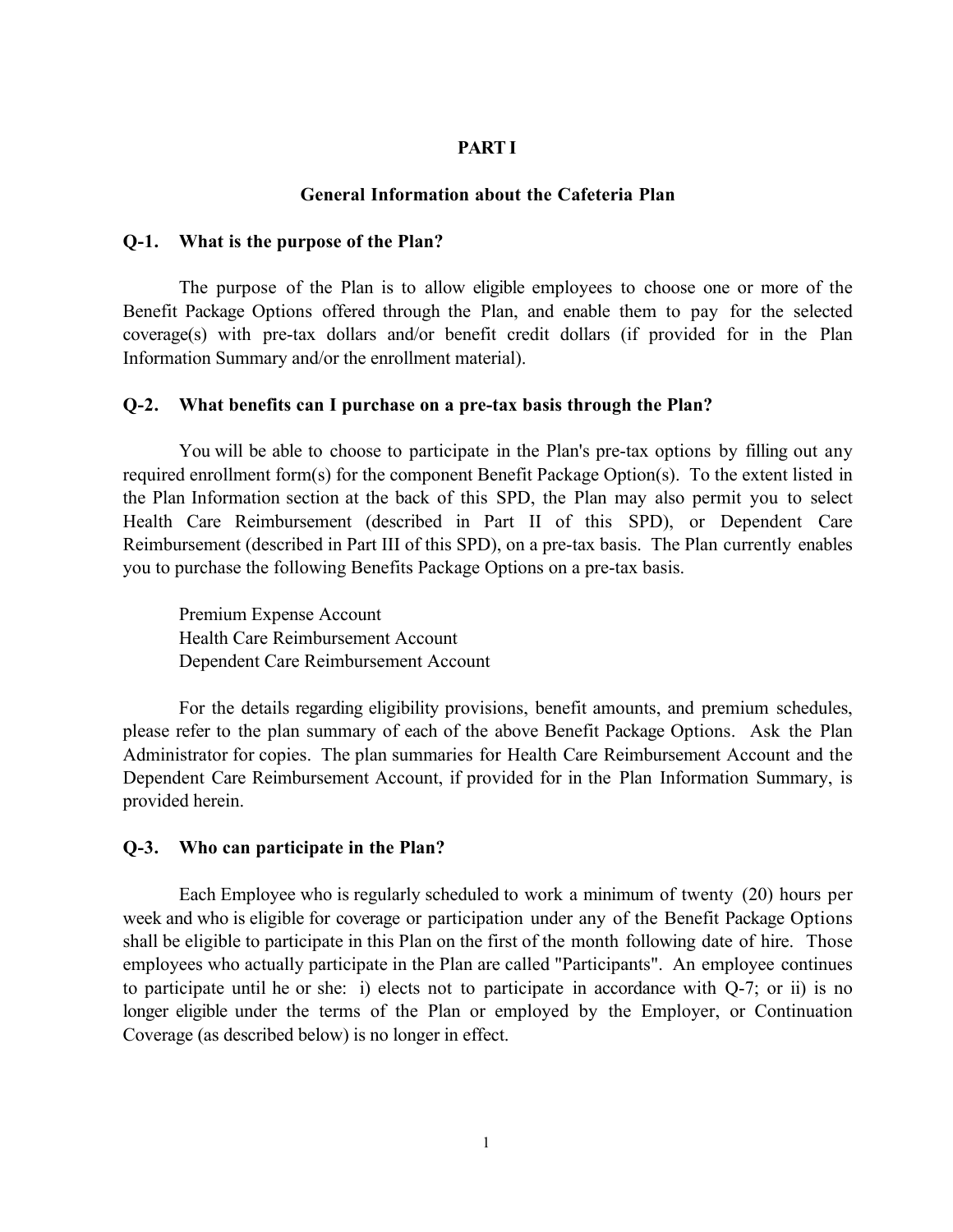# PART I

## General Information about the Cafeteria Plan

### Q-1. What is the purpose of the Plan?

The purpose of the Plan is to allow eligible employees to choose one or more of the Benefit Package Options offered through the Plan, and enable them to pay for the selected coverage(s) with pre-tax dollars and/or benefit credit dollars (if provided for in the Plan Information Summary and/or the enrollment material).

### Q-2. What benefits can I purchase on a pre-tax basis through the Plan?

You will be able to choose to participate in the Plan's pre-tax options by filling out any required enrollment form(s) for the component Benefit Package Option(s). To the extent listed in the Plan Information section at the back of this SPD, the Plan may also permit you to select Health Care Reimbursement (described in Part II of this SPD), or Dependent Care Reimbursement (described in Part III of this SPD), on a pre-tax basis. The Plan currently enables you to purchase the following Benefits Package Options on a pre-tax basis.

Premium Expense Account
Health Care Reimbursement Account
Dependent Care Reimbursement Account

For the details regarding eligibility provisions, benefit amounts, and premium schedules, please refer to the plan summary of each of the above Benefit Package Options. Ask the Plan Administrator for copies. The plan summaries for Health Care Reimbursement Account and the Dependent Care Reimbursement Account, if provided for in the Plan Information Summary, is provided herein.

### Q-3. Who can participate in the Plan?

Each Employee who is regularly scheduled to work a minimum of twenty (20) hours per week and who is eligible for coverage or participation under any of the Benefit Package Options shall be eligible to participate in this Plan on the first of the month following date of hire. Those employees who actually participate in the Plan are called "Participants". An employee continues to participate until he or she: i) elects not to participate in accordance with Q-7; or ii) is no longer eligible under the terms of the Plan or employed by the Employer, or Continuation Coverage (as described below) is no longer in effect.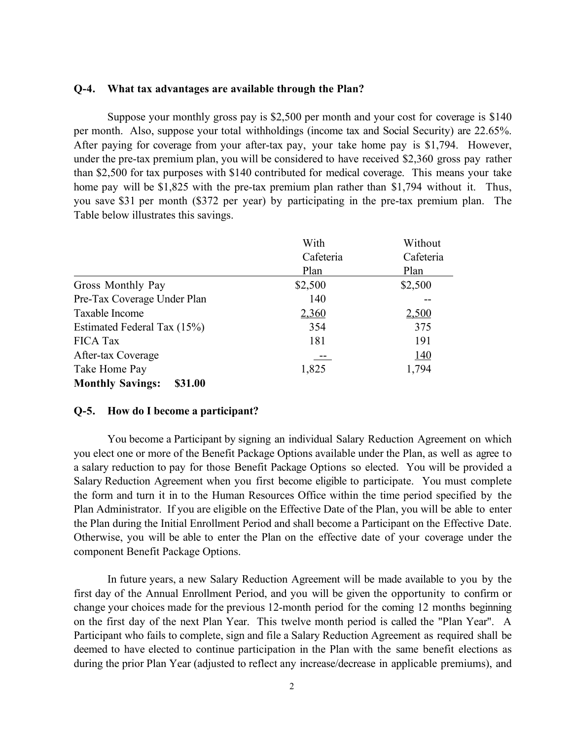### Q-4. What tax advantages are available through the Plan?

Suppose your monthly gross pay is $2,500 per month and your cost for coverage is $140 per month. Also, suppose your total withholdings (income tax and Social Security) are 22.65%. After paying for coverage from your after-tax pay, your take home pay is $1,794. However, under the pre-tax premium plan, you will be considered to have received $2,360 gross pay rather than $2,500 for tax purposes with $140 contributed for medical coverage. This means your take home pay will be $1,825 with the pre-tax premium plan rather than $1,794 without it. Thus, you save $31 per month ($372 per year) by participating in the pre-tax premium plan. The Table below illustrates this savings.

| | With Cafeteria Plan | Without Cafeteria Plan |
|---|---|---|
| Gross Monthly Pay | $2,500 | $2,500 |
| Pre-Tax Coverage Under Plan | 140 | -- |
| Taxable Income | 2,360 | 2,500 |
| Estimated Federal Tax (15%) | 354 | 375 |
| FICA Tax | 181 | 191 |
| After-tax Coverage | -- | 140 |
| Take Home Pay | 1,825 | 1,794 |
| **Monthly Savings: $31.00** | | |

### Q-5. How do I become a participant?

You become a Participant by signing an individual Salary Reduction Agreement on which you elect one or more of the Benefit Package Options available under the Plan, as well as agree to a salary reduction to pay for those Benefit Package Options so elected. You will be provided a Salary Reduction Agreement when you first become eligible to participate. You must complete the form and turn it in to the Human Resources Office within the time period specified by the Plan Administrator. If you are eligible on the Effective Date of the Plan, you will be able to enter the Plan during the Initial Enrollment Period and shall become a Participant on the Effective Date. Otherwise, you will be able to enter the Plan on the effective date of your coverage under the component Benefit Package Options.

In future years, a new Salary Reduction Agreement will be made available to you by the first day of the Annual Enrollment Period, and you will be given the opportunity to confirm or change your choices made for the previous 12-month period for the coming 12 months beginning on the first day of the next Plan Year. This twelve month period is called the "Plan Year". A Participant who fails to complete, sign and file a Salary Reduction Agreement as required shall be deemed to have elected to continue participation in the Plan with the same benefit elections as during the prior Plan Year (adjusted to reflect any increase/decrease in applicable premiums), and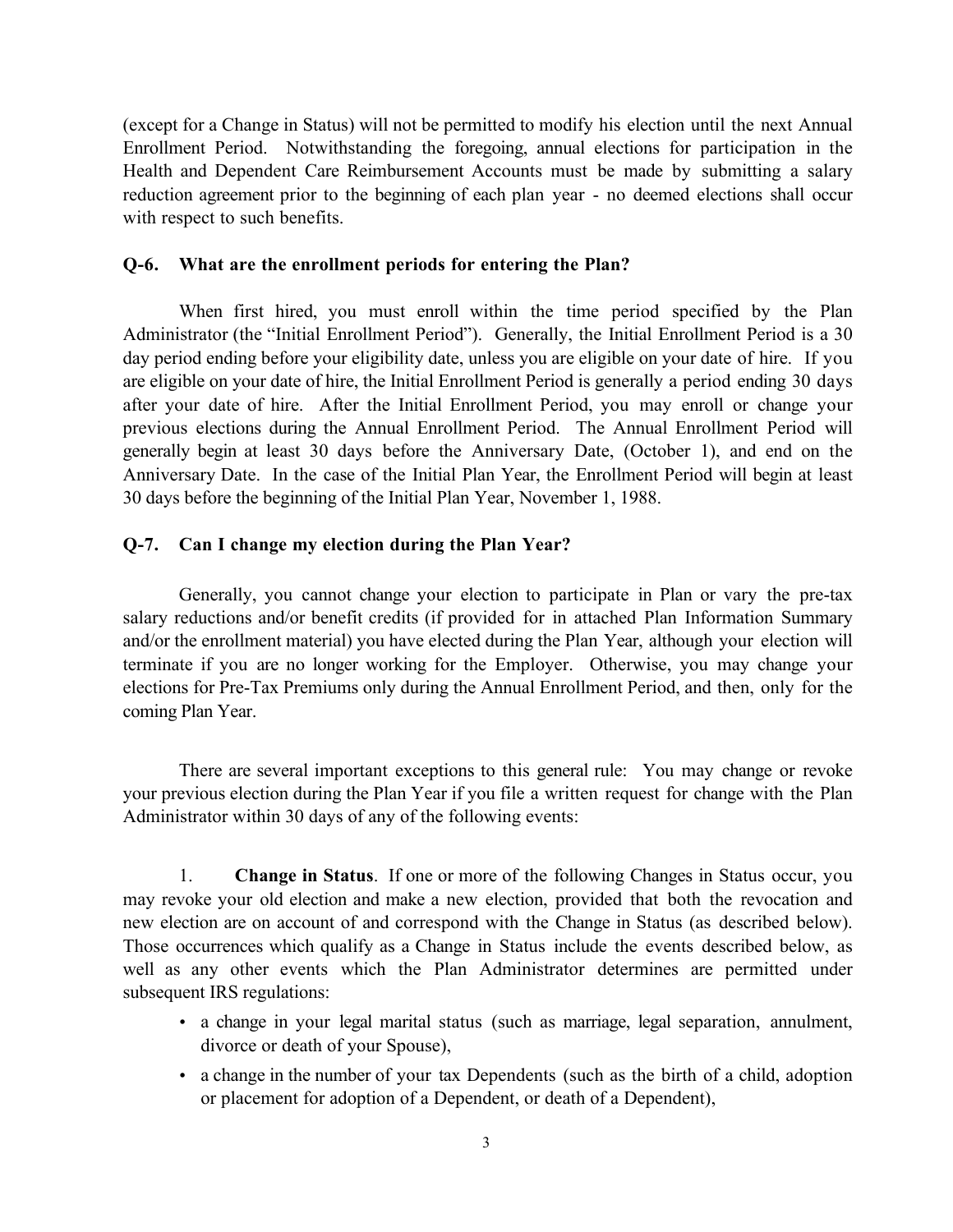(except for a Change in Status) will not be permitted to modify his election until the next Annual Enrollment Period. Notwithstanding the foregoing, annual elections for participation in the Health and Dependent Care Reimbursement Accounts must be made by submitting a salary reduction agreement prior to the beginning of each plan year - no deemed elections shall occur with respect to such benefits.

### Q-6. What are the enrollment periods for entering the Plan?

When first hired, you must enroll within the time period specified by the Plan Administrator (the "Initial Enrollment Period"). Generally, the Initial Enrollment Period is a 30 day period ending before your eligibility date, unless you are eligible on your date of hire. If you are eligible on your date of hire, the Initial Enrollment Period is generally a period ending 30 days after your date of hire. After the Initial Enrollment Period, you may enroll or change your previous elections during the Annual Enrollment Period. The Annual Enrollment Period will generally begin at least 30 days before the Anniversary Date, (October 1), and end on the Anniversary Date. In the case of the Initial Plan Year, the Enrollment Period will begin at least 30 days before the beginning of the Initial Plan Year, November 1, 1988.

### Q-7. Can I change my election during the Plan Year?

Generally, you cannot change your election to participate in Plan or vary the pre-tax salary reductions and/or benefit credits (if provided for in attached Plan Information Summary and/or the enrollment material) you have elected during the Plan Year, although your election will terminate if you are no longer working for the Employer. Otherwise, you may change your elections for Pre-Tax Premiums only during the Annual Enrollment Period, and then, only for the coming Plan Year.

There are several important exceptions to this general rule: You may change or revoke your previous election during the Plan Year if you file a written request for change with the Plan Administrator within 30 days of any of the following events:

1. **Change in Status**. If one or more of the following Changes in Status occur, you may revoke your old election and make a new election, provided that both the revocation and new election are on account of and correspond with the Change in Status (as described below). Those occurrences which qualify as a Change in Status include the events described below, as well as any other events which the Plan Administrator determines are permitted under subsequent IRS regulations:

    - a change in your legal marital status (such as marriage, legal separation, annulment, divorce or death of your Spouse),
    - a change in the number of your tax Dependents (such as the birth of a child, adoption or placement for adoption of a Dependent, or death of a Dependent),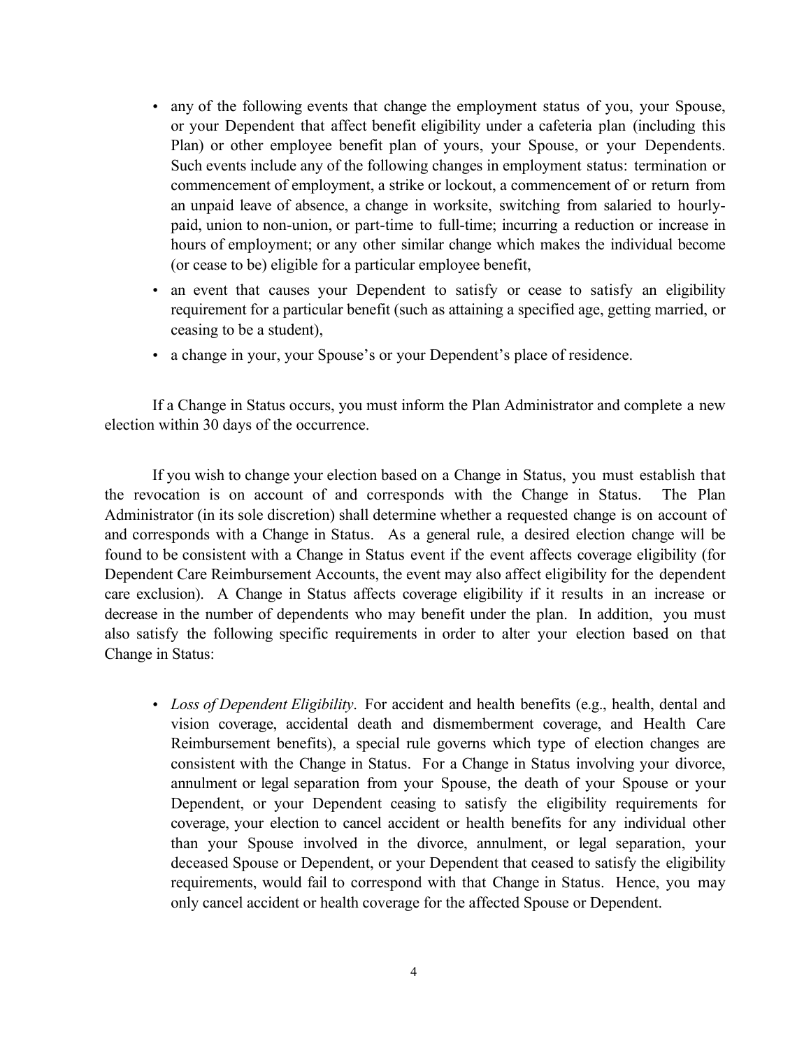- any of the following events that change the employment status of you, your Spouse, or your Dependent that affect benefit eligibility under a cafeteria plan (including this Plan) or other employee benefit plan of yours, your Spouse, or your Dependents. Such events include any of the following changes in employment status: termination or commencement of employment, a strike or lockout, a commencement of or return from an unpaid leave of absence, a change in worksite, switching from salaried to hourly-paid, union to non-union, or part-time to full-time; incurring a reduction or increase in hours of employment; or any other similar change which makes the individual become (or cease to be) eligible for a particular employee benefit,
- an event that causes your Dependent to satisfy or cease to satisfy an eligibility requirement for a particular benefit (such as attaining a specified age, getting married, or ceasing to be a student),
- a change in your, your Spouse's or your Dependent's place of residence.

If a Change in Status occurs, you must inform the Plan Administrator and complete a new election within 30 days of the occurrence.

If you wish to change your election based on a Change in Status, you must establish that the revocation is on account of and corresponds with the Change in Status. The Plan Administrator (in its sole discretion) shall determine whether a requested change is on account of and corresponds with a Change in Status. As a general rule, a desired election change will be found to be consistent with a Change in Status event if the event affects coverage eligibility (for Dependent Care Reimbursement Accounts, the event may also affect eligibility for the dependent care exclusion). A Change in Status affects coverage eligibility if it results in an increase or decrease in the number of dependents who may benefit under the plan. In addition, you must also satisfy the following specific requirements in order to alter your election based on that Change in Status:

- *Loss of Dependent Eligibility*. For accident and health benefits (e.g., health, dental and vision coverage, accidental death and dismemberment coverage, and Health Care Reimbursement benefits), a special rule governs which type of election changes are consistent with the Change in Status. For a Change in Status involving your divorce, annulment or legal separation from your Spouse, the death of your Spouse or your Dependent, or your Dependent ceasing to satisfy the eligibility requirements for coverage, your election to cancel accident or health benefits for any individual other than your Spouse involved in the divorce, annulment, or legal separation, your deceased Spouse or Dependent, or your Dependent that ceased to satisfy the eligibility requirements, would fail to correspond with that Change in Status. Hence, you may only cancel accident or health coverage for the affected Spouse or Dependent.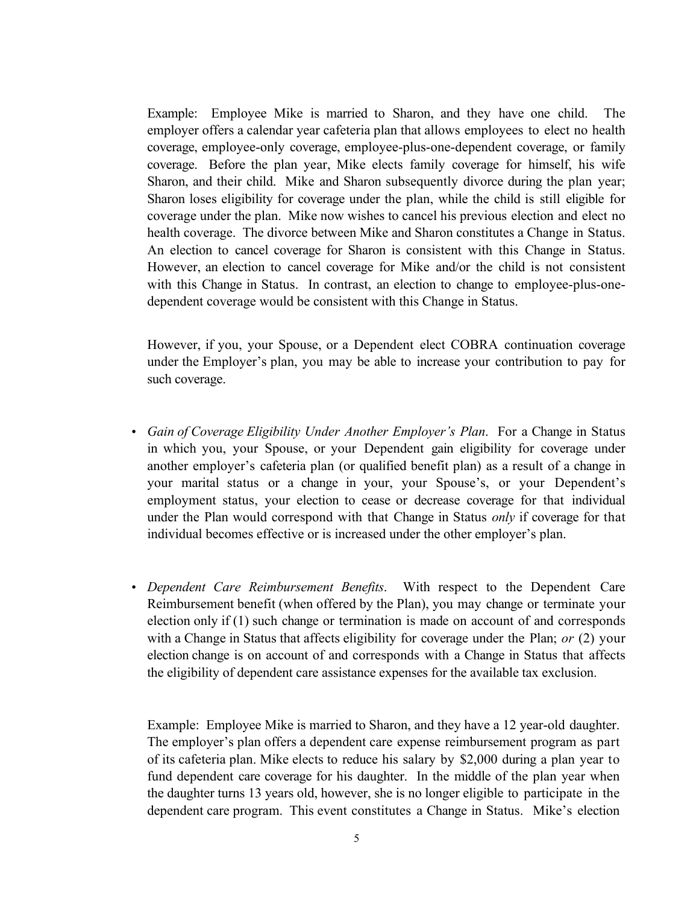Example: Employee Mike is married to Sharon, and they have one child. The employer offers a calendar year cafeteria plan that allows employees to elect no health coverage, employee-only coverage, employee-plus-one-dependent coverage, or family coverage. Before the plan year, Mike elects family coverage for himself, his wife Sharon, and their child. Mike and Sharon subsequently divorce during the plan year; Sharon loses eligibility for coverage under the plan, while the child is still eligible for coverage under the plan. Mike now wishes to cancel his previous election and elect no health coverage. The divorce between Mike and Sharon constitutes a Change in Status. An election to cancel coverage for Sharon is consistent with this Change in Status. However, an election to cancel coverage for Mike and/or the child is not consistent with this Change in Status. In contrast, an election to change to employee-plus-one-dependent coverage would be consistent with this Change in Status.

However, if you, your Spouse, or a Dependent elect COBRA continuation coverage under the Employer's plan, you may be able to increase your contribution to pay for such coverage.

- *Gain of Coverage Eligibility Under Another Employer's Plan*. For a Change in Status in which you, your Spouse, or your Dependent gain eligibility for coverage under another employer's cafeteria plan (or qualified benefit plan) as a result of a change in your marital status or a change in your, your Spouse's, or your Dependent's employment status, your election to cease or decrease coverage for that individual under the Plan would correspond with that Change in Status *only* if coverage for that individual becomes effective or is increased under the other employer's plan.

- *Dependent Care Reimbursement Benefits*. With respect to the Dependent Care Reimbursement benefit (when offered by the Plan), you may change or terminate your election only if (1) such change or termination is made on account of and corresponds with a Change in Status that affects eligibility for coverage under the Plan; *or* (2) your election change is on account of and corresponds with a Change in Status that affects the eligibility of dependent care assistance expenses for the available tax exclusion.

Example: Employee Mike is married to Sharon, and they have a 12 year-old daughter. The employer's plan offers a dependent care expense reimbursement program as part of its cafeteria plan. Mike elects to reduce his salary by $2,000 during a plan year to fund dependent care coverage for his daughter. In the middle of the plan year when the daughter turns 13 years old, however, she is no longer eligible to participate in the dependent care program. This event constitutes a Change in Status. Mike's election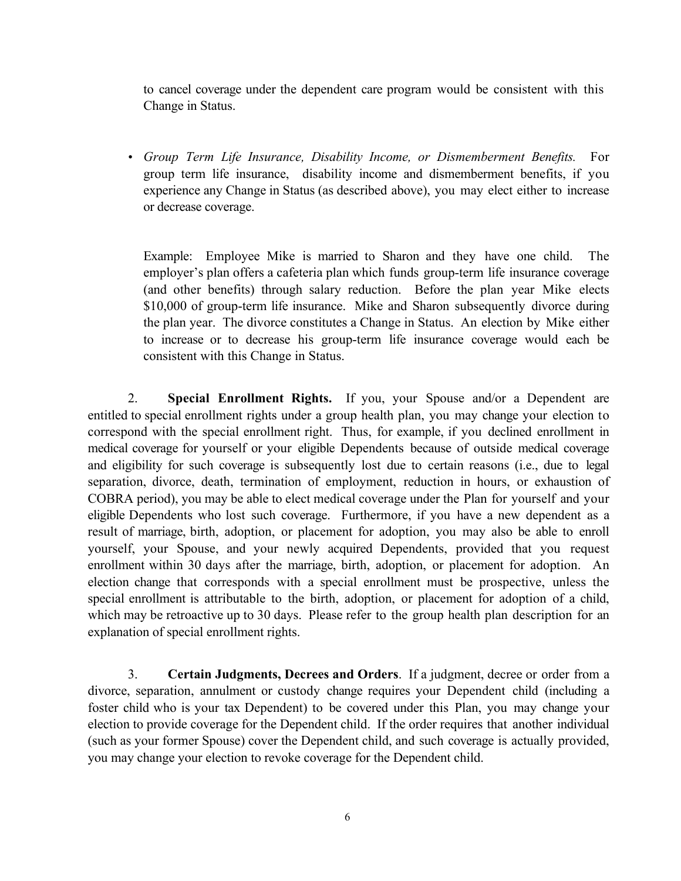to cancel coverage under the dependent care program would be consistent with this Change in Status.

- *Group Term Life Insurance, Disability Income, or Dismemberment Benefits.* For group term life insurance, disability income and dismemberment benefits, if you experience any Change in Status (as described above), you may elect either to increase or decrease coverage.

  Example: Employee Mike is married to Sharon and they have one child. The employer's plan offers a cafeteria plan which funds group-term life insurance coverage (and other benefits) through salary reduction. Before the plan year Mike elects $10,000 of group-term life insurance. Mike and Sharon subsequently divorce during the plan year. The divorce constitutes a Change in Status. An election by Mike either to increase or to decrease his group-term life insurance coverage would each be consistent with this Change in Status.

2. **Special Enrollment Rights.** If you, your Spouse and/or a Dependent are entitled to special enrollment rights under a group health plan, you may change your election to correspond with the special enrollment right. Thus, for example, if you declined enrollment in medical coverage for yourself or your eligible Dependents because of outside medical coverage and eligibility for such coverage is subsequently lost due to certain reasons (i.e., due to legal separation, divorce, death, termination of employment, reduction in hours, or exhaustion of COBRA period), you may be able to elect medical coverage under the Plan for yourself and your eligible Dependents who lost such coverage. Furthermore, if you have a new dependent as a result of marriage, birth, adoption, or placement for adoption, you may also be able to enroll yourself, your Spouse, and your newly acquired Dependents, provided that you request enrollment within 30 days after the marriage, birth, adoption, or placement for adoption. An election change that corresponds with a special enrollment must be prospective, unless the special enrollment is attributable to the birth, adoption, or placement for adoption of a child, which may be retroactive up to 30 days. Please refer to the group health plan description for an explanation of special enrollment rights.

3. **Certain Judgments, Decrees and Orders**. If a judgment, decree or order from a divorce, separation, annulment or custody change requires your Dependent child (including a foster child who is your tax Dependent) to be covered under this Plan, you may change your election to provide coverage for the Dependent child. If the order requires that another individual (such as your former Spouse) cover the Dependent child, and such coverage is actually provided, you may change your election to revoke coverage for the Dependent child.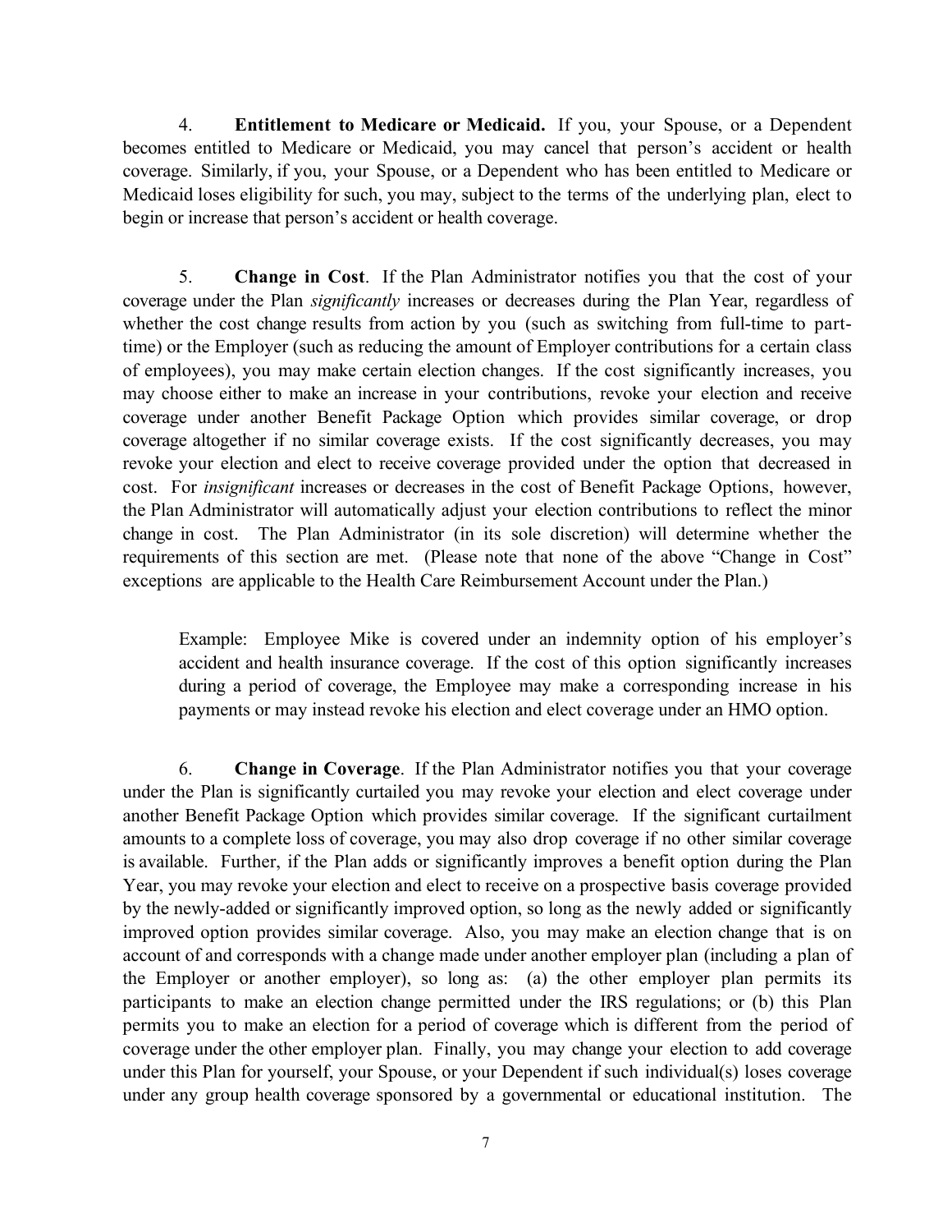4. **Entitlement to Medicare or Medicaid.** If you, your Spouse, or a Dependent becomes entitled to Medicare or Medicaid, you may cancel that person's accident or health coverage. Similarly, if you, your Spouse, or a Dependent who has been entitled to Medicare or Medicaid loses eligibility for such, you may, subject to the terms of the underlying plan, elect to begin or increase that person's accident or health coverage.

5. **Change in Cost**. If the Plan Administrator notifies you that the cost of your coverage under the Plan *significantly* increases or decreases during the Plan Year, regardless of whether the cost change results from action by you (such as switching from full-time to part-time) or the Employer (such as reducing the amount of Employer contributions for a certain class of employees), you may make certain election changes. If the cost significantly increases, you may choose either to make an increase in your contributions, revoke your election and receive coverage under another Benefit Package Option which provides similar coverage, or drop coverage altogether if no similar coverage exists. If the cost significantly decreases, you may revoke your election and elect to receive coverage provided under the option that decreased in cost. For *insignificant* increases or decreases in the cost of Benefit Package Options, however, the Plan Administrator will automatically adjust your election contributions to reflect the minor change in cost. The Plan Administrator (in its sole discretion) will determine whether the requirements of this section are met. (Please note that none of the above "Change in Cost" exceptions are applicable to the Health Care Reimbursement Account under the Plan.)

> Example: Employee Mike is covered under an indemnity option of his employer's accident and health insurance coverage. If the cost of this option significantly increases during a period of coverage, the Employee may make a corresponding increase in his payments or may instead revoke his election and elect coverage under an HMO option.

6. **Change in Coverage**. If the Plan Administrator notifies you that your coverage under the Plan is significantly curtailed you may revoke your election and elect coverage under another Benefit Package Option which provides similar coverage. If the significant curtailment amounts to a complete loss of coverage, you may also drop coverage if no other similar coverage is available. Further, if the Plan adds or significantly improves a benefit option during the Plan Year, you may revoke your election and elect to receive on a prospective basis coverage provided by the newly-added or significantly improved option, so long as the newly added or significantly improved option provides similar coverage. Also, you may make an election change that is on account of and corresponds with a change made under another employer plan (including a plan of the Employer or another employer), so long as: (a) the other employer plan permits its participants to make an election change permitted under the IRS regulations; or (b) this Plan permits you to make an election for a period of coverage which is different from the period of coverage under the other employer plan. Finally, you may change your election to add coverage under this Plan for yourself, your Spouse, or your Dependent if such individual(s) loses coverage under any group health coverage sponsored by a governmental or educational institution. The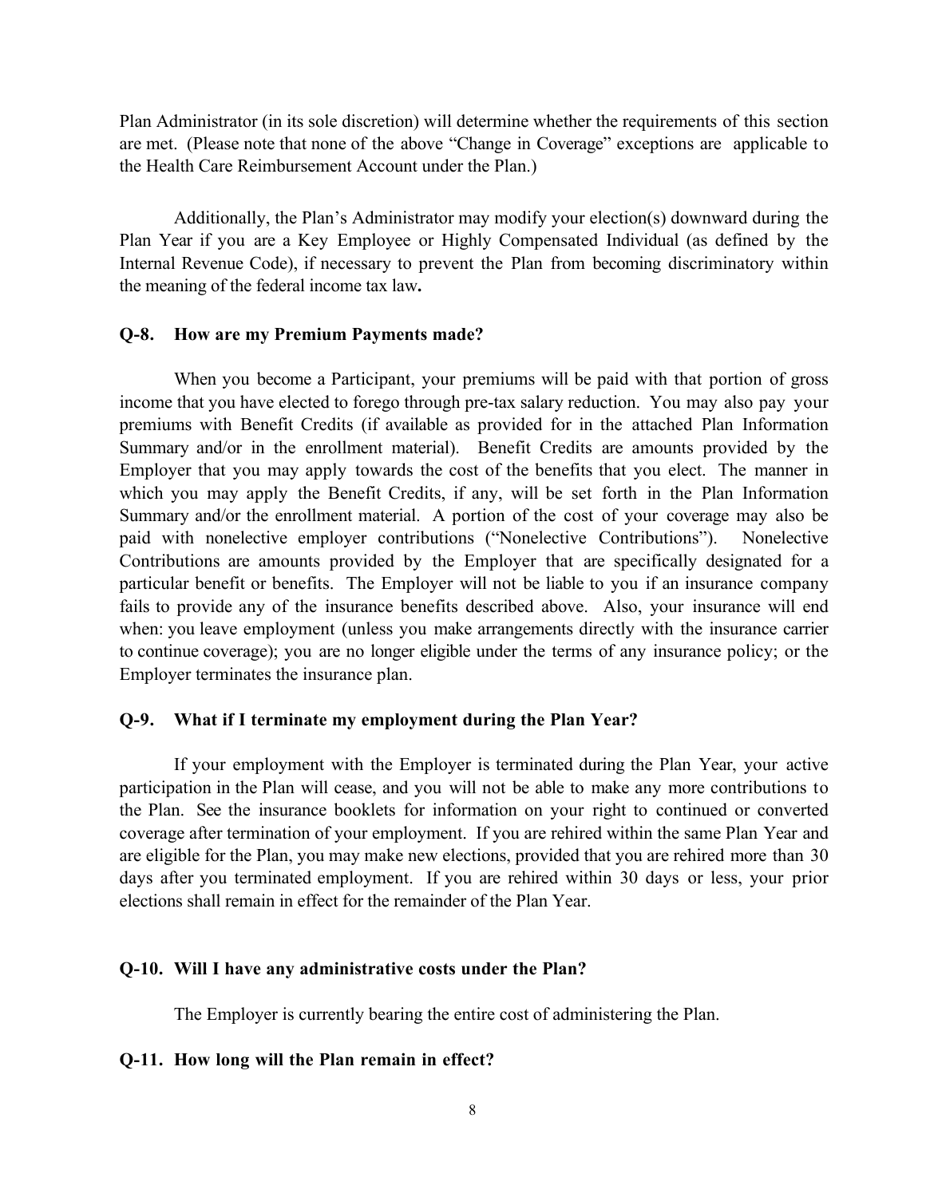Plan Administrator (in its sole discretion) will determine whether the requirements of this section are met. (Please note that none of the above "Change in Coverage" exceptions are applicable to the Health Care Reimbursement Account under the Plan.)

Additionally, the Plan's Administrator may modify your election(s) downward during the Plan Year if you are a Key Employee or Highly Compensated Individual (as defined by the Internal Revenue Code), if necessary to prevent the Plan from becoming discriminatory within the meaning of the federal income tax law.

### Q-8. How are my Premium Payments made?

When you become a Participant, your premiums will be paid with that portion of gross income that you have elected to forego through pre-tax salary reduction. You may also pay your premiums with Benefit Credits (if available as provided for in the attached Plan Information Summary and/or in the enrollment material). Benefit Credits are amounts provided by the Employer that you may apply towards the cost of the benefits that you elect. The manner in which you may apply the Benefit Credits, if any, will be set forth in the Plan Information Summary and/or the enrollment material. A portion of the cost of your coverage may also be paid with nonelective employer contributions ("Nonelective Contributions"). Nonelective Contributions are amounts provided by the Employer that are specifically designated for a particular benefit or benefits. The Employer will not be liable to you if an insurance company fails to provide any of the insurance benefits described above. Also, your insurance will end when: you leave employment (unless you make arrangements directly with the insurance carrier to continue coverage); you are no longer eligible under the terms of any insurance policy; or the Employer terminates the insurance plan.

### Q-9. What if I terminate my employment during the Plan Year?

If your employment with the Employer is terminated during the Plan Year, your active participation in the Plan will cease, and you will not be able to make any more contributions to the Plan. See the insurance booklets for information on your right to continued or converted coverage after termination of your employment. If you are rehired within the same Plan Year and are eligible for the Plan, you may make new elections, provided that you are rehired more than 30 days after you terminated employment. If you are rehired within 30 days or less, your prior elections shall remain in effect for the remainder of the Plan Year.

### Q-10. Will I have any administrative costs under the Plan?

The Employer is currently bearing the entire cost of administering the Plan.

### Q-11. How long will the Plan remain in effect?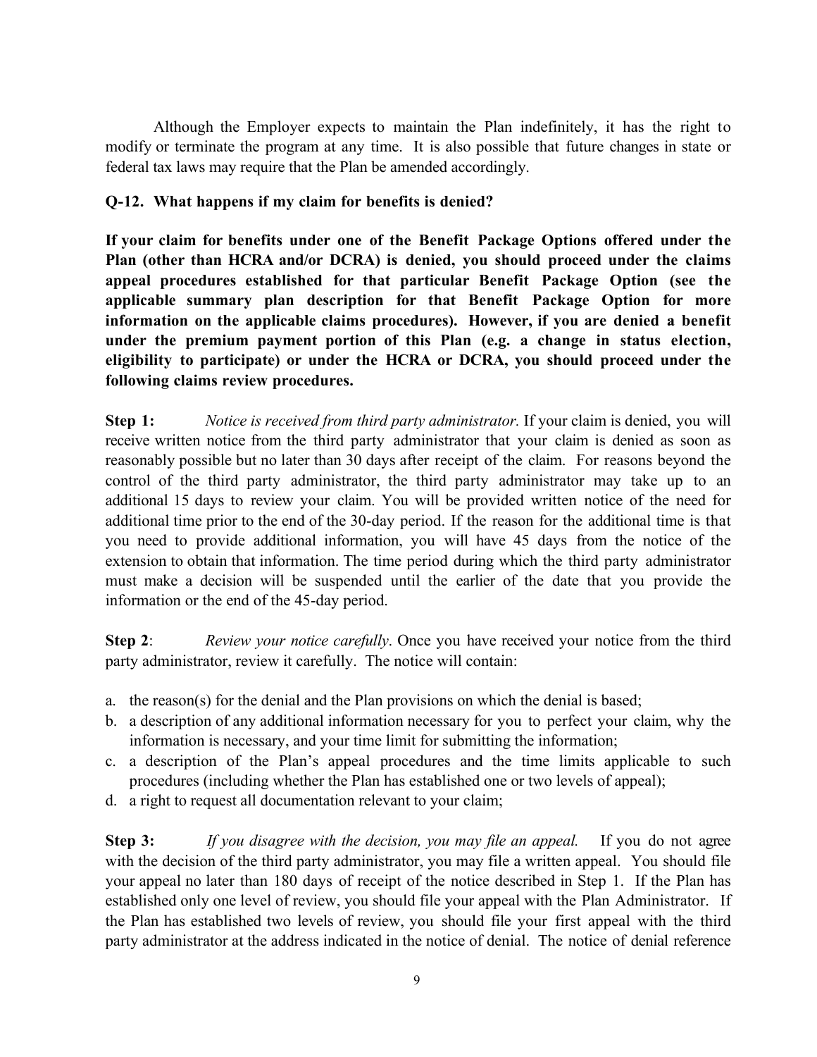Although the Employer expects to maintain the Plan indefinitely, it has the right to modify or terminate the program at any time. It is also possible that future changes in state or federal tax laws may require that the Plan be amended accordingly.

### Q-12. What happens if my claim for benefits is denied?

**If your claim for benefits under one of the Benefit Package Options offered under the Plan (other than HCRA and/or DCRA) is denied, you should proceed under the claims appeal procedures established for that particular Benefit Package Option (see the applicable summary plan description for that Benefit Package Option for more information on the applicable claims procedures). However, if you are denied a benefit under the premium payment portion of this Plan (e.g. a change in status election, eligibility to participate) or under the HCRA or DCRA, you should proceed under the following claims review procedures.**

**Step 1:** *Notice is received from third party administrator.* If your claim is denied, you will receive written notice from the third party administrator that your claim is denied as soon as reasonably possible but no later than 30 days after receipt of the claim. For reasons beyond the control of the third party administrator, the third party administrator may take up to an additional 15 days to review your claim. You will be provided written notice of the need for additional time prior to the end of the 30-day period. If the reason for the additional time is that you need to provide additional information, you will have 45 days from the notice of the extension to obtain that information. The time period during which the third party administrator must make a decision will be suspended until the earlier of the date that you provide the information or the end of the 45-day period.

**Step 2**: *Review your notice carefully*. Once you have received your notice from the third party administrator, review it carefully. The notice will contain:

a. the reason(s) for the denial and the Plan provisions on which the denial is based;
b. a description of any additional information necessary for you to perfect your claim, why the information is necessary, and your time limit for submitting the information;
c. a description of the Plan's appeal procedures and the time limits applicable to such procedures (including whether the Plan has established one or two levels of appeal);
d. a right to request all documentation relevant to your claim;

**Step 3:** *If you disagree with the decision, you may file an appeal.* If you do not agree with the decision of the third party administrator, you may file a written appeal. You should file your appeal no later than 180 days of receipt of the notice described in Step 1. If the Plan has established only one level of review, you should file your appeal with the Plan Administrator. If the Plan has established two levels of review, you should file your first appeal with the third party administrator at the address indicated in the notice of denial. The notice of denial reference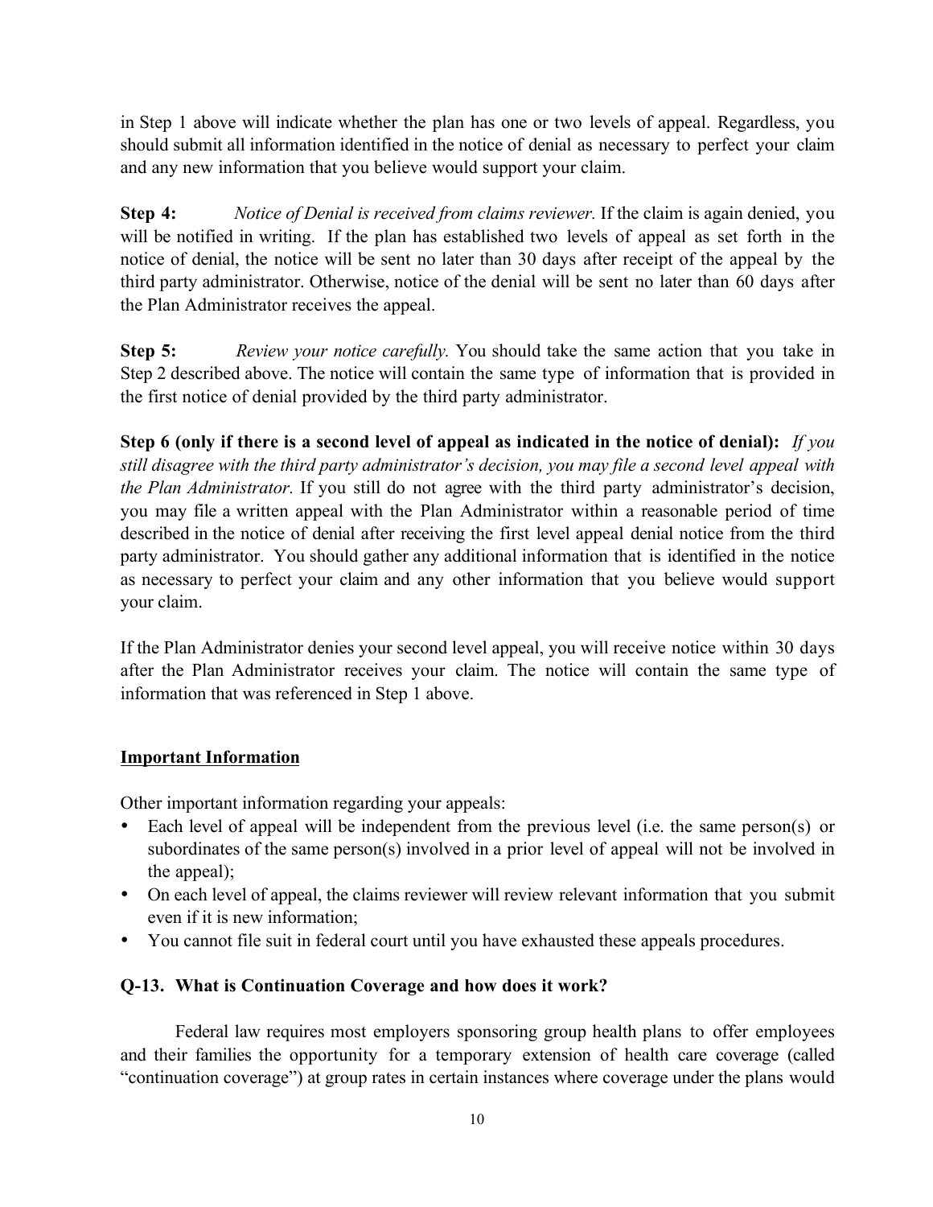in Step 1 above will indicate whether the plan has one or two levels of appeal. Regardless, you should submit all information identified in the notice of denial as necessary to perfect your claim and any new information that you believe would support your claim.

**Step 4:** *Notice of Denial is received from claims reviewer.* If the claim is again denied, you will be notified in writing. If the plan has established two levels of appeal as set forth in the notice of denial, the notice will be sent no later than 30 days after receipt of the appeal by the third party administrator. Otherwise, notice of the denial will be sent no later than 60 days after the Plan Administrator receives the appeal.

**Step 5:** *Review your notice carefully.* You should take the same action that you take in Step 2 described above. The notice will contain the same type of information that is provided in the first notice of denial provided by the third party administrator.

**Step 6 (only if there is a second level of appeal as indicated in the notice of denial):** *If you still disagree with the third party administrator's decision, you may file a second level appeal with the Plan Administrator.* If you still do not agree with the third party administrator's decision, you may file a written appeal with the Plan Administrator within a reasonable period of time described in the notice of denial after receiving the first level appeal denial notice from the third party administrator. You should gather any additional information that is identified in the notice as necessary to perfect your claim and any other information that you believe would support your claim.

If the Plan Administrator denies your second level appeal, you will receive notice within 30 days after the Plan Administrator receives your claim. The notice will contain the same type of information that was referenced in Step 1 above.

**Important Information**

Other important information regarding your appeals:

- Each level of appeal will be independent from the previous level (i.e. the same person(s) or subordinates of the same person(s) involved in a prior level of appeal will not be involved in the appeal);
- On each level of appeal, the claims reviewer will review relevant information that you submit even if it is new information;
- You cannot file suit in federal court until you have exhausted these appeals procedures.

### Q-13. What is Continuation Coverage and how does it work?

Federal law requires most employers sponsoring group health plans to offer employees and their families the opportunity for a temporary extension of health care coverage (called "continuation coverage") at group rates in certain instances where coverage under the plans would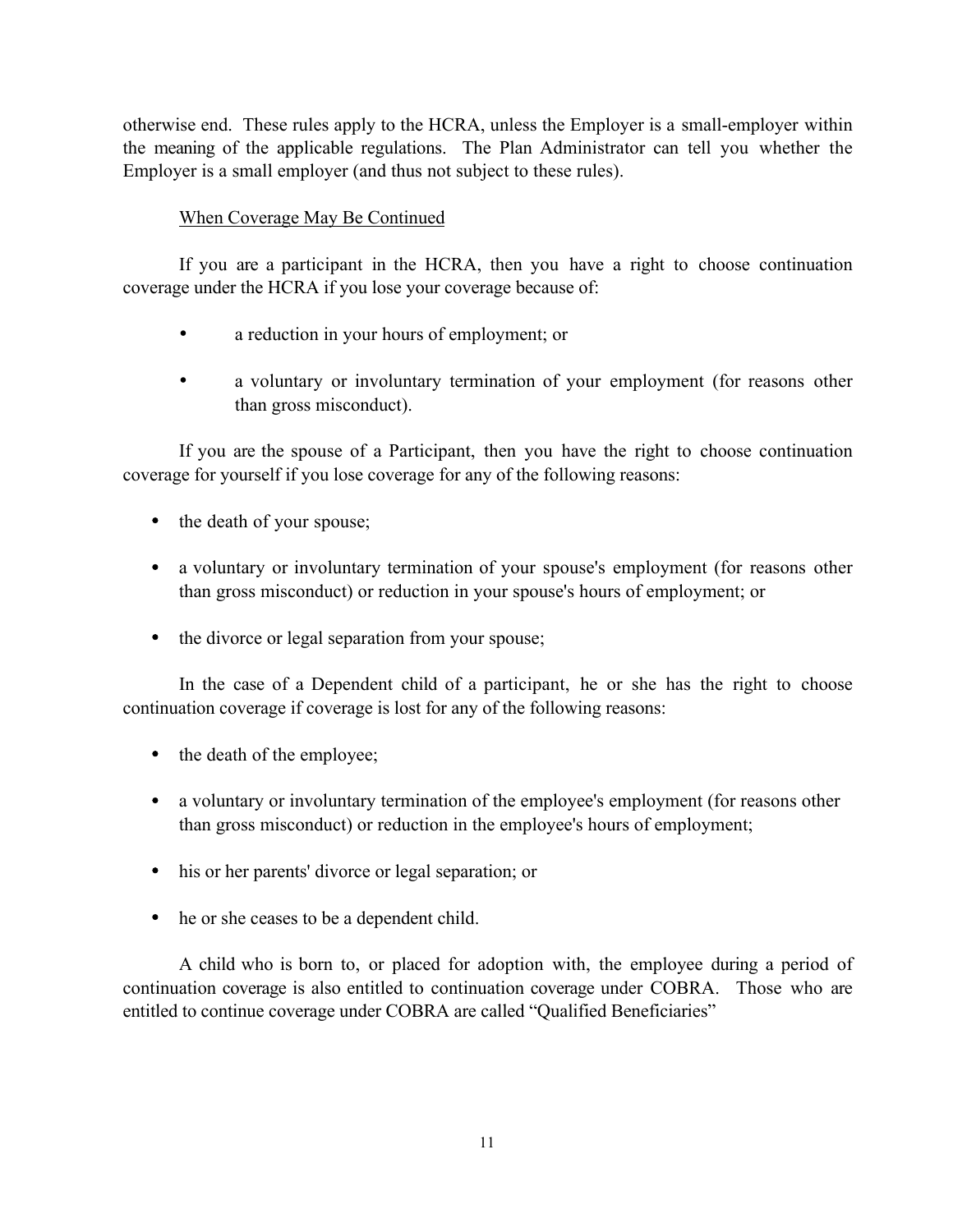otherwise end. These rules apply to the HCRA, unless the Employer is a small-employer within the meaning of the applicable regulations. The Plan Administrator can tell you whether the Employer is a small employer (and thus not subject to these rules).

When Coverage May Be Continued

If you are a participant in the HCRA, then you have a right to choose continuation coverage under the HCRA if you lose your coverage because of:

- a reduction in your hours of employment; or
- a voluntary or involuntary termination of your employment (for reasons other than gross misconduct).

If you are the spouse of a Participant, then you have the right to choose continuation coverage for yourself if you lose coverage for any of the following reasons:

- the death of your spouse;
- a voluntary or involuntary termination of your spouse's employment (for reasons other than gross misconduct) or reduction in your spouse's hours of employment; or
- the divorce or legal separation from your spouse;

In the case of a Dependent child of a participant, he or she has the right to choose continuation coverage if coverage is lost for any of the following reasons:

- the death of the employee;
- a voluntary or involuntary termination of the employee's employment (for reasons other than gross misconduct) or reduction in the employee's hours of employment;
- his or her parents' divorce or legal separation; or
- he or she ceases to be a dependent child.

A child who is born to, or placed for adoption with, the employee during a period of continuation coverage is also entitled to continuation coverage under COBRA. Those who are entitled to continue coverage under COBRA are called "Qualified Beneficiaries"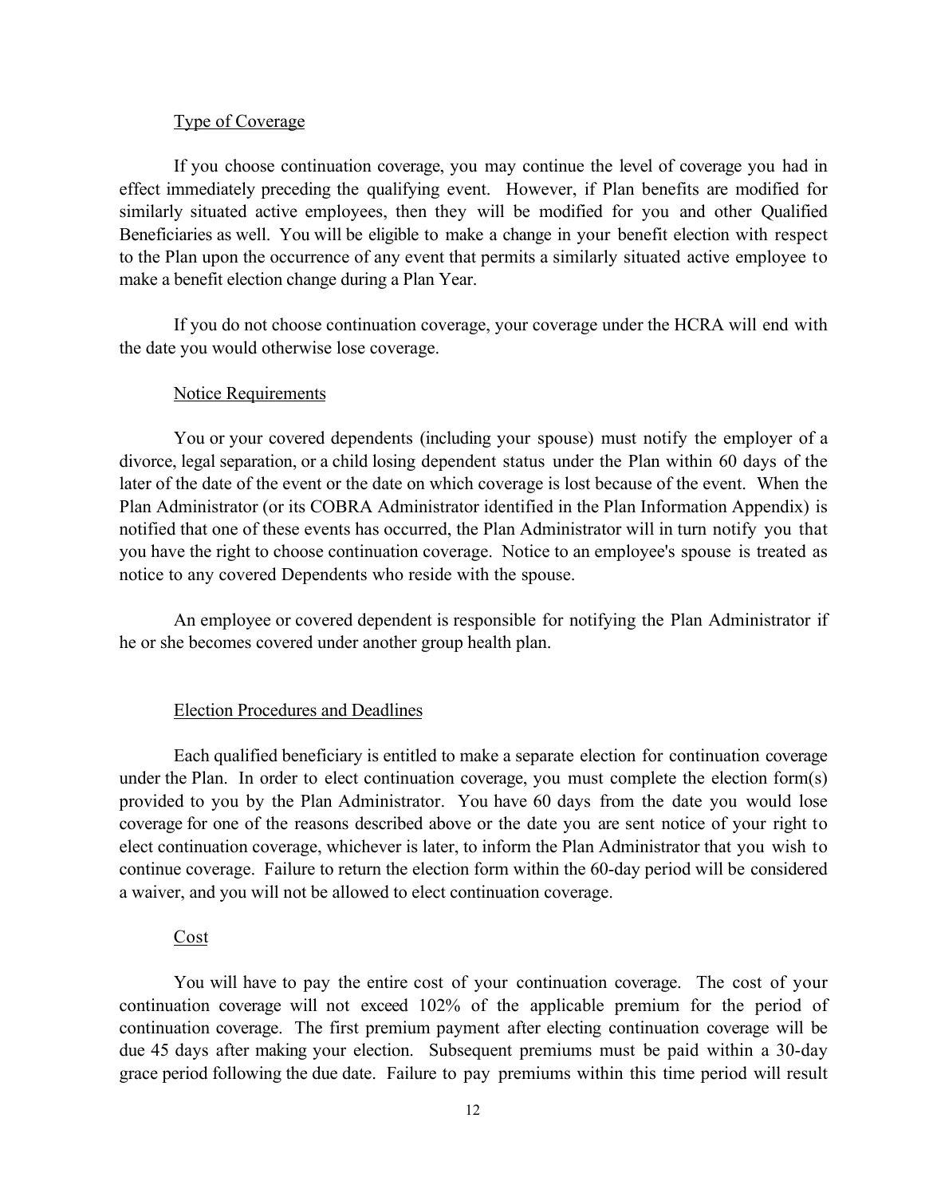Type of Coverage

If you choose continuation coverage, you may continue the level of coverage you had in effect immediately preceding the qualifying event. However, if Plan benefits are modified for similarly situated active employees, then they will be modified for you and other Qualified Beneficiaries as well. You will be eligible to make a change in your benefit election with respect to the Plan upon the occurrence of any event that permits a similarly situated active employee to make a benefit election change during a Plan Year.

If you do not choose continuation coverage, your coverage under the HCRA will end with the date you would otherwise lose coverage.

Notice Requirements

You or your covered dependents (including your spouse) must notify the employer of a divorce, legal separation, or a child losing dependent status under the Plan within 60 days of the later of the date of the event or the date on which coverage is lost because of the event. When the Plan Administrator (or its COBRA Administrator identified in the Plan Information Appendix) is notified that one of these events has occurred, the Plan Administrator will in turn notify you that you have the right to choose continuation coverage. Notice to an employee's spouse is treated as notice to any covered Dependents who reside with the spouse.

An employee or covered dependent is responsible for notifying the Plan Administrator if he or she becomes covered under another group health plan.

Election Procedures and Deadlines

Each qualified beneficiary is entitled to make a separate election for continuation coverage under the Plan. In order to elect continuation coverage, you must complete the election form(s) provided to you by the Plan Administrator. You have 60 days from the date you would lose coverage for one of the reasons described above or the date you are sent notice of your right to elect continuation coverage, whichever is later, to inform the Plan Administrator that you wish to continue coverage. Failure to return the election form within the 60-day period will be considered a waiver, and you will not be allowed to elect continuation coverage.

Cost

You will have to pay the entire cost of your continuation coverage. The cost of your continuation coverage will not exceed 102% of the applicable premium for the period of continuation coverage. The first premium payment after electing continuation coverage will be due 45 days after making your election. Subsequent premiums must be paid within a 30-day grace period following the due date. Failure to pay premiums within this time period will result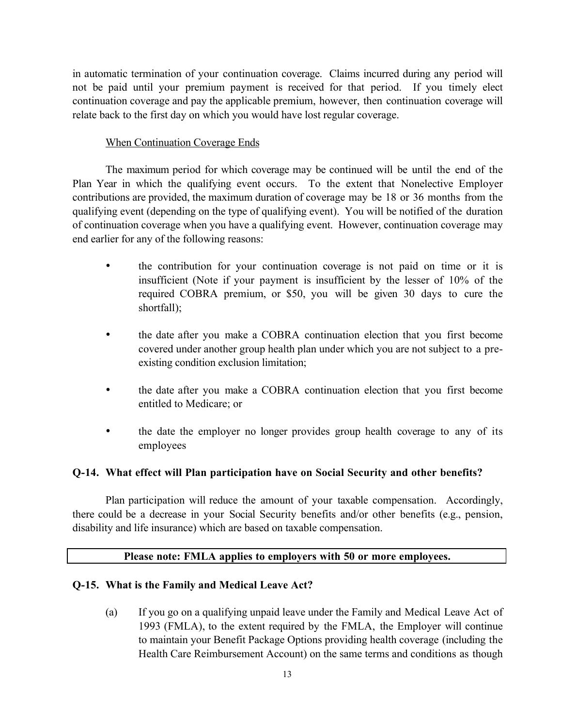in automatic termination of your continuation coverage. Claims incurred during any period will not be paid until your premium payment is received for that period. If you timely elect continuation coverage and pay the applicable premium, however, then continuation coverage will relate back to the first day on which you would have lost regular coverage.

When Continuation Coverage Ends

The maximum period for which coverage may be continued will be until the end of the Plan Year in which the qualifying event occurs. To the extent that Nonelective Employer contributions are provided, the maximum duration of coverage may be 18 or 36 months from the qualifying event (depending on the type of qualifying event). You will be notified of the duration of continuation coverage when you have a qualifying event. However, continuation coverage may end earlier for any of the following reasons:

- the contribution for your continuation coverage is not paid on time or it is insufficient (Note if your payment is insufficient by the lesser of 10% of the required COBRA premium, or $50, you will be given 30 days to cure the shortfall);
- the date after you make a COBRA continuation election that you first become covered under another group health plan under which you are not subject to a pre-existing condition exclusion limitation;
- the date after you make a COBRA continuation election that you first become entitled to Medicare; or
- the date the employer no longer provides group health coverage to any of its employees

**Q-14. What effect will Plan participation have on Social Security and other benefits?**

Plan participation will reduce the amount of your taxable compensation. Accordingly, there could be a decrease in your Social Security benefits and/or other benefits (e.g., pension, disability and life insurance) which are based on taxable compensation.

**Please note: FMLA applies to employers with 50 or more employees.**

**Q-15. What is the Family and Medical Leave Act?**

(a) If you go on a qualifying unpaid leave under the Family and Medical Leave Act of 1993 (FMLA), to the extent required by the FMLA, the Employer will continue to maintain your Benefit Package Options providing health coverage (including the Health Care Reimbursement Account) on the same terms and conditions as though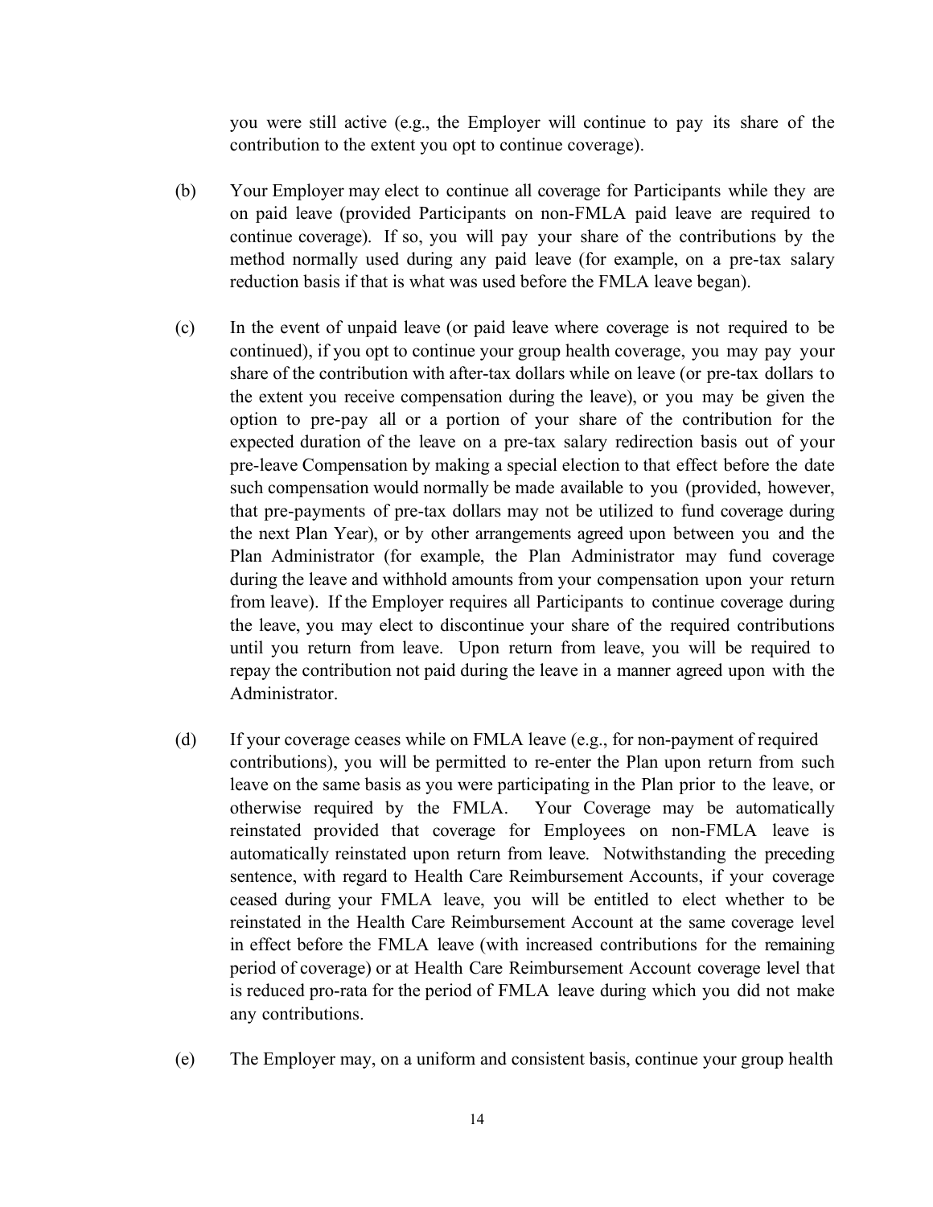you were still active (e.g., the Employer will continue to pay its share of the contribution to the extent you opt to continue coverage).

(b) Your Employer may elect to continue all coverage for Participants while they are on paid leave (provided Participants on non-FMLA paid leave are required to continue coverage). If so, you will pay your share of the contributions by the method normally used during any paid leave (for example, on a pre-tax salary reduction basis if that is what was used before the FMLA leave began).

(c) In the event of unpaid leave (or paid leave where coverage is not required to be continued), if you opt to continue your group health coverage, you may pay your share of the contribution with after-tax dollars while on leave (or pre-tax dollars to the extent you receive compensation during the leave), or you may be given the option to pre-pay all or a portion of your share of the contribution for the expected duration of the leave on a pre-tax salary redirection basis out of your pre-leave Compensation by making a special election to that effect before the date such compensation would normally be made available to you (provided, however, that pre-payments of pre-tax dollars may not be utilized to fund coverage during the next Plan Year), or by other arrangements agreed upon between you and the Plan Administrator (for example, the Plan Administrator may fund coverage during the leave and withhold amounts from your compensation upon your return from leave). If the Employer requires all Participants to continue coverage during the leave, you may elect to discontinue your share of the required contributions until you return from leave. Upon return from leave, you will be required to repay the contribution not paid during the leave in a manner agreed upon with the Administrator.

(d) If your coverage ceases while on FMLA leave (e.g., for non-payment of required contributions), you will be permitted to re-enter the Plan upon return from such leave on the same basis as you were participating in the Plan prior to the leave, or otherwise required by the FMLA. Your Coverage may be automatically reinstated provided that coverage for Employees on non-FMLA leave is automatically reinstated upon return from leave. Notwithstanding the preceding sentence, with regard to Health Care Reimbursement Accounts, if your coverage ceased during your FMLA leave, you will be entitled to elect whether to be reinstated in the Health Care Reimbursement Account at the same coverage level in effect before the FMLA leave (with increased contributions for the remaining period of coverage) or at Health Care Reimbursement Account coverage level that is reduced pro-rata for the period of FMLA leave during which you did not make any contributions.

(e) The Employer may, on a uniform and consistent basis, continue your group health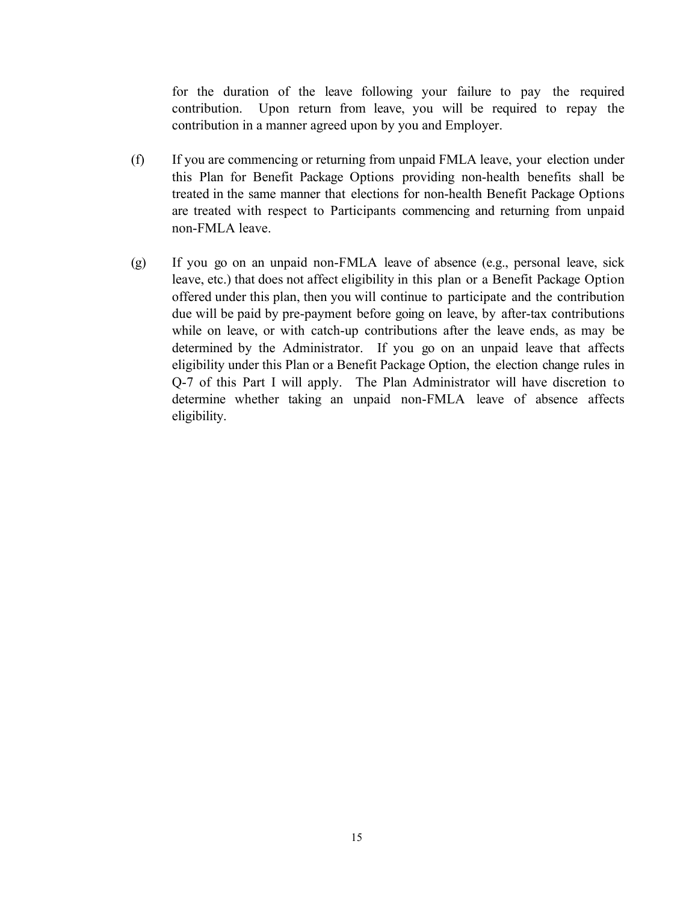for the duration of the leave following your failure to pay the required contribution. Upon return from leave, you will be required to repay the contribution in a manner agreed upon by you and Employer.

(f) If you are commencing or returning from unpaid FMLA leave, your election under this Plan for Benefit Package Options providing non-health benefits shall be treated in the same manner that elections for non-health Benefit Package Options are treated with respect to Participants commencing and returning from unpaid non-FMLA leave.

(g) If you go on an unpaid non-FMLA leave of absence (e.g., personal leave, sick leave, etc.) that does not affect eligibility in this plan or a Benefit Package Option offered under this plan, then you will continue to participate and the contribution due will be paid by pre-payment before going on leave, by after-tax contributions while on leave, or with catch-up contributions after the leave ends, as may be determined by the Administrator. If you go on an unpaid leave that affects eligibility under this Plan or a Benefit Package Option, the election change rules in Q-7 of this Part I will apply. The Plan Administrator will have discretion to determine whether taking an unpaid non-FMLA leave of absence affects eligibility.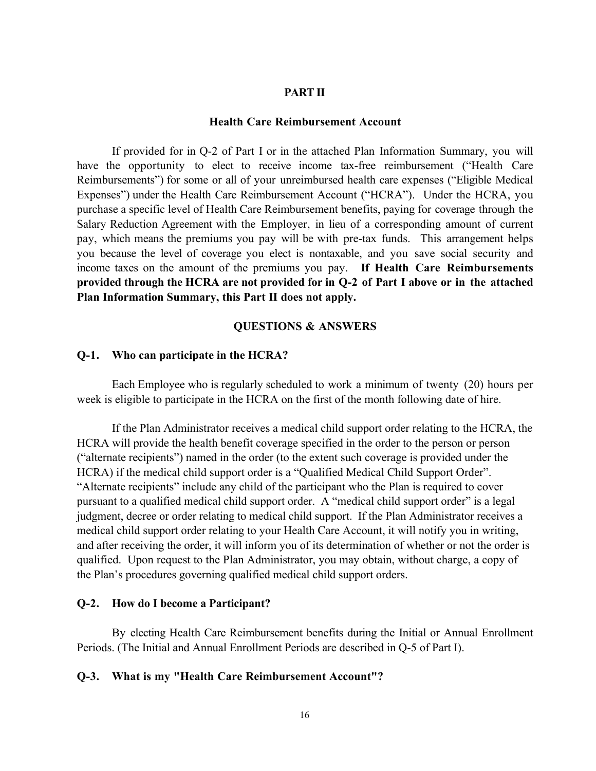## PART II

### Health Care Reimbursement Account

If provided for in Q-2 of Part I or in the attached Plan Information Summary, you will have the opportunity to elect to receive income tax-free reimbursement ("Health Care Reimbursements") for some or all of your unreimbursed health care expenses ("Eligible Medical Expenses") under the Health Care Reimbursement Account ("HCRA"). Under the HCRA, you purchase a specific level of Health Care Reimbursement benefits, paying for coverage through the Salary Reduction Agreement with the Employer, in lieu of a corresponding amount of current pay, which means the premiums you pay will be with pre-tax funds. This arrangement helps you because the level of coverage you elect is nontaxable, and you save social security and income taxes on the amount of the premiums you pay. **If Health Care Reimbursements provided through the HCRA are not provided for in Q-2 of Part I above or in the attached Plan Information Summary, this Part II does not apply.**

### QUESTIONS & ANSWERS

**Q-1. Who can participate in the HCRA?**

Each Employee who is regularly scheduled to work a minimum of twenty (20) hours per week is eligible to participate in the HCRA on the first of the month following date of hire.

If the Plan Administrator receives a medical child support order relating to the HCRA, the HCRA will provide the health benefit coverage specified in the order to the person or person ("alternate recipients") named in the order (to the extent such coverage is provided under the HCRA) if the medical child support order is a "Qualified Medical Child Support Order". "Alternate recipients" include any child of the participant who the Plan is required to cover pursuant to a qualified medical child support order. A "medical child support order" is a legal judgment, decree or order relating to medical child support. If the Plan Administrator receives a medical child support order relating to your Health Care Account, it will notify you in writing, and after receiving the order, it will inform you of its determination of whether or not the order is qualified. Upon request to the Plan Administrator, you may obtain, without charge, a copy of the Plan's procedures governing qualified medical child support orders.

**Q-2. How do I become a Participant?**

By electing Health Care Reimbursement benefits during the Initial or Annual Enrollment Periods. (The Initial and Annual Enrollment Periods are described in Q-5 of Part I).

**Q-3. What is my "Health Care Reimbursement Account"?**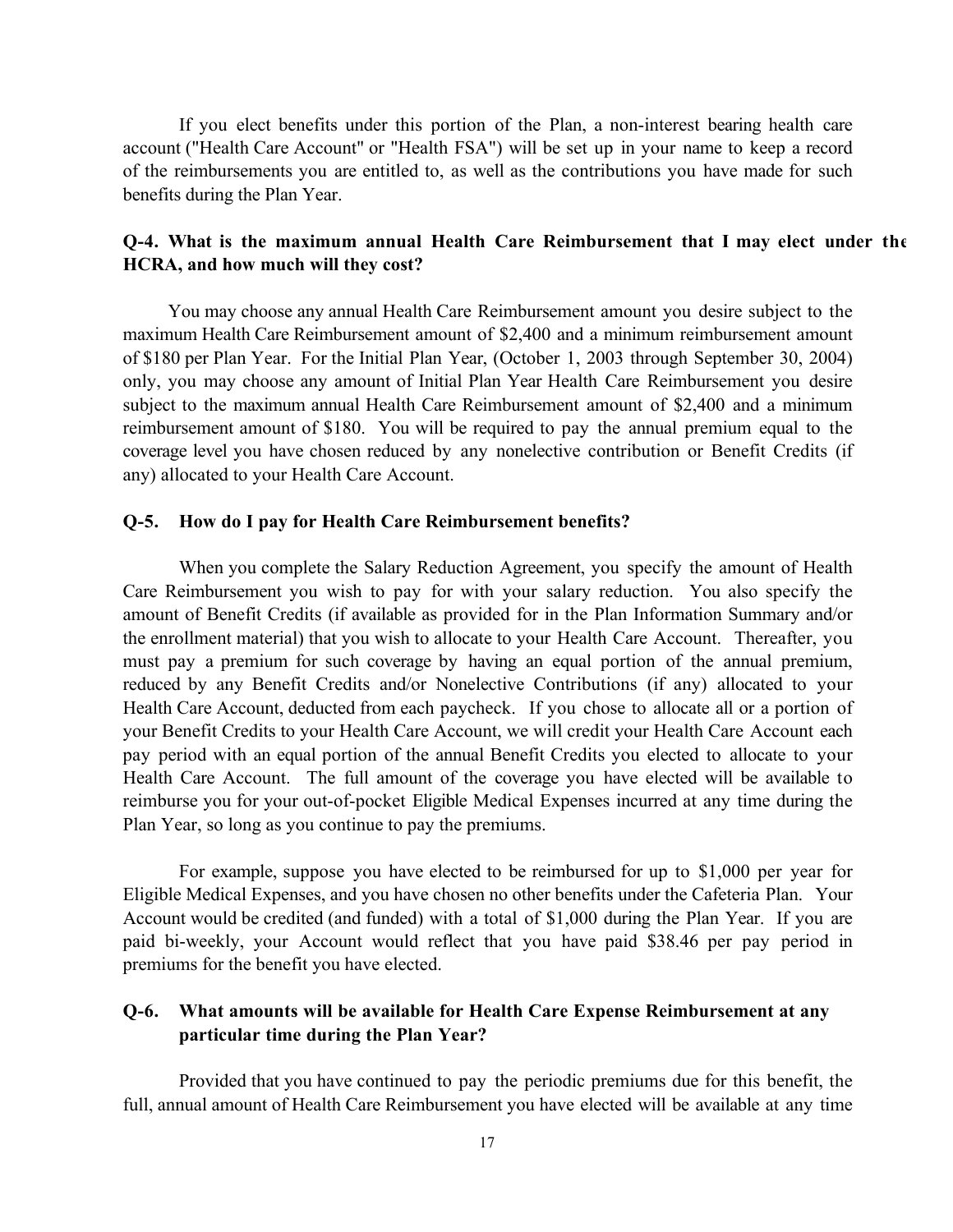If you elect benefits under this portion of the Plan, a non-interest bearing health care account ("Health Care Account" or "Health FSA") will be set up in your name to keep a record of the reimbursements you are entitled to, as well as the contributions you have made for such benefits during the Plan Year.

### Q-4. What is the maximum annual Health Care Reimbursement that I may elect under the HCRA, and how much will they cost?

You may choose any annual Health Care Reimbursement amount you desire subject to the maximum Health Care Reimbursement amount of $2,400 and a minimum reimbursement amount of $180 per Plan Year. For the Initial Plan Year, (October 1, 2003 through September 30, 2004) only, you may choose any amount of Initial Plan Year Health Care Reimbursement you desire subject to the maximum annual Health Care Reimbursement amount of $2,400 and a minimum reimbursement amount of $180. You will be required to pay the annual premium equal to the coverage level you have chosen reduced by any nonelective contribution or Benefit Credits (if any) allocated to your Health Care Account.

### Q-5. How do I pay for Health Care Reimbursement benefits?

When you complete the Salary Reduction Agreement, you specify the amount of Health Care Reimbursement you wish to pay for with your salary reduction. You also specify the amount of Benefit Credits (if available as provided for in the Plan Information Summary and/or the enrollment material) that you wish to allocate to your Health Care Account. Thereafter, you must pay a premium for such coverage by having an equal portion of the annual premium, reduced by any Benefit Credits and/or Nonelective Contributions (if any) allocated to your Health Care Account, deducted from each paycheck. If you chose to allocate all or a portion of your Benefit Credits to your Health Care Account, we will credit your Health Care Account each pay period with an equal portion of the annual Benefit Credits you elected to allocate to your Health Care Account. The full amount of the coverage you have elected will be available to reimburse you for your out-of-pocket Eligible Medical Expenses incurred at any time during the Plan Year, so long as you continue to pay the premiums.

For example, suppose you have elected to be reimbursed for up to $1,000 per year for Eligible Medical Expenses, and you have chosen no other benefits under the Cafeteria Plan. Your Account would be credited (and funded) with a total of $1,000 during the Plan Year. If you are paid bi-weekly, your Account would reflect that you have paid $38.46 per pay period in premiums for the benefit you have elected.

### Q-6. What amounts will be available for Health Care Expense Reimbursement at any particular time during the Plan Year?

Provided that you have continued to pay the periodic premiums due for this benefit, the full, annual amount of Health Care Reimbursement you have elected will be available at any time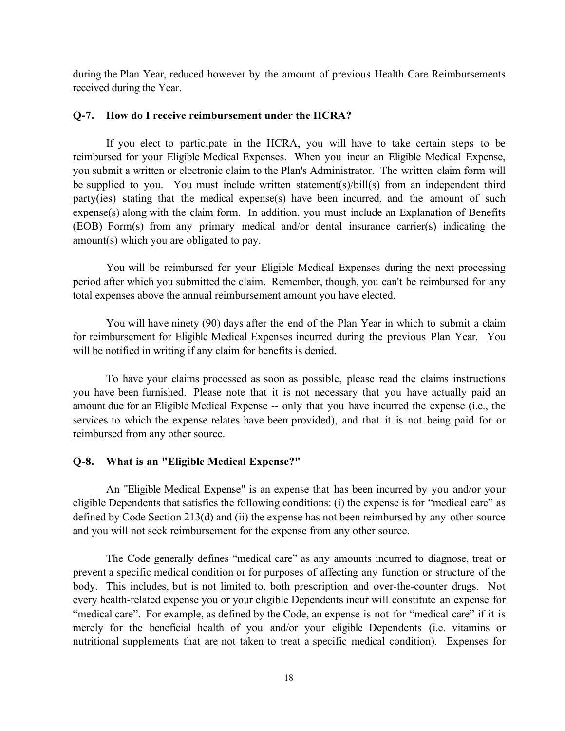during the Plan Year, reduced however by the amount of previous Health Care Reimbursements received during the Year.

### Q-7. How do I receive reimbursement under the HCRA?

If you elect to participate in the HCRA, you will have to take certain steps to be reimbursed for your Eligible Medical Expenses. When you incur an Eligible Medical Expense, you submit a written or electronic claim to the Plan's Administrator. The written claim form will be supplied to you. You must include written statement(s)/bill(s) from an independent third party(ies) stating that the medical expense(s) have been incurred, and the amount of such expense(s) along with the claim form. In addition, you must include an Explanation of Benefits (EOB) Form(s) from any primary medical and/or dental insurance carrier(s) indicating the amount(s) which you are obligated to pay.

You will be reimbursed for your Eligible Medical Expenses during the next processing period after which you submitted the claim. Remember, though, you can't be reimbursed for any total expenses above the annual reimbursement amount you have elected.

You will have ninety (90) days after the end of the Plan Year in which to submit a claim for reimbursement for Eligible Medical Expenses incurred during the previous Plan Year. You will be notified in writing if any claim for benefits is denied.

To have your claims processed as soon as possible, please read the claims instructions you have been furnished. Please note that it is <u>not</u> necessary that you have actually paid an amount due for an Eligible Medical Expense -- only that you have <u>incurred</u> the expense (i.e., the services to which the expense relates have been provided), and that it is not being paid for or reimbursed from any other source.

### Q-8. What is an "Eligible Medical Expense?"

An "Eligible Medical Expense" is an expense that has been incurred by you and/or your eligible Dependents that satisfies the following conditions: (i) the expense is for "medical care" as defined by Code Section 213(d) and (ii) the expense has not been reimbursed by any other source and you will not seek reimbursement for the expense from any other source.

The Code generally defines "medical care" as any amounts incurred to diagnose, treat or prevent a specific medical condition or for purposes of affecting any function or structure of the body. This includes, but is not limited to, both prescription and over-the-counter drugs. Not every health-related expense you or your eligible Dependents incur will constitute an expense for "medical care". For example, as defined by the Code, an expense is not for "medical care" if it is merely for the beneficial health of you and/or your eligible Dependents (i.e. vitamins or nutritional supplements that are not taken to treat a specific medical condition). Expenses for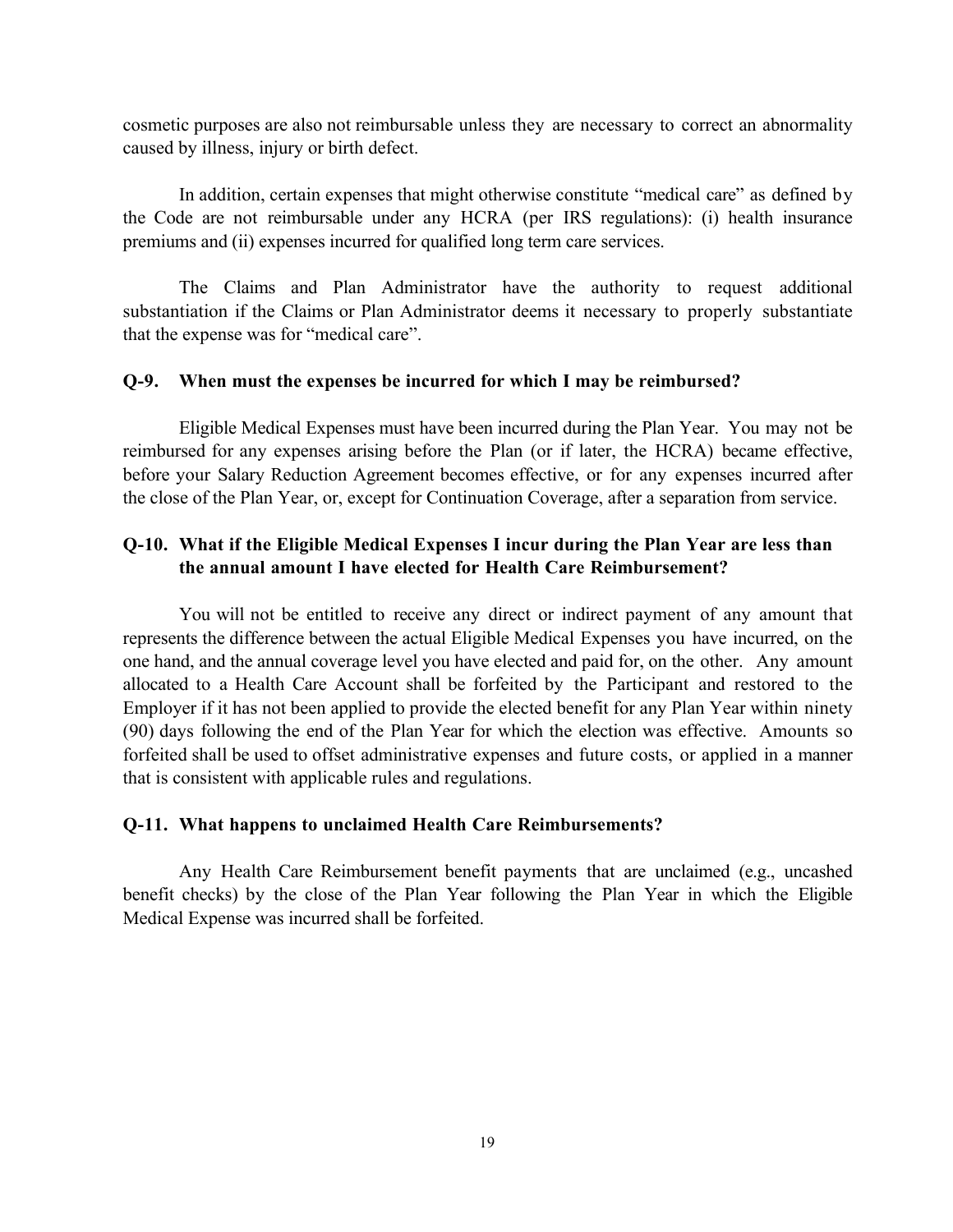cosmetic purposes are also not reimbursable unless they are necessary to correct an abnormality caused by illness, injury or birth defect.

In addition, certain expenses that might otherwise constitute "medical care" as defined by the Code are not reimbursable under any HCRA (per IRS regulations): (i) health insurance premiums and (ii) expenses incurred for qualified long term care services.

The Claims and Plan Administrator have the authority to request additional substantiation if the Claims or Plan Administrator deems it necessary to properly substantiate that the expense was for "medical care".

### Q-9. When must the expenses be incurred for which I may be reimbursed?

Eligible Medical Expenses must have been incurred during the Plan Year. You may not be reimbursed for any expenses arising before the Plan (or if later, the HCRA) became effective, before your Salary Reduction Agreement becomes effective, or for any expenses incurred after the close of the Plan Year, or, except for Continuation Coverage, after a separation from service.

### Q-10. What if the Eligible Medical Expenses I incur during the Plan Year are less than the annual amount I have elected for Health Care Reimbursement?

You will not be entitled to receive any direct or indirect payment of any amount that represents the difference between the actual Eligible Medical Expenses you have incurred, on the one hand, and the annual coverage level you have elected and paid for, on the other. Any amount allocated to a Health Care Account shall be forfeited by the Participant and restored to the Employer if it has not been applied to provide the elected benefit for any Plan Year within ninety (90) days following the end of the Plan Year for which the election was effective. Amounts so forfeited shall be used to offset administrative expenses and future costs, or applied in a manner that is consistent with applicable rules and regulations.

### Q-11. What happens to unclaimed Health Care Reimbursements?

Any Health Care Reimbursement benefit payments that are unclaimed (e.g., uncashed benefit checks) by the close of the Plan Year following the Plan Year in which the Eligible Medical Expense was incurred shall be forfeited.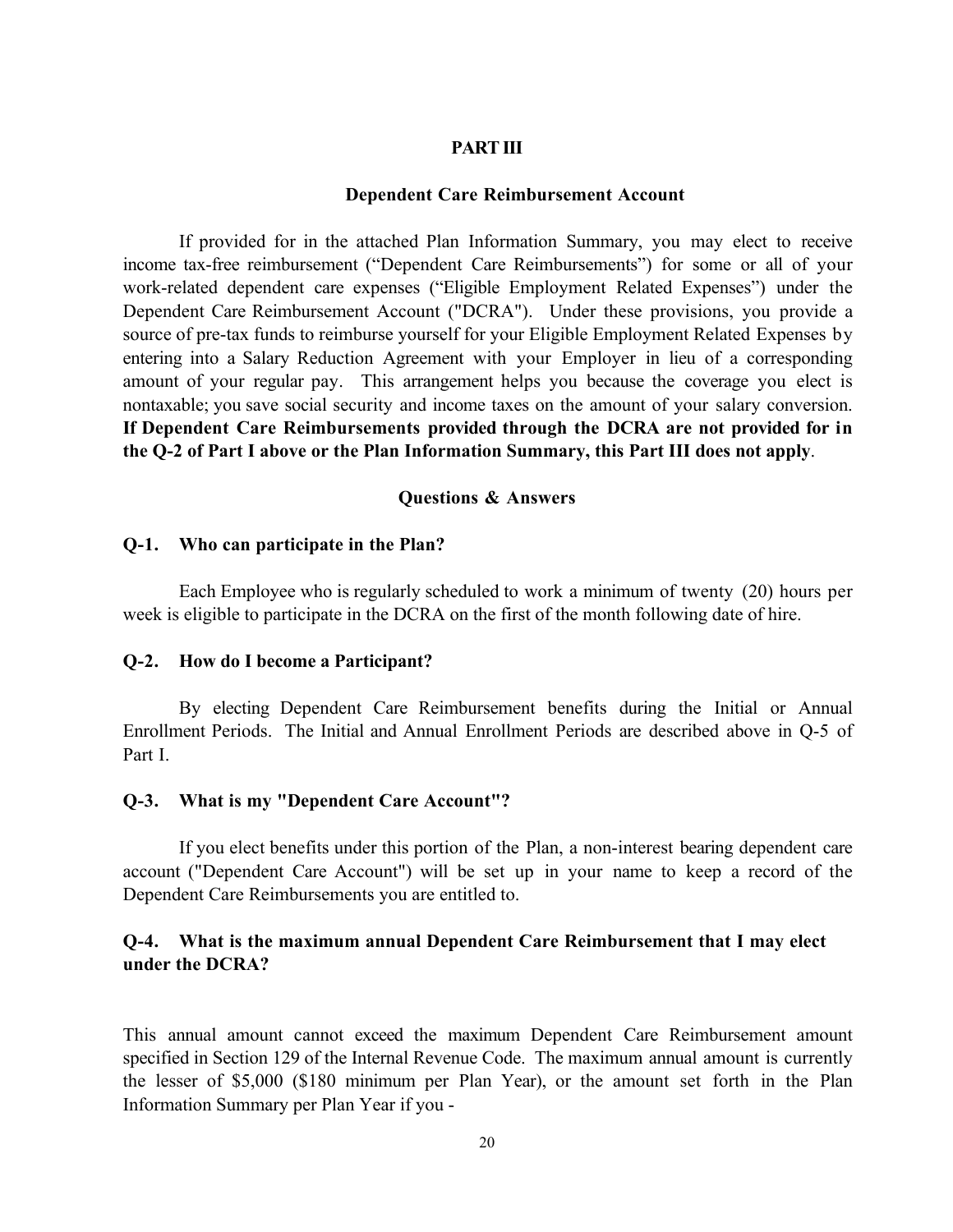## PART III

### Dependent Care Reimbursement Account

If provided for in the attached Plan Information Summary, you may elect to receive income tax-free reimbursement ("Dependent Care Reimbursements") for some or all of your work-related dependent care expenses ("Eligible Employment Related Expenses") under the Dependent Care Reimbursement Account ("DCRA"). Under these provisions, you provide a source of pre-tax funds to reimburse yourself for your Eligible Employment Related Expenses by entering into a Salary Reduction Agreement with your Employer in lieu of a corresponding amount of your regular pay. This arrangement helps you because the coverage you elect is nontaxable; you save social security and income taxes on the amount of your salary conversion. **If Dependent Care Reimbursements provided through the DCRA are not provided for in the Q-2 of Part I above or the Plan Information Summary, this Part III does not apply**.

### Questions & Answers

**Q-1. Who can participate in the Plan?**

Each Employee who is regularly scheduled to work a minimum of twenty (20) hours per week is eligible to participate in the DCRA on the first of the month following date of hire.

**Q-2. How do I become a Participant?**

By electing Dependent Care Reimbursement benefits during the Initial or Annual Enrollment Periods. The Initial and Annual Enrollment Periods are described above in Q-5 of Part I.

**Q-3. What is my "Dependent Care Account"?**

If you elect benefits under this portion of the Plan, a non-interest bearing dependent care account ("Dependent Care Account") will be set up in your name to keep a record of the Dependent Care Reimbursements you are entitled to.

**Q-4. What is the maximum annual Dependent Care Reimbursement that I may elect under the DCRA?**

This annual amount cannot exceed the maximum Dependent Care Reimbursement amount specified in Section 129 of the Internal Revenue Code. The maximum annual amount is currently the lesser of $5,000 ($180 minimum per Plan Year), or the amount set forth in the Plan Information Summary per Plan Year if you -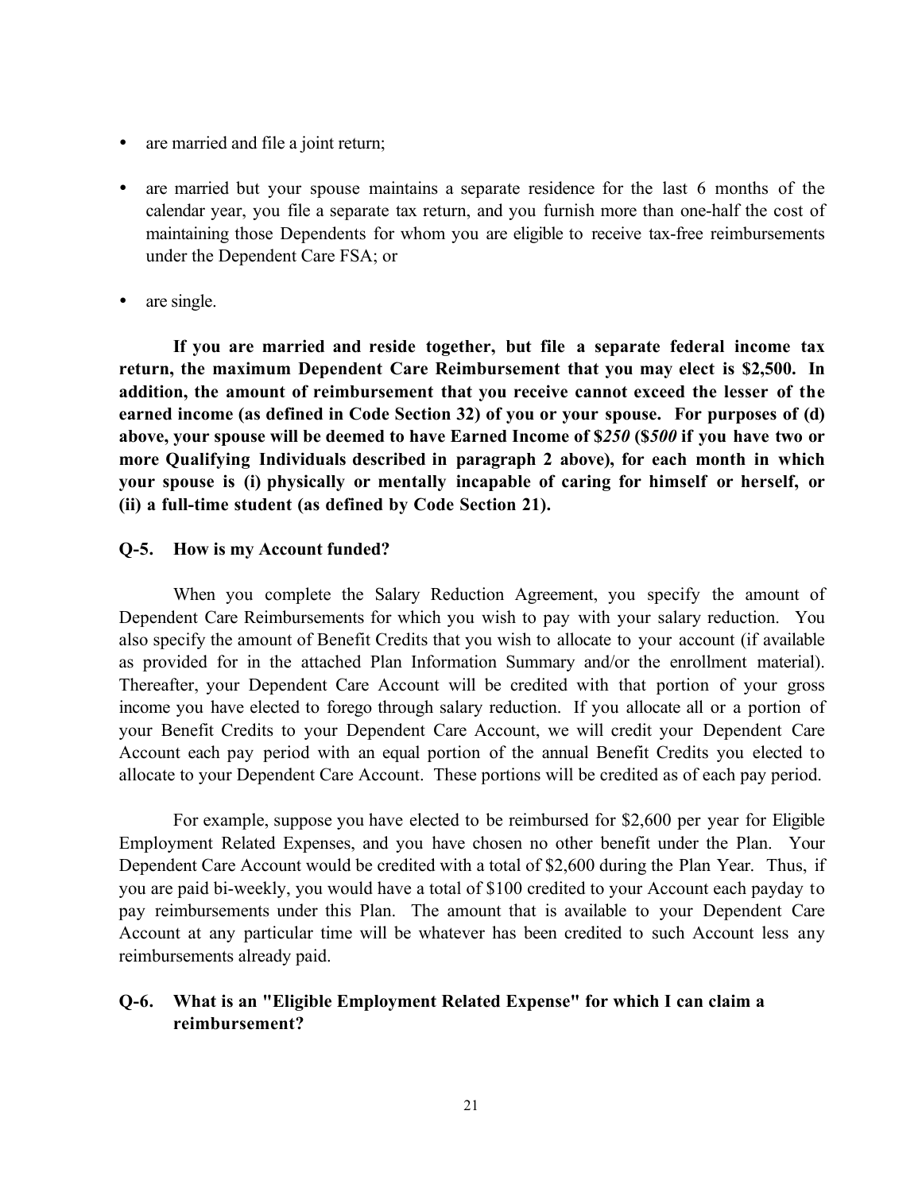- are married and file a joint return;
- are married but your spouse maintains a separate residence for the last 6 months of the calendar year, you file a separate tax return, and you furnish more than one-half the cost of maintaining those Dependents for whom you are eligible to receive tax-free reimbursements under the Dependent Care FSA; or
- are single.

**If you are married and reside together, but file a separate federal income tax return, the maximum Dependent Care Reimbursement that you may elect is $2,500. In addition, the amount of reimbursement that you receive cannot exceed the lesser of the earned income (as defined in Code Section 32) of you or your spouse. For purposes of (d) above, your spouse will be deemed to have Earned Income of $*250* ($*500* if you have two or more Qualifying Individuals described in paragraph 2 above), for each month in which your spouse is (i) physically or mentally incapable of caring for himself or herself, or (ii) a full-time student (as defined by Code Section 21).**

### Q-5. How is my Account funded?

When you complete the Salary Reduction Agreement, you specify the amount of Dependent Care Reimbursements for which you wish to pay with your salary reduction. You also specify the amount of Benefit Credits that you wish to allocate to your account (if available as provided for in the attached Plan Information Summary and/or the enrollment material). Thereafter, your Dependent Care Account will be credited with that portion of your gross income you have elected to forego through salary reduction. If you allocate all or a portion of your Benefit Credits to your Dependent Care Account, we will credit your Dependent Care Account each pay period with an equal portion of the annual Benefit Credits you elected to allocate to your Dependent Care Account. These portions will be credited as of each pay period.

For example, suppose you have elected to be reimbursed for $2,600 per year for Eligible Employment Related Expenses, and you have chosen no other benefit under the Plan. Your Dependent Care Account would be credited with a total of $2,600 during the Plan Year. Thus, if you are paid bi-weekly, you would have a total of $100 credited to your Account each payday to pay reimbursements under this Plan. The amount that is available to your Dependent Care Account at any particular time will be whatever has been credited to such Account less any reimbursements already paid.

### Q-6. What is an "Eligible Employment Related Expense" for which I can claim a reimbursement?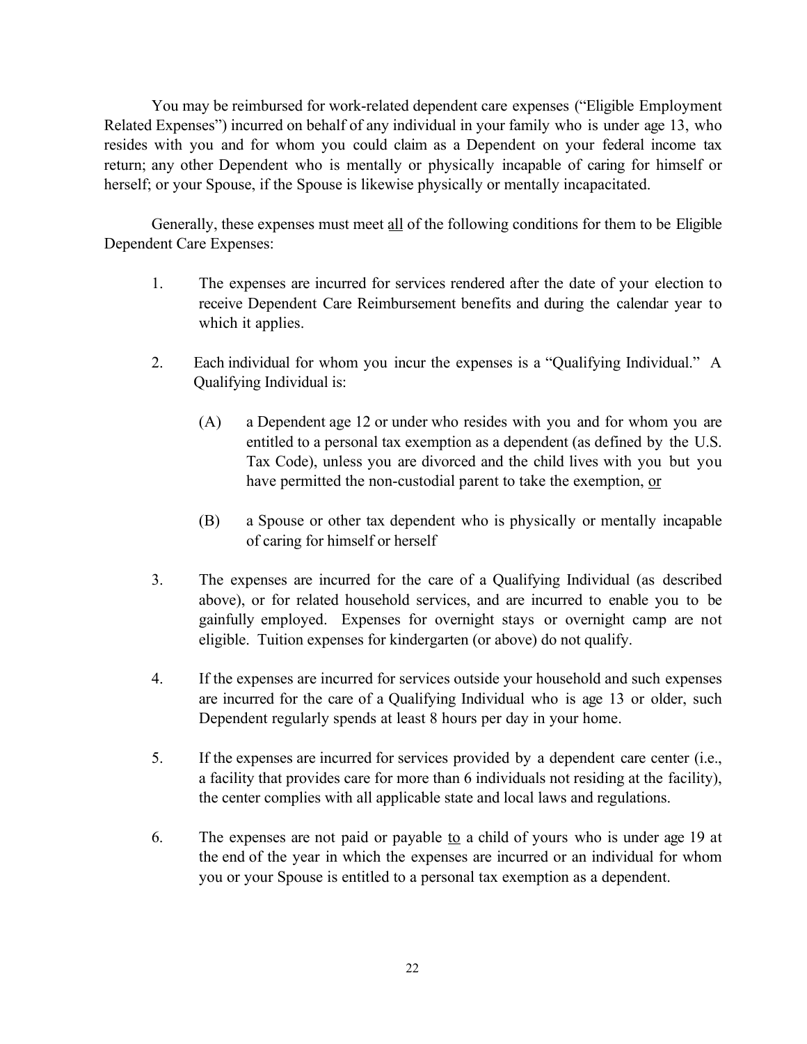You may be reimbursed for work-related dependent care expenses ("Eligible Employment Related Expenses") incurred on behalf of any individual in your family who is under age 13, who resides with you and for whom you could claim as a Dependent on your federal income tax return; any other Dependent who is mentally or physically incapable of caring for himself or herself; or your Spouse, if the Spouse is likewise physically or mentally incapacitated.

Generally, these expenses must meet <u>all</u> of the following conditions for them to be Eligible Dependent Care Expenses:

1. The expenses are incurred for services rendered after the date of your election to receive Dependent Care Reimbursement benefits and during the calendar year to which it applies.

2. Each individual for whom you incur the expenses is a "Qualifying Individual." A Qualifying Individual is:

   (A) a Dependent age 12 or under who resides with you and for whom you are entitled to a personal tax exemption as a dependent (as defined by the U.S. Tax Code), unless you are divorced and the child lives with you but you have permitted the non-custodial parent to take the exemption, <u>or</u>

   (B) a Spouse or other tax dependent who is physically or mentally incapable of caring for himself or herself

3. The expenses are incurred for the care of a Qualifying Individual (as described above), or for related household services, and are incurred to enable you to be gainfully employed. Expenses for overnight stays or overnight camp are not eligible. Tuition expenses for kindergarten (or above) do not qualify.

4. If the expenses are incurred for services outside your household and such expenses are incurred for the care of a Qualifying Individual who is age 13 or older, such Dependent regularly spends at least 8 hours per day in your home.

5. If the expenses are incurred for services provided by a dependent care center (i.e., a facility that provides care for more than 6 individuals not residing at the facility), the center complies with all applicable state and local laws and regulations.

6. The expenses are not paid or payable <u>to</u> a child of yours who is under age 19 at the end of the year in which the expenses are incurred or an individual for whom you or your Spouse is entitled to a personal tax exemption as a dependent.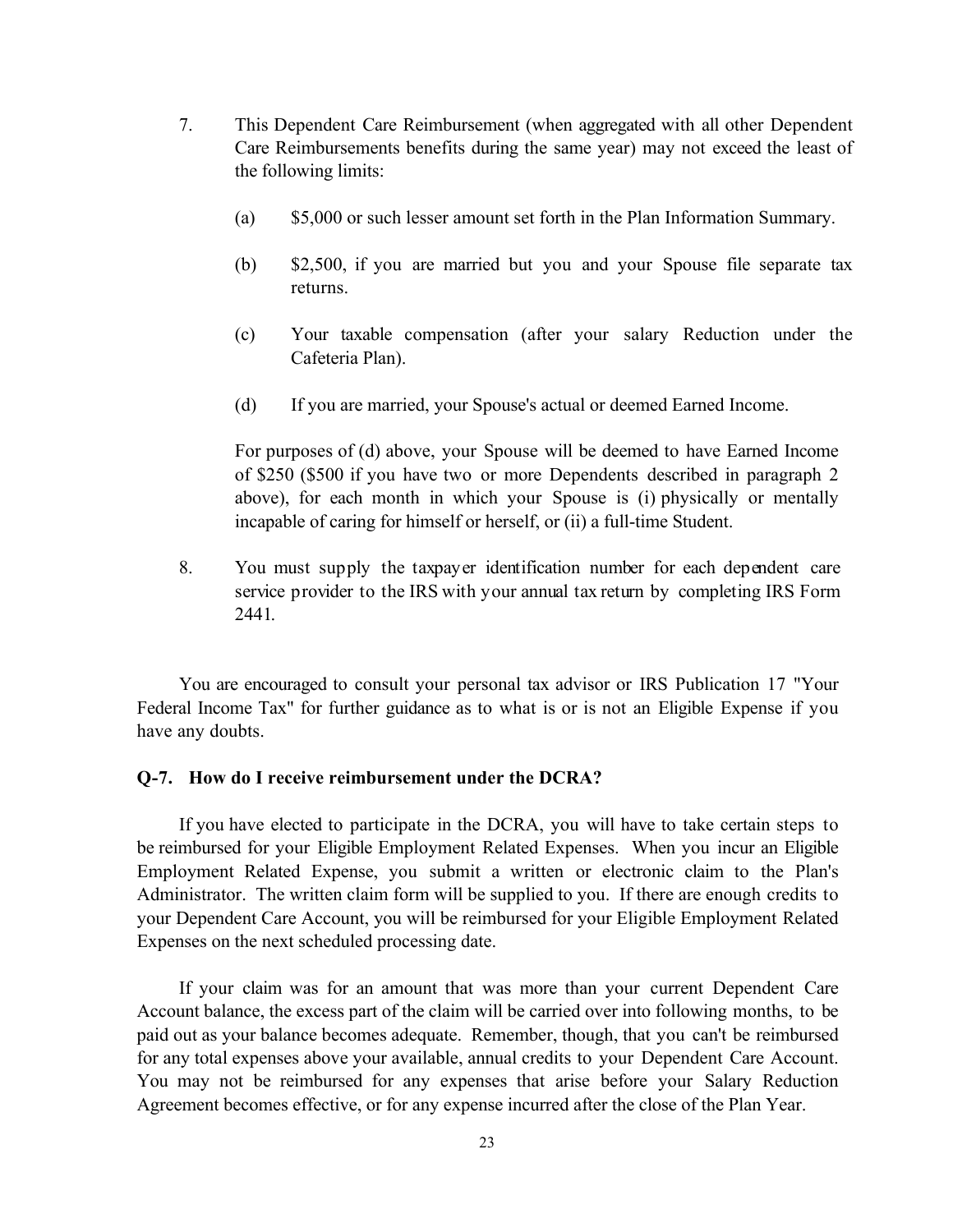7. This Dependent Care Reimbursement (when aggregated with all other Dependent Care Reimbursements benefits during the same year) may not exceed the least of the following limits:

   (a) $5,000 or such lesser amount set forth in the Plan Information Summary.

   (b) $2,500, if you are married but you and your Spouse file separate tax returns.

   (c) Your taxable compensation (after your salary Reduction under the Cafeteria Plan).

   (d) If you are married, your Spouse's actual or deemed Earned Income.

   For purposes of (d) above, your Spouse will be deemed to have Earned Income of $250 ($500 if you have two or more Dependents described in paragraph 2 above), for each month in which your Spouse is (i) physically or mentally incapable of caring for himself or herself, or (ii) a full-time Student.

8. You must supply the taxpayer identification number for each dependent care service provider to the IRS with your annual tax return by completing IRS Form 2441.

You are encouraged to consult your personal tax advisor or IRS Publication 17 "Your Federal Income Tax" for further guidance as to what is or is not an Eligible Expense if you have any doubts.

**Q-7. How do I receive reimbursement under the DCRA?**

If you have elected to participate in the DCRA, you will have to take certain steps to be reimbursed for your Eligible Employment Related Expenses. When you incur an Eligible Employment Related Expense, you submit a written or electronic claim to the Plan's Administrator. The written claim form will be supplied to you. If there are enough credits to your Dependent Care Account, you will be reimbursed for your Eligible Employment Related Expenses on the next scheduled processing date.

If your claim was for an amount that was more than your current Dependent Care Account balance, the excess part of the claim will be carried over into following months, to be paid out as your balance becomes adequate. Remember, though, that you can't be reimbursed for any total expenses above your available, annual credits to your Dependent Care Account. You may not be reimbursed for any expenses that arise before your Salary Reduction Agreement becomes effective, or for any expense incurred after the close of the Plan Year.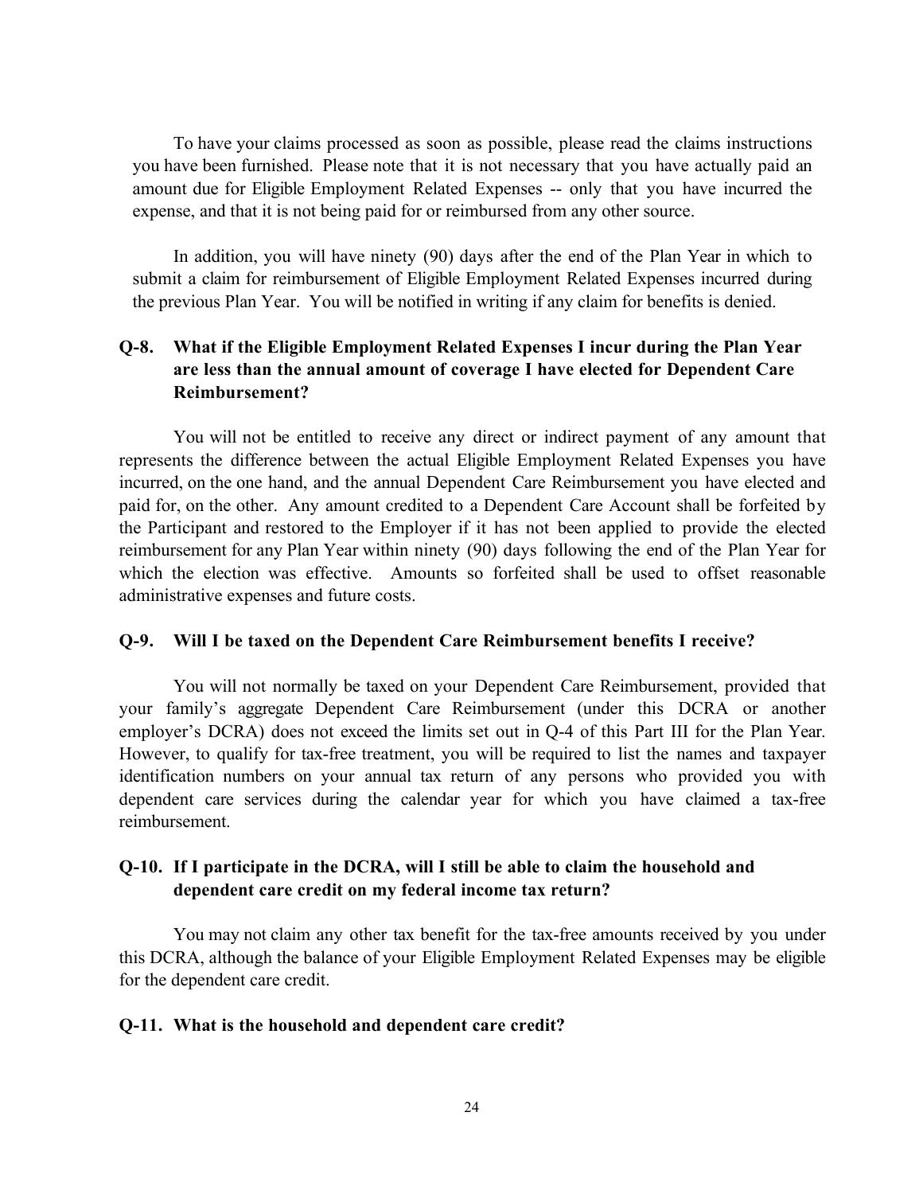To have your claims processed as soon as possible, please read the claims instructions you have been furnished. Please note that it is not necessary that you have actually paid an amount due for Eligible Employment Related Expenses -- only that you have incurred the expense, and that it is not being paid for or reimbursed from any other source.

In addition, you will have ninety (90) days after the end of the Plan Year in which to submit a claim for reimbursement of Eligible Employment Related Expenses incurred during the previous Plan Year. You will be notified in writing if any claim for benefits is denied.

### Q-8. What if the Eligible Employment Related Expenses I incur during the Plan Year are less than the annual amount of coverage I have elected for Dependent Care Reimbursement?

You will not be entitled to receive any direct or indirect payment of any amount that represents the difference between the actual Eligible Employment Related Expenses you have incurred, on the one hand, and the annual Dependent Care Reimbursement you have elected and paid for, on the other. Any amount credited to a Dependent Care Account shall be forfeited by the Participant and restored to the Employer if it has not been applied to provide the elected reimbursement for any Plan Year within ninety (90) days following the end of the Plan Year for which the election was effective. Amounts so forfeited shall be used to offset reasonable administrative expenses and future costs.

### Q-9. Will I be taxed on the Dependent Care Reimbursement benefits I receive?

You will not normally be taxed on your Dependent Care Reimbursement, provided that your family's aggregate Dependent Care Reimbursement (under this DCRA or another employer's DCRA) does not exceed the limits set out in Q-4 of this Part III for the Plan Year. However, to qualify for tax-free treatment, you will be required to list the names and taxpayer identification numbers on your annual tax return of any persons who provided you with dependent care services during the calendar year for which you have claimed a tax-free reimbursement.

### Q-10. If I participate in the DCRA, will I still be able to claim the household and dependent care credit on my federal income tax return?

You may not claim any other tax benefit for the tax-free amounts received by you under this DCRA, although the balance of your Eligible Employment Related Expenses may be eligible for the dependent care credit.

### Q-11. What is the household and dependent care credit?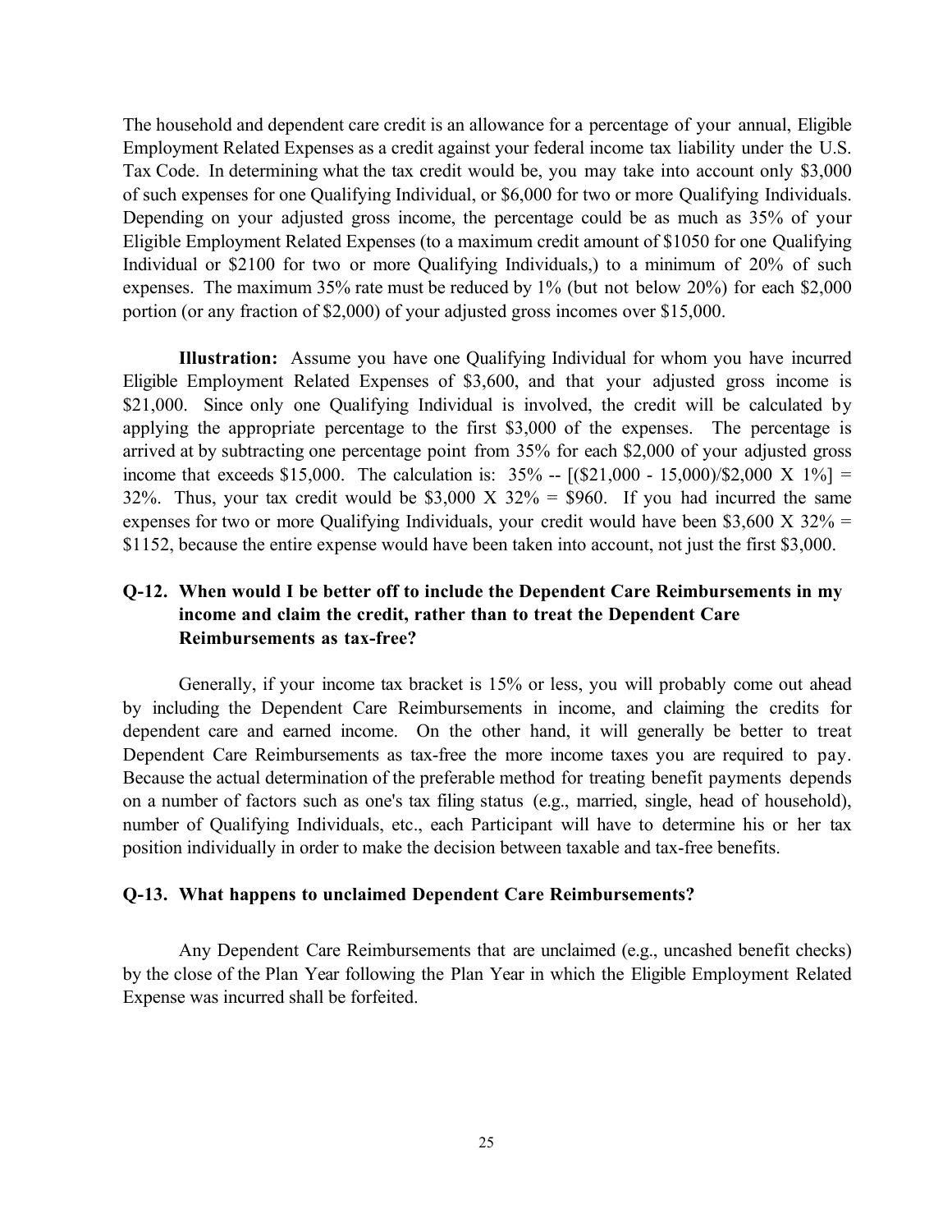The household and dependent care credit is an allowance for a percentage of your annual, Eligible Employment Related Expenses as a credit against your federal income tax liability under the U.S. Tax Code. In determining what the tax credit would be, you may take into account only $3,000 of such expenses for one Qualifying Individual, or $6,000 for two or more Qualifying Individuals. Depending on your adjusted gross income, the percentage could be as much as 35% of your Eligible Employment Related Expenses (to a maximum credit amount of $1050 for one Qualifying Individual or $2100 for two or more Qualifying Individuals,) to a minimum of 20% of such expenses. The maximum 35% rate must be reduced by 1% (but not below 20%) for each $2,000 portion (or any fraction of $2,000) of your adjusted gross incomes over $15,000.

**Illustration:** Assume you have one Qualifying Individual for whom you have incurred Eligible Employment Related Expenses of $3,600, and that your adjusted gross income is $21,000. Since only one Qualifying Individual is involved, the credit will be calculated by applying the appropriate percentage to the first $3,000 of the expenses. The percentage is arrived at by subtracting one percentage point from 35% for each $2,000 of your adjusted gross income that exceeds $15,000. The calculation is: 35% -- [($21,000 - 15,000)/$2,000 X 1%] = 32%. Thus, your tax credit would be $3,000 X 32% = $960. If you had incurred the same expenses for two or more Qualifying Individuals, your credit would have been $3,600 X 32% = $1152, because the entire expense would have been taken into account, not just the first $3,000.

### Q-12. When would I be better off to include the Dependent Care Reimbursements in my income and claim the credit, rather than to treat the Dependent Care Reimbursements as tax-free?

Generally, if your income tax bracket is 15% or less, you will probably come out ahead by including the Dependent Care Reimbursements in income, and claiming the credits for dependent care and earned income. On the other hand, it will generally be better to treat Dependent Care Reimbursements as tax-free the more income taxes you are required to pay. Because the actual determination of the preferable method for treating benefit payments depends on a number of factors such as one's tax filing status (e.g., married, single, head of household), number of Qualifying Individuals, etc., each Participant will have to determine his or her tax position individually in order to make the decision between taxable and tax-free benefits.

### Q-13. What happens to unclaimed Dependent Care Reimbursements?

Any Dependent Care Reimbursements that are unclaimed (e.g., uncashed benefit checks) by the close of the Plan Year following the Plan Year in which the Eligible Employment Related Expense was incurred shall be forfeited.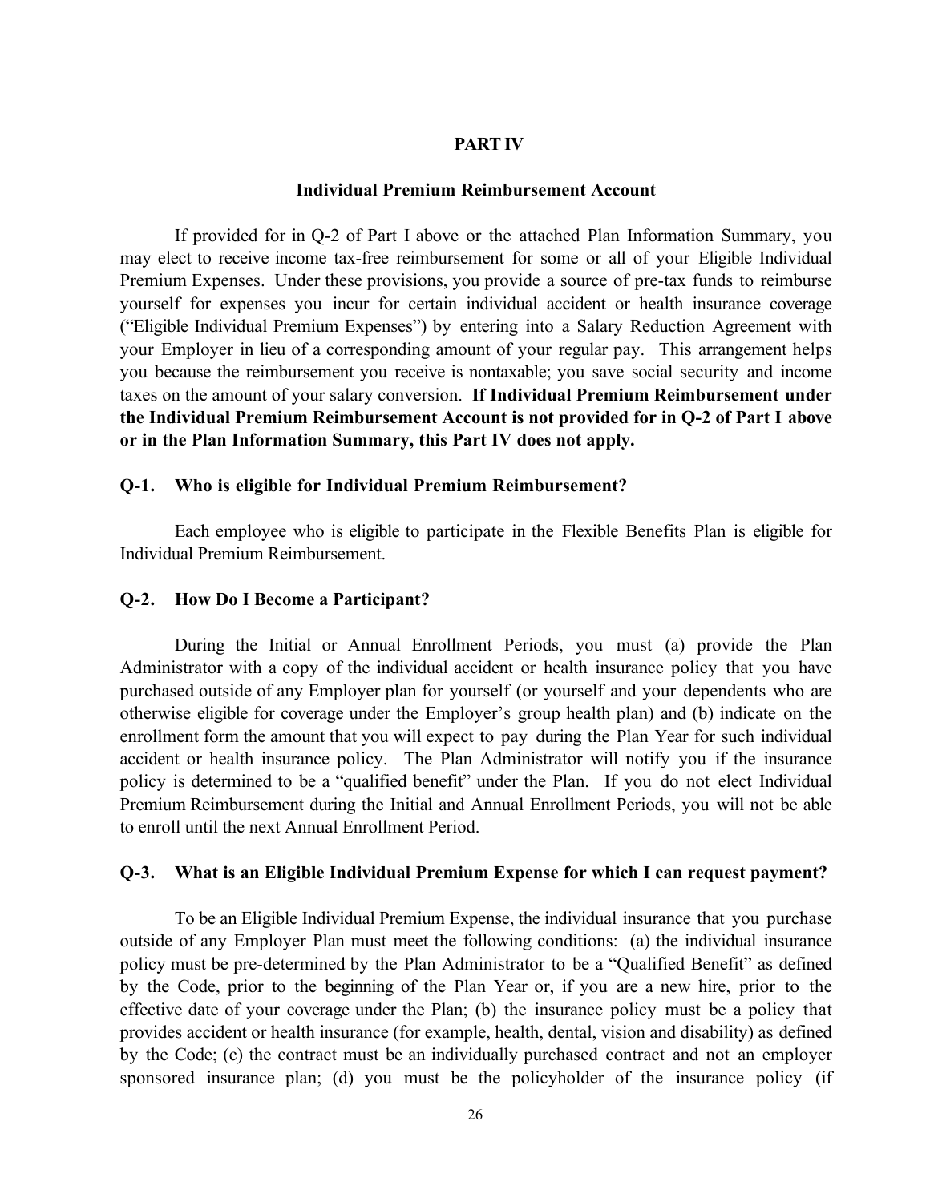## PART IV

### Individual Premium Reimbursement Account

If provided for in Q-2 of Part I above or the attached Plan Information Summary, you may elect to receive income tax-free reimbursement for some or all of your Eligible Individual Premium Expenses. Under these provisions, you provide a source of pre-tax funds to reimburse yourself for expenses you incur for certain individual accident or health insurance coverage ("Eligible Individual Premium Expenses") by entering into a Salary Reduction Agreement with your Employer in lieu of a corresponding amount of your regular pay. This arrangement helps you because the reimbursement you receive is nontaxable; you save social security and income taxes on the amount of your salary conversion. **If Individual Premium Reimbursement under the Individual Premium Reimbursement Account is not provided for in Q-2 of Part I above or in the Plan Information Summary, this Part IV does not apply.**

**Q-1. Who is eligible for Individual Premium Reimbursement?**

Each employee who is eligible to participate in the Flexible Benefits Plan is eligible for Individual Premium Reimbursement.

**Q-2. How Do I Become a Participant?**

During the Initial or Annual Enrollment Periods, you must (a) provide the Plan Administrator with a copy of the individual accident or health insurance policy that you have purchased outside of any Employer plan for yourself (or yourself and your dependents who are otherwise eligible for coverage under the Employer's group health plan) and (b) indicate on the enrollment form the amount that you will expect to pay during the Plan Year for such individual accident or health insurance policy. The Plan Administrator will notify you if the insurance policy is determined to be a "qualified benefit" under the Plan. If you do not elect Individual Premium Reimbursement during the Initial and Annual Enrollment Periods, you will not be able to enroll until the next Annual Enrollment Period.

**Q-3. What is an Eligible Individual Premium Expense for which I can request payment?**

To be an Eligible Individual Premium Expense, the individual insurance that you purchase outside of any Employer Plan must meet the following conditions: (a) the individual insurance policy must be pre-determined by the Plan Administrator to be a "Qualified Benefit" as defined by the Code, prior to the beginning of the Plan Year or, if you are a new hire, prior to the effective date of your coverage under the Plan; (b) the insurance policy must be a policy that provides accident or health insurance (for example, health, dental, vision and disability) as defined by the Code; (c) the contract must be an individually purchased contract and not an employer sponsored insurance plan; (d) you must be the policyholder of the insurance policy (if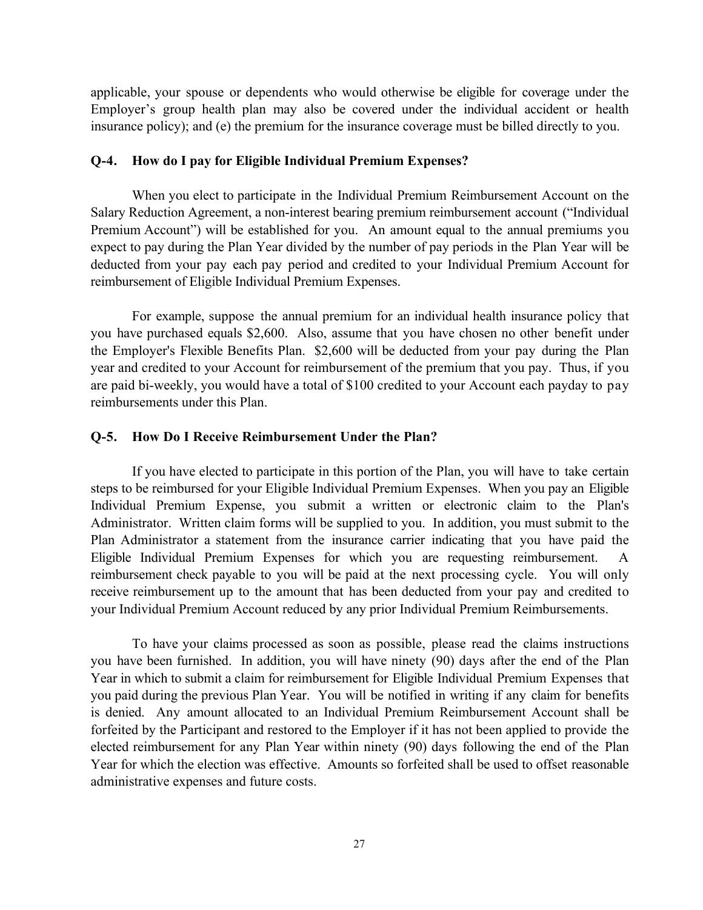applicable, your spouse or dependents who would otherwise be eligible for coverage under the Employer's group health plan may also be covered under the individual accident or health insurance policy); and (e) the premium for the insurance coverage must be billed directly to you.

### Q-4. How do I pay for Eligible Individual Premium Expenses?

When you elect to participate in the Individual Premium Reimbursement Account on the Salary Reduction Agreement, a non-interest bearing premium reimbursement account ("Individual Premium Account") will be established for you. An amount equal to the annual premiums you expect to pay during the Plan Year divided by the number of pay periods in the Plan Year will be deducted from your pay each pay period and credited to your Individual Premium Account for reimbursement of Eligible Individual Premium Expenses.

For example, suppose the annual premium for an individual health insurance policy that you have purchased equals $2,600. Also, assume that you have chosen no other benefit under the Employer's Flexible Benefits Plan. $2,600 will be deducted from your pay during the Plan year and credited to your Account for reimbursement of the premium that you pay. Thus, if you are paid bi-weekly, you would have a total of $100 credited to your Account each payday to pay reimbursements under this Plan.

### Q-5. How Do I Receive Reimbursement Under the Plan?

If you have elected to participate in this portion of the Plan, you will have to take certain steps to be reimbursed for your Eligible Individual Premium Expenses. When you pay an Eligible Individual Premium Expense, you submit a written or electronic claim to the Plan's Administrator. Written claim forms will be supplied to you. In addition, you must submit to the Plan Administrator a statement from the insurance carrier indicating that you have paid the Eligible Individual Premium Expenses for which you are requesting reimbursement. A reimbursement check payable to you will be paid at the next processing cycle. You will only receive reimbursement up to the amount that has been deducted from your pay and credited to your Individual Premium Account reduced by any prior Individual Premium Reimbursements.

To have your claims processed as soon as possible, please read the claims instructions you have been furnished. In addition, you will have ninety (90) days after the end of the Plan Year in which to submit a claim for reimbursement for Eligible Individual Premium Expenses that you paid during the previous Plan Year. You will be notified in writing if any claim for benefits is denied. Any amount allocated to an Individual Premium Reimbursement Account shall be forfeited by the Participant and restored to the Employer if it has not been applied to provide the elected reimbursement for any Plan Year within ninety (90) days following the end of the Plan Year for which the election was effective. Amounts so forfeited shall be used to offset reasonable administrative expenses and future costs.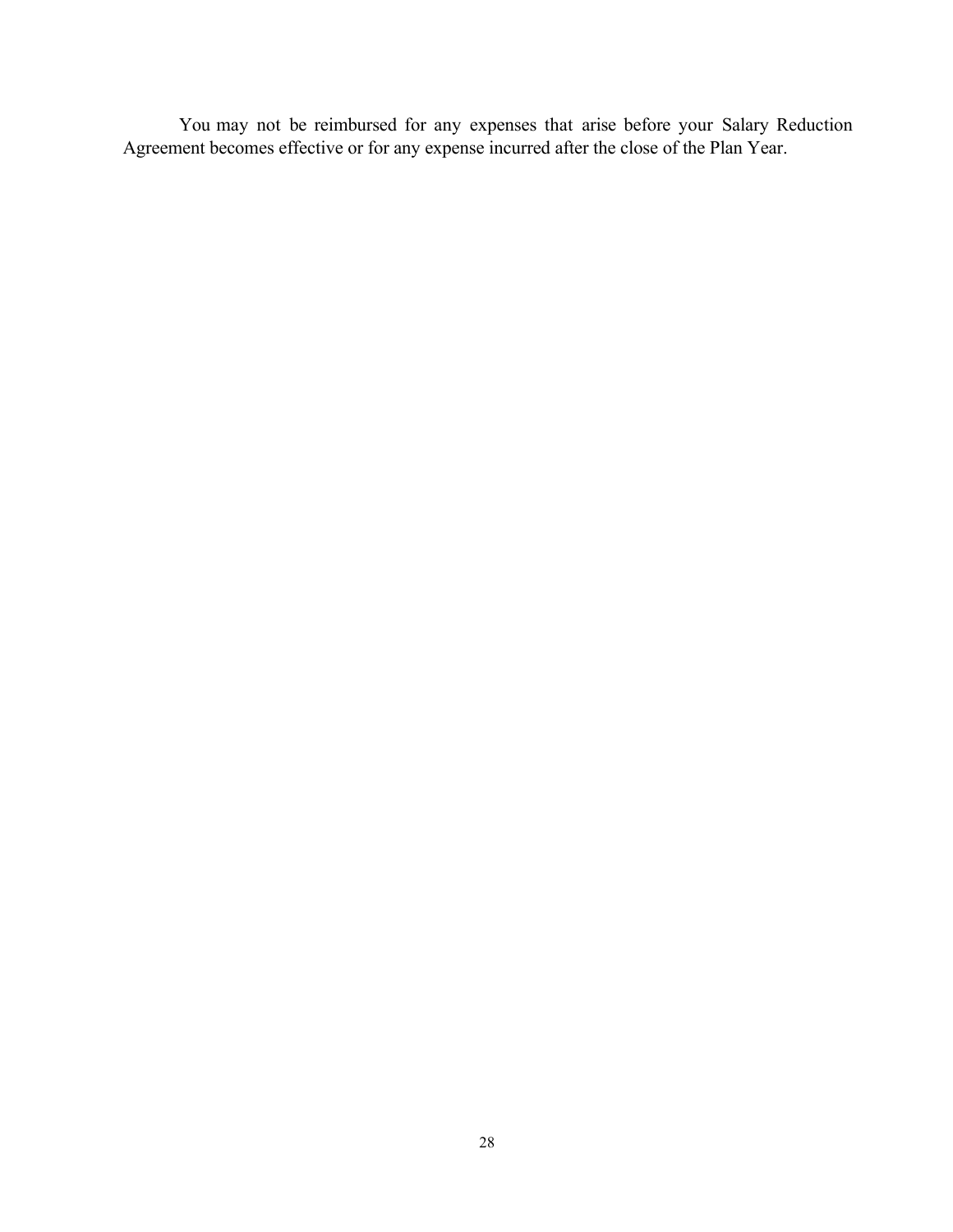You may not be reimbursed for any expenses that arise before your Salary Reduction Agreement becomes effective or for any expense incurred after the close of the Plan Year.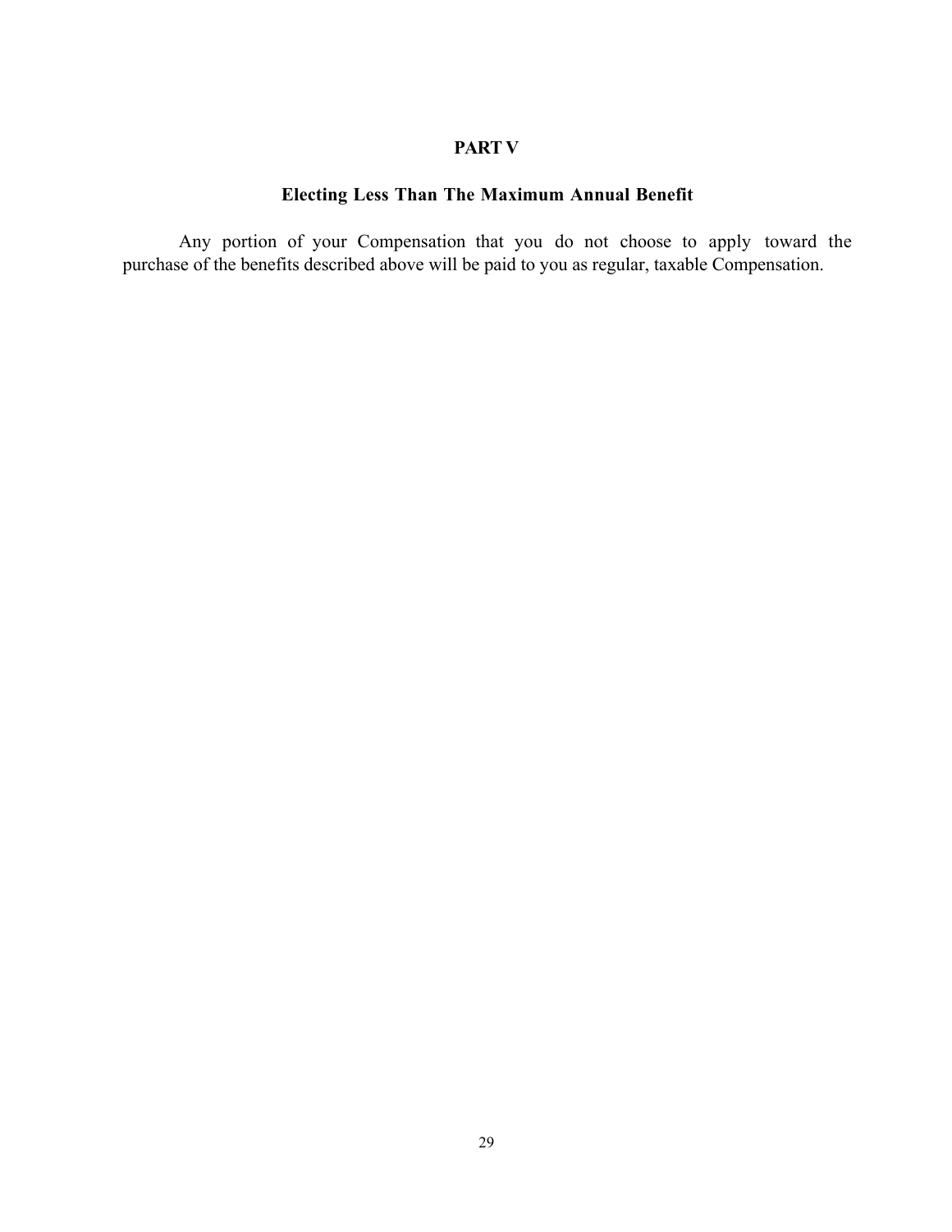## PART V

### Electing Less Than The Maximum Annual Benefit

Any portion of your Compensation that you do not choose to apply toward the purchase of the benefits described above will be paid to you as regular, taxable Compensation.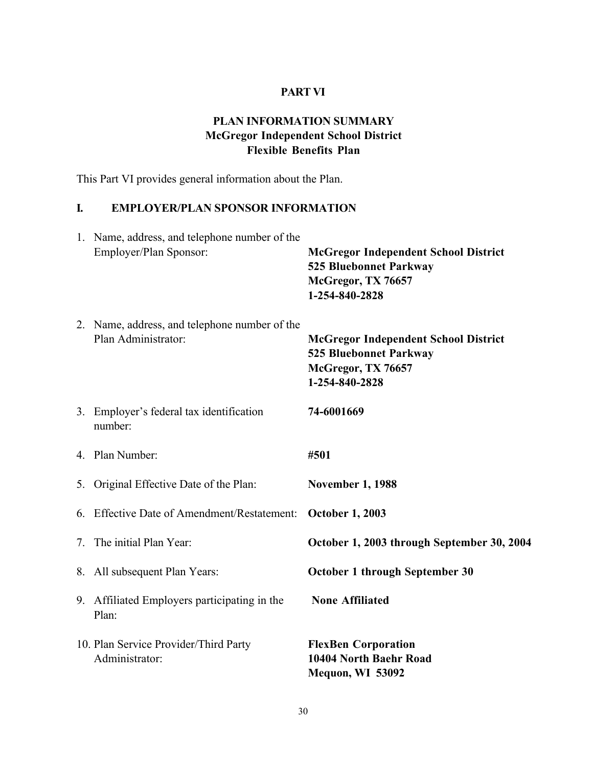# PART VI

## PLAN INFORMATION SUMMARY
## McGregor Independent School District
## Flexible Benefits Plan

This Part VI provides general information about the Plan.

### I. EMPLOYER/PLAN SPONSOR INFORMATION

| | |
|---|---|
| 1. Name, address, and telephone number of the Employer/Plan Sponsor: | **McGregor Independent School District**<br>**525 Bluebonnet Parkway**<br>**McGregor, TX 76657**<br>**1-254-840-2828** |
| 2. Name, address, and telephone number of the Plan Administrator: | **McGregor Independent School District**<br>**525 Bluebonnet Parkway**<br>**McGregor, TX 76657**<br>**1-254-840-2828** |
| 3. Employer's federal tax identification number: | **74-6001669** |
| 4. Plan Number: | **#501** |
| 5. Original Effective Date of the Plan: | **November 1, 1988** |
| 6. Effective Date of Amendment/Restatement: | **October 1, 2003** |
| 7. The initial Plan Year: | **October 1, 2003 through September 30, 2004** |
| 8. All subsequent Plan Years: | **October 1 through September 30** |
| 9. Affiliated Employers participating in the Plan: | **None Affiliated** |
| 10. Plan Service Provider/Third Party Administrator: | **FlexBen Corporation**<br>**10404 North Baehr Road**<br>**Mequon, WI 53092** |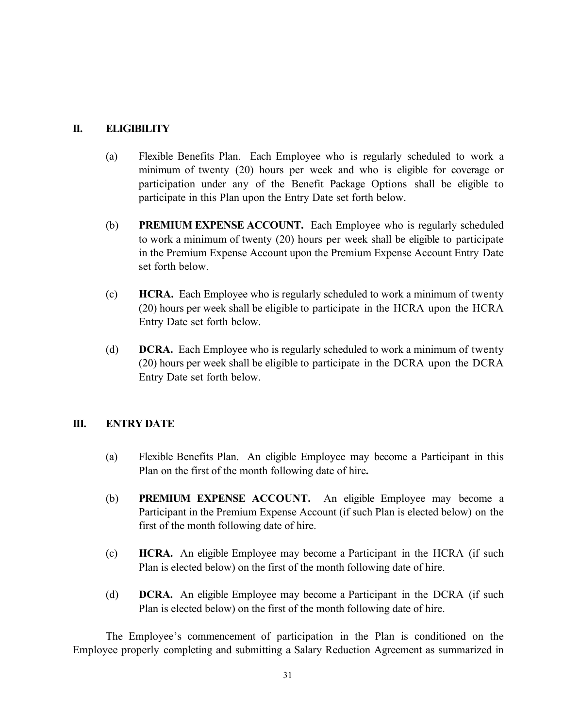## II. ELIGIBILITY

(a) Flexible Benefits Plan. Each Employee who is regularly scheduled to work a minimum of twenty (20) hours per week and who is eligible for coverage or participation under any of the Benefit Package Options shall be eligible to participate in this Plan upon the Entry Date set forth below.

(b) **PREMIUM EXPENSE ACCOUNT.** Each Employee who is regularly scheduled to work a minimum of twenty (20) hours per week shall be eligible to participate in the Premium Expense Account upon the Premium Expense Account Entry Date set forth below.

(c) **HCRA.** Each Employee who is regularly scheduled to work a minimum of twenty (20) hours per week shall be eligible to participate in the HCRA upon the HCRA Entry Date set forth below.

(d) **DCRA.** Each Employee who is regularly scheduled to work a minimum of twenty (20) hours per week shall be eligible to participate in the DCRA upon the DCRA Entry Date set forth below.

## III. ENTRY DATE

(a) Flexible Benefits Plan. An eligible Employee may become a Participant in this Plan on the first of the month following date of hire**.**

(b) **PREMIUM EXPENSE ACCOUNT.** An eligible Employee may become a Participant in the Premium Expense Account (if such Plan is elected below) on the first of the month following date of hire.

(c) **HCRA.** An eligible Employee may become a Participant in the HCRA (if such Plan is elected below) on the first of the month following date of hire.

(d) **DCRA.** An eligible Employee may become a Participant in the DCRA (if such Plan is elected below) on the first of the month following date of hire.

The Employee's commencement of participation in the Plan is conditioned on the Employee properly completing and submitting a Salary Reduction Agreement as summarized in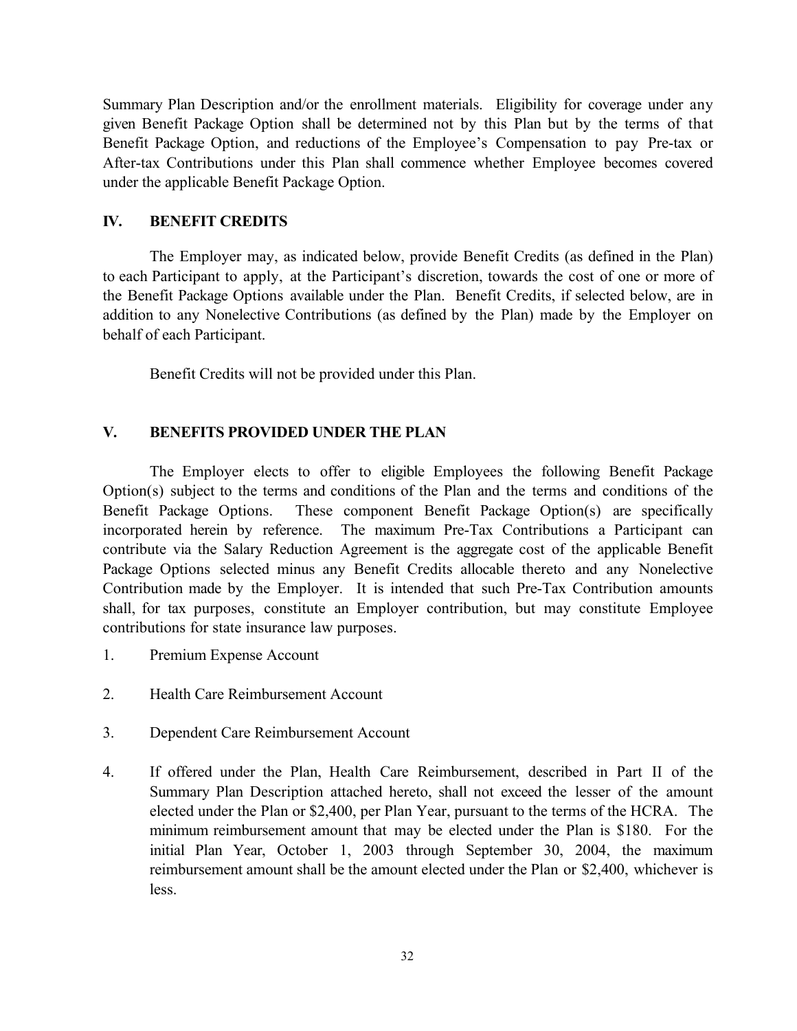Summary Plan Description and/or the enrollment materials. Eligibility for coverage under any given Benefit Package Option shall be determined not by this Plan but by the terms of that Benefit Package Option, and reductions of the Employee's Compensation to pay Pre-tax or After-tax Contributions under this Plan shall commence whether Employee becomes covered under the applicable Benefit Package Option.

## IV. BENEFIT CREDITS

The Employer may, as indicated below, provide Benefit Credits (as defined in the Plan) to each Participant to apply, at the Participant's discretion, towards the cost of one or more of the Benefit Package Options available under the Plan. Benefit Credits, if selected below, are in addition to any Nonelective Contributions (as defined by the Plan) made by the Employer on behalf of each Participant.

Benefit Credits will not be provided under this Plan.

## V. BENEFITS PROVIDED UNDER THE PLAN

The Employer elects to offer to eligible Employees the following Benefit Package Option(s) subject to the terms and conditions of the Plan and the terms and conditions of the Benefit Package Options. These component Benefit Package Option(s) are specifically incorporated herein by reference. The maximum Pre-Tax Contributions a Participant can contribute via the Salary Reduction Agreement is the aggregate cost of the applicable Benefit Package Options selected minus any Benefit Credits allocable thereto and any Nonelective Contribution made by the Employer. It is intended that such Pre-Tax Contribution amounts shall, for tax purposes, constitute an Employer contribution, but may constitute Employee contributions for state insurance law purposes.

1. Premium Expense Account
2. Health Care Reimbursement Account
3. Dependent Care Reimbursement Account
4. If offered under the Plan, Health Care Reimbursement, described in Part II of the Summary Plan Description attached hereto, shall not exceed the lesser of the amount elected under the Plan or $2,400, per Plan Year, pursuant to the terms of the HCRA. The minimum reimbursement amount that may be elected under the Plan is $180. For the initial Plan Year, October 1, 2003 through September 30, 2004, the maximum reimbursement amount shall be the amount elected under the Plan or $2,400, whichever is less.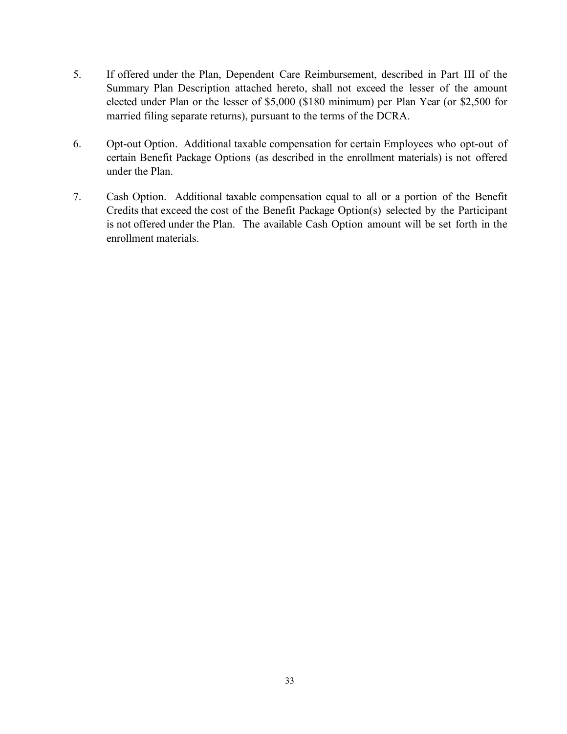5. If offered under the Plan, Dependent Care Reimbursement, described in Part III of the Summary Plan Description attached hereto, shall not exceed the lesser of the amount elected under Plan or the lesser of $5,000 ($180 minimum) per Plan Year (or $2,500 for married filing separate returns), pursuant to the terms of the DCRA.

6. Opt-out Option. Additional taxable compensation for certain Employees who opt-out of certain Benefit Package Options (as described in the enrollment materials) is not offered under the Plan.

7. Cash Option. Additional taxable compensation equal to all or a portion of the Benefit Credits that exceed the cost of the Benefit Package Option(s) selected by the Participant is not offered under the Plan. The available Cash Option amount will be set forth in the enrollment materials.